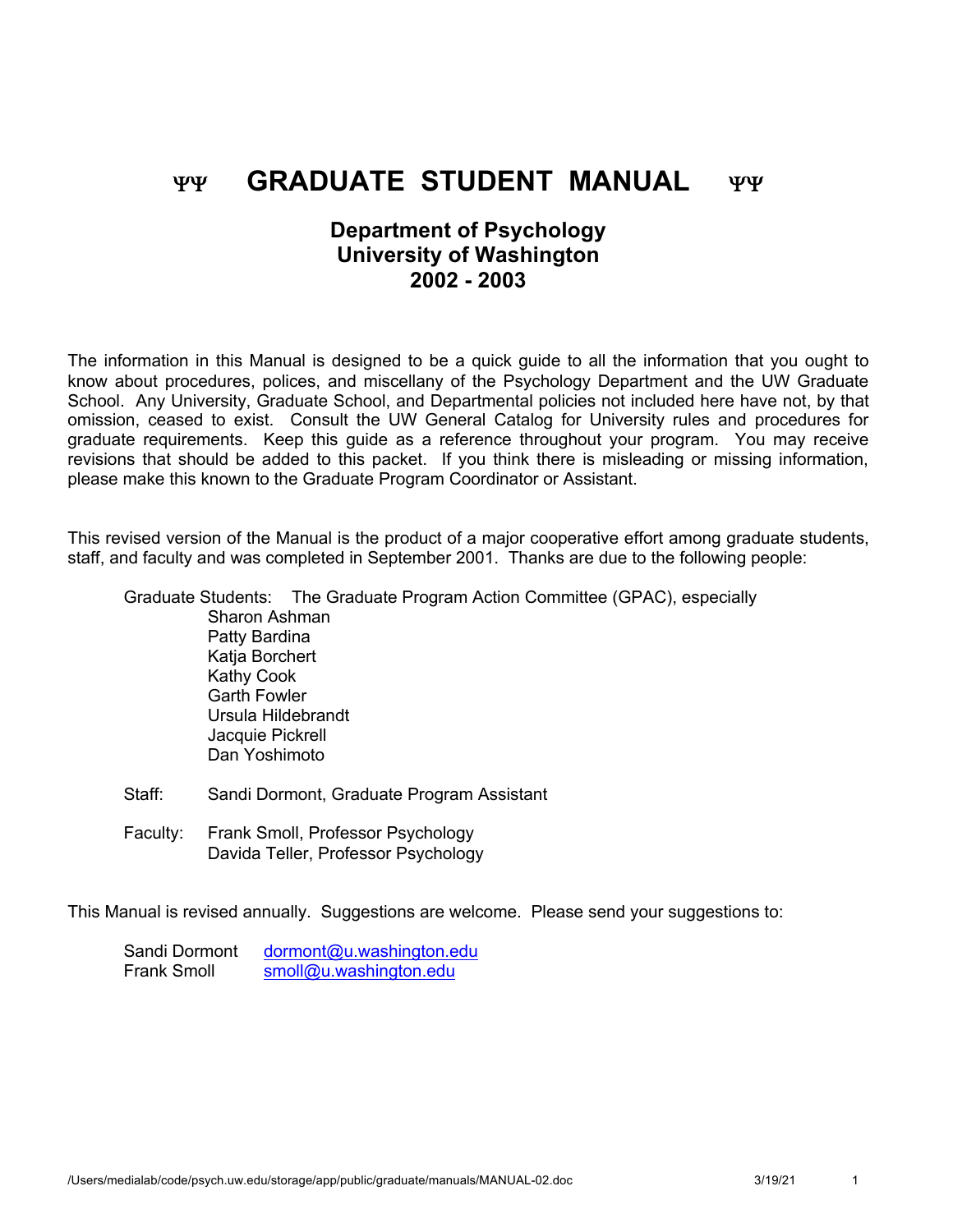# ΨΨ GRADUATE STUDENT MANUAL ΨΨ

## Department of Psychology
## University of Washington
## 2002 - 2003

The information in this Manual is designed to be a quick guide to all the information that you ought to know about procedures, polices, and miscellany of the Psychology Department and the UW Graduate School. Any University, Graduate School, and Departmental policies not included here have not, by that omission, ceased to exist. Consult the UW General Catalog for University rules and procedures for graduate requirements. Keep this guide as a reference throughout your program. You may receive revisions that should be added to this packet. If you think there is misleading or missing information, please make this known to the Graduate Program Coordinator or Assistant.

This revised version of the Manual is the product of a major cooperative effort among graduate students, staff, and faculty and was completed in September 2001. Thanks are due to the following people:

Graduate Students: The Graduate Program Action Committee (GPAC), especially
- Sharon Ashman
- Patty Bardina
- Katja Borchert
- Kathy Cook
- Garth Fowler
- Ursula Hildebrandt
- Jacquie Pickrell
- Dan Yoshimoto

Staff: Sandi Dormont, Graduate Program Assistant

Faculty: Frank Smoll, Professor Psychology
Davida Teller, Professor Psychology

This Manual is revised annually. Suggestions are welcome. Please send your suggestions to:

Sandi Dormont dormont@u.washington.edu
Frank Smoll smoll@u.washington.edu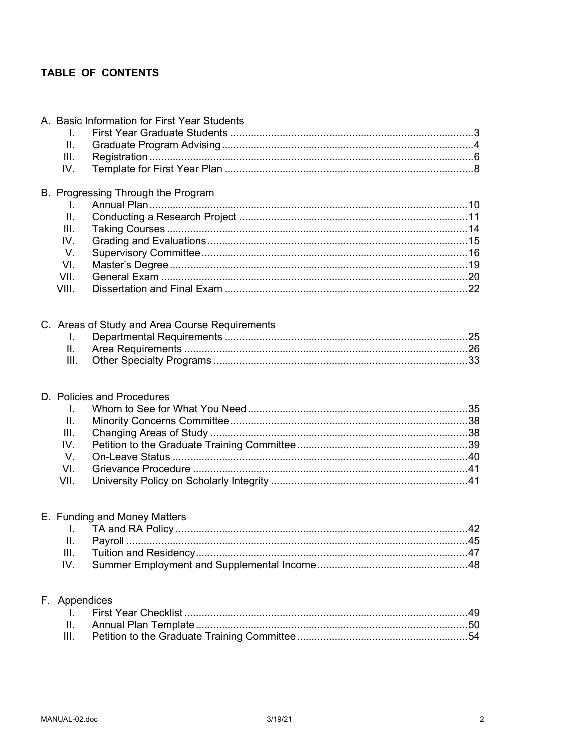## TABLE OF CONTENTS

A. Basic Information for First Year Students

- I. First Year Graduate Students ........ 3
- II. Graduate Program Advising ........ 4
- III. Registration ........ 6
- IV. Template for First Year Plan ........ 8

B. Progressing Through the Program

- I. Annual Plan ........ 10
- II. Conducting a Research Project ........ 11
- III. Taking Courses ........ 14
- IV. Grading and Evaluations ........ 15
- V. Supervisory Committee ........ 16
- VI. Master's Degree ........ 19
- VII. General Exam ........ 20
- VIII. Dissertation and Final Exam ........ 22

C. Areas of Study and Area Course Requirements

- I. Departmental Requirements ........ 25
- II. Area Requirements ........ 26
- III. Other Specialty Programs ........ 33

D. Policies and Procedures

- I. Whom to See for What You Need ........ 35
- II. Minority Concerns Committee ........ 38
- III. Changing Areas of Study ........ 38
- IV. Petition to the Graduate Training Committee ........ 39
- V. On-Leave Status ........ 40
- VI. Grievance Procedure ........ 41
- VII. University Policy on Scholarly Integrity ........ 41

E. Funding and Money Matters

- I. TA and RA Policy ........ 42
- II. Payroll ........ 45
- III. Tuition and Residency ........ 47
- IV. Summer Employment and Supplemental Income ........ 48

F. Appendices

- I. First Year Checklist ........ 49
- II. Annual Plan Template ........ 50
- III. Petition to the Graduate Training Committee ........ 54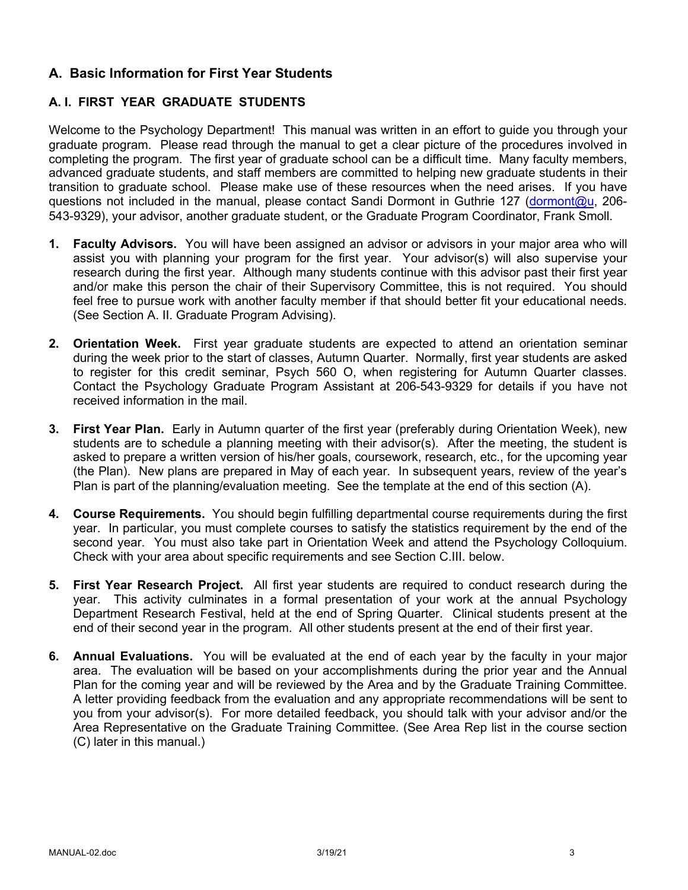## A. Basic Information for First Year Students

### A. I. FIRST YEAR GRADUATE STUDENTS

Welcome to the Psychology Department! This manual was written in an effort to guide you through your graduate program. Please read through the manual to get a clear picture of the procedures involved in completing the program. The first year of graduate school can be a difficult time. Many faculty members, advanced graduate students, and staff members are committed to helping new graduate students in their transition to graduate school. Please make use of these resources when the need arises. If you have questions not included in the manual, please contact Sandi Dormont in Guthrie 127 (dormont@u, 206-543-9329), your advisor, another graduate student, or the Graduate Program Coordinator, Frank Smoll.

1. **Faculty Advisors.** You will have been assigned an advisor or advisors in your major area who will assist you with planning your program for the first year. Your advisor(s) will also supervise your research during the first year. Although many students continue with this advisor past their first year and/or make this person the chair of their Supervisory Committee, this is not required. You should feel free to pursue work with another faculty member if that should better fit your educational needs. (See Section A. II. Graduate Program Advising).

2. **Orientation Week.** First year graduate students are expected to attend an orientation seminar during the week prior to the start of classes, Autumn Quarter. Normally, first year students are asked to register for this credit seminar, Psych 560 O, when registering for Autumn Quarter classes. Contact the Psychology Graduate Program Assistant at 206-543-9329 for details if you have not received information in the mail.

3. **First Year Plan.** Early in Autumn quarter of the first year (preferably during Orientation Week), new students are to schedule a planning meeting with their advisor(s). After the meeting, the student is asked to prepare a written version of his/her goals, coursework, research, etc., for the upcoming year (the Plan). New plans are prepared in May of each year. In subsequent years, review of the year's Plan is part of the planning/evaluation meeting. See the template at the end of this section (A).

4. **Course Requirements.** You should begin fulfilling departmental course requirements during the first year. In particular, you must complete courses to satisfy the statistics requirement by the end of the second year. You must also take part in Orientation Week and attend the Psychology Colloquium. Check with your area about specific requirements and see Section C.III. below.

5. **First Year Research Project.** All first year students are required to conduct research during the year. This activity culminates in a formal presentation of your work at the annual Psychology Department Research Festival, held at the end of Spring Quarter. Clinical students present at the end of their second year in the program. All other students present at the end of their first year.

6. **Annual Evaluations.** You will be evaluated at the end of each year by the faculty in your major area. The evaluation will be based on your accomplishments during the prior year and the Annual Plan for the coming year and will be reviewed by the Area and by the Graduate Training Committee. A letter providing feedback from the evaluation and any appropriate recommendations will be sent to you from your advisor(s). For more detailed feedback, you should talk with your advisor and/or the Area Representative on the Graduate Training Committee. (See Area Rep list in the course section (C) later in this manual.)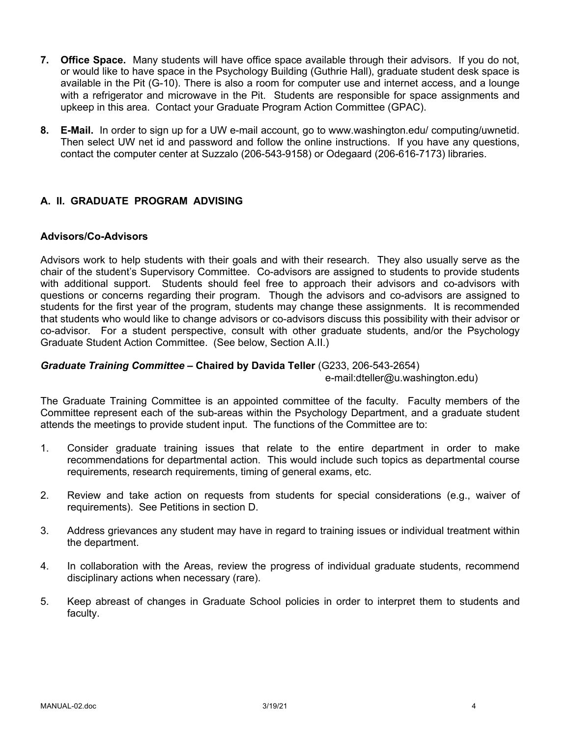7. **Office Space.** Many students will have office space available through their advisors. If you do not, or would like to have space in the Psychology Building (Guthrie Hall), graduate student desk space is available in the Pit (G-10). There is also a room for computer use and internet access, and a lounge with a refrigerator and microwave in the Pit. Students are responsible for space assignments and upkeep in this area. Contact your Graduate Program Action Committee (GPAC).

8. **E-Mail.** In order to sign up for a UW e-mail account, go to www.washington.edu/ computing/uwnetid. Then select UW net id and password and follow the online instructions. If you have any questions, contact the computer center at Suzzalo (206-543-9158) or Odegaard (206-616-7173) libraries.

## A. II. GRADUATE PROGRAM ADVISING

### Advisors/Co-Advisors

Advisors work to help students with their goals and with their research. They also usually serve as the chair of the student's Supervisory Committee. Co-advisors are assigned to students to provide students with additional support. Students should feel free to approach their advisors and co-advisors with questions or concerns regarding their program. Though the advisors and co-advisors are assigned to students for the first year of the program, students may change these assignments. It is recommended that students who would like to change advisors or co-advisors discuss this possibility with their advisor or co-advisor. For a student perspective, consult with other graduate students, and/or the Psychology Graduate Student Action Committee. (See below, Section A.II.)

***Graduate Training Committee* – Chaired by Davida Teller** (G233, 206-543-2654) e-mail:dteller@u.washington.edu)

The Graduate Training Committee is an appointed committee of the faculty. Faculty members of the Committee represent each of the sub-areas within the Psychology Department, and a graduate student attends the meetings to provide student input. The functions of the Committee are to:

1. Consider graduate training issues that relate to the entire department in order to make recommendations for departmental action. This would include such topics as departmental course requirements, research requirements, timing of general exams, etc.

2. Review and take action on requests from students for special considerations (e.g., waiver of requirements). See Petitions in section D.

3. Address grievances any student may have in regard to training issues or individual treatment within the department.

4. In collaboration with the Areas, review the progress of individual graduate students, recommend disciplinary actions when necessary (rare).

5. Keep abreast of changes in Graduate School policies in order to interpret them to students and faculty.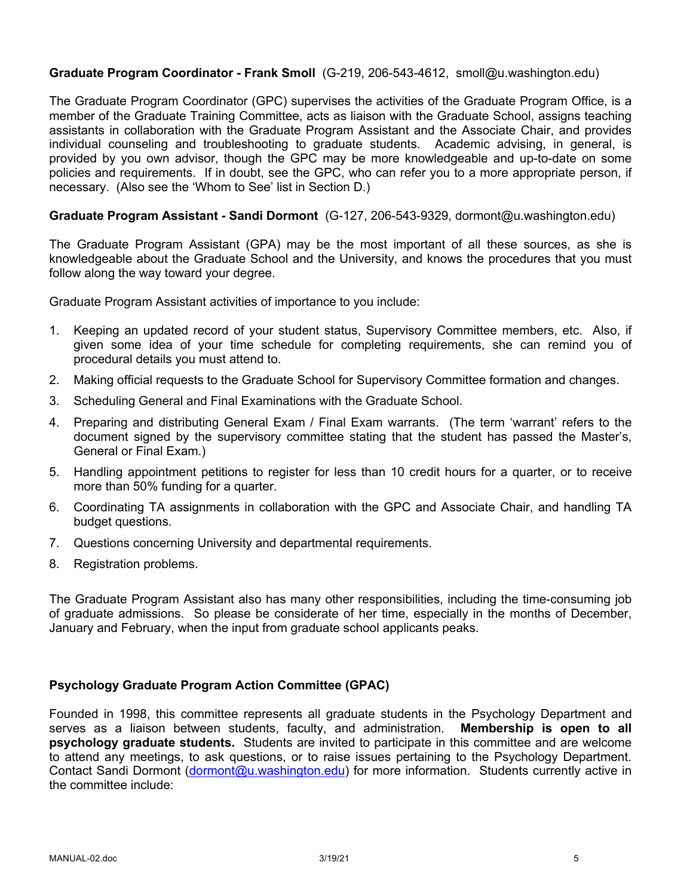**Graduate Program Coordinator - Frank Smoll** (G-219, 206-543-4612, smoll@u.washington.edu)

The Graduate Program Coordinator (GPC) supervises the activities of the Graduate Program Office, is a member of the Graduate Training Committee, acts as liaison with the Graduate School, assigns teaching assistants in collaboration with the Graduate Program Assistant and the Associate Chair, and provides individual counseling and troubleshooting to graduate students. Academic advising, in general, is provided by you own advisor, though the GPC may be more knowledgeable and up-to-date on some policies and requirements. If in doubt, see the GPC, who can refer you to a more appropriate person, if necessary. (Also see the 'Whom to See' list in Section D.)

**Graduate Program Assistant - Sandi Dormont** (G-127, 206-543-9329, dormont@u.washington.edu)

The Graduate Program Assistant (GPA) may be the most important of all these sources, as she is knowledgeable about the Graduate School and the University, and knows the procedures that you must follow along the way toward your degree.

Graduate Program Assistant activities of importance to you include:

1. Keeping an updated record of your student status, Supervisory Committee members, etc. Also, if given some idea of your time schedule for completing requirements, she can remind you of procedural details you must attend to.
2. Making official requests to the Graduate School for Supervisory Committee formation and changes.
3. Scheduling General and Final Examinations with the Graduate School.
4. Preparing and distributing General Exam / Final Exam warrants. (The term 'warrant' refers to the document signed by the supervisory committee stating that the student has passed the Master's, General or Final Exam.)
5. Handling appointment petitions to register for less than 10 credit hours for a quarter, or to receive more than 50% funding for a quarter.
6. Coordinating TA assignments in collaboration with the GPC and Associate Chair, and handling TA budget questions.
7. Questions concerning University and departmental requirements.
8. Registration problems.

The Graduate Program Assistant also has many other responsibilities, including the time-consuming job of graduate admissions. So please be considerate of her time, especially in the months of December, January and February, when the input from graduate school applicants peaks.

**Psychology Graduate Program Action Committee (GPAC)**

Founded in 1998, this committee represents all graduate students in the Psychology Department and serves as a liaison between students, faculty, and administration. **Membership is open to all psychology graduate students.** Students are invited to participate in this committee and are welcome to attend any meetings, to ask questions, or to raise issues pertaining to the Psychology Department. Contact Sandi Dormont (dormont@u.washington.edu) for more information. Students currently active in the committee include: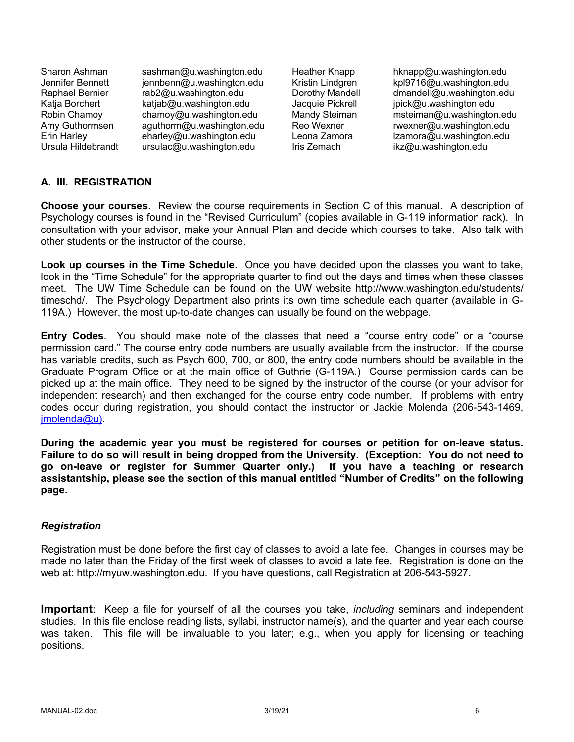| | | | |
|---|---|---|---|
| Sharon Ashman | sashman@u.washington.edu | Heather Knapp | hknapp@u.washington.edu |
| Jennifer Bennett | jennbenn@u.washington.edu | Kristin Lindgren | kpl9716@u.washington.edu |
| Raphael Bernier | rab2@u.washington.edu | Dorothy Mandell | dmandell@u.washington.edu |
| Katja Borchert | katjab@u.washington.edu | Jacquie Pickrell | jpick@u.washington.edu |
| Robin Chamoy | chamoy@u.washington.edu | Mandy Steiman | msteiman@u.washington.edu |
| Amy Guthormsen | aguthorm@u.washington.edu | Reo Wexner | rwexner@u.washington.edu |
| Erin Harley | eharley@u.washington.edu | Leona Zamora | lzamora@u.washington.edu |
| Ursula Hildebrandt | ursulac@u.washington.edu | Iris Zemach | ikz@u.washington.edu |

## A. III. REGISTRATION

**Choose your courses**. Review the course requirements in Section C of this manual. A description of Psychology courses is found in the "Revised Curriculum" (copies available in G-119 information rack). In consultation with your advisor, make your Annual Plan and decide which courses to take. Also talk with other students or the instructor of the course.

**Look up courses in the Time Schedule**. Once you have decided upon the classes you want to take, look in the "Time Schedule" for the appropriate quarter to find out the days and times when these classes meet. The UW Time Schedule can be found on the UW website http://www.washington.edu/students/timeschd/. The Psychology Department also prints its own time schedule each quarter (available in G-119A.) However, the most up-to-date changes can usually be found on the webpage.

**Entry Codes**. You should make note of the classes that need a "course entry code" or a "course permission card." The course entry code numbers are usually available from the instructor. If the course has variable credits, such as Psych 600, 700, or 800, the entry code numbers should be available in the Graduate Program Office or at the main office of Guthrie (G-119A.) Course permission cards can be picked up at the main office. They need to be signed by the instructor of the course (or your advisor for independent research) and then exchanged for the course entry code number. If problems with entry codes occur during registration, you should contact the instructor or Jackie Molenda (206-543-1469, jmolenda@u).

**During the academic year you must be registered for courses or petition for on-leave status. Failure to do so will result in being dropped from the University. (Exception: You do not need to go on-leave or register for Summer Quarter only.) If you have a teaching or research assistantship, please see the section of this manual entitled "Number of Credits" on the following page.**

### *Registration*

Registration must be done before the first day of classes to avoid a late fee. Changes in courses may be made no later than the Friday of the first week of classes to avoid a late fee. Registration is done on the web at: http://myuw.washington.edu. If you have questions, call Registration at 206-543-5927.

**Important**: Keep a file for yourself of all the courses you take, *including* seminars and independent studies. In this file enclose reading lists, syllabi, instructor name(s), and the quarter and year each course was taken. This file will be invaluable to you later; e.g., when you apply for licensing or teaching positions.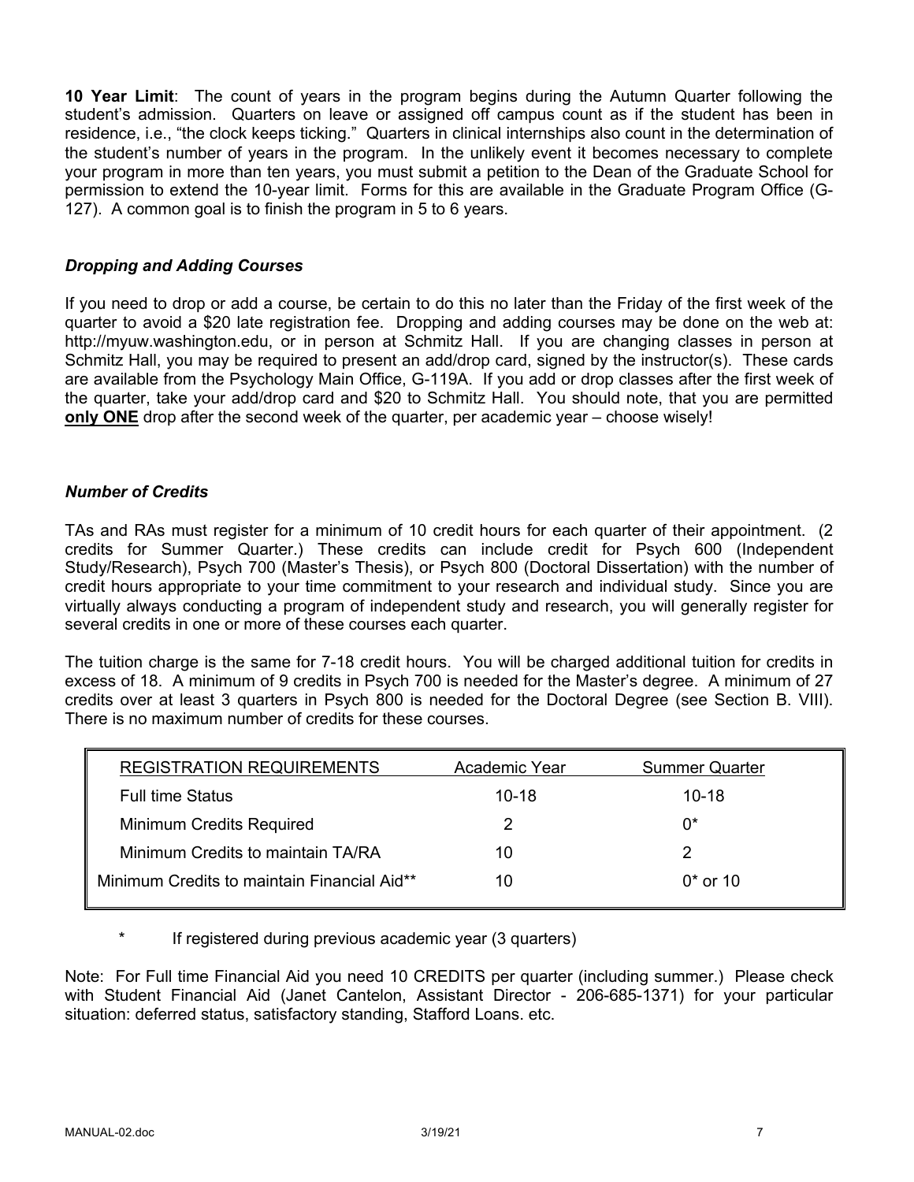**10 Year Limit**: The count of years in the program begins during the Autumn Quarter following the student's admission. Quarters on leave or assigned off campus count as if the student has been in residence, i.e., "the clock keeps ticking." Quarters in clinical internships also count in the determination of the student's number of years in the program. In the unlikely event it becomes necessary to complete your program in more than ten years, you must submit a petition to the Dean of the Graduate School for permission to extend the 10-year limit. Forms for this are available in the Graduate Program Office (G-127). A common goal is to finish the program in 5 to 6 years.

### *Dropping and Adding Courses*

If you need to drop or add a course, be certain to do this no later than the Friday of the first week of the quarter to avoid a $20 late registration fee. Dropping and adding courses may be done on the web at: http://myuw.washington.edu, or in person at Schmitz Hall. If you are changing classes in person at Schmitz Hall, you may be required to present an add/drop card, signed by the instructor(s). These cards are available from the Psychology Main Office, G-119A. If you add or drop classes after the first week of the quarter, take your add/drop card and $20 to Schmitz Hall. You should note, that you are permitted **only ONE** drop after the second week of the quarter, per academic year – choose wisely!

### *Number of Credits*

TAs and RAs must register for a minimum of 10 credit hours for each quarter of their appointment. (2 credits for Summer Quarter.) These credits can include credit for Psych 600 (Independent Study/Research), Psych 700 (Master's Thesis), or Psych 800 (Doctoral Dissertation) with the number of credit hours appropriate to your time commitment to your research and individual study. Since you are virtually always conducting a program of independent study and research, you will generally register for several credits in one or more of these courses each quarter.

The tuition charge is the same for 7-18 credit hours. You will be charged additional tuition for credits in excess of 18. A minimum of 9 credits in Psych 700 is needed for the Master's degree. A minimum of 27 credits over at least 3 quarters in Psych 800 is needed for the Doctoral Degree (see Section B. VIII). There is no maximum number of credits for these courses.

| REGISTRATION REQUIREMENTS | Academic Year | Summer Quarter |
|---|---|---|
| Full time Status | 10-18 | 10-18 |
| Minimum Credits Required | 2 | 0* |
| Minimum Credits to maintain TA/RA | 10 | 2 |
| Minimum Credits to maintain Financial Aid** | 10 | 0* or 10 |

\* If registered during previous academic year (3 quarters)

Note: For Full time Financial Aid you need 10 CREDITS per quarter (including summer.) Please check with Student Financial Aid (Janet Cantelon, Assistant Director - 206-685-1371) for your particular situation: deferred status, satisfactory standing, Stafford Loans. etc.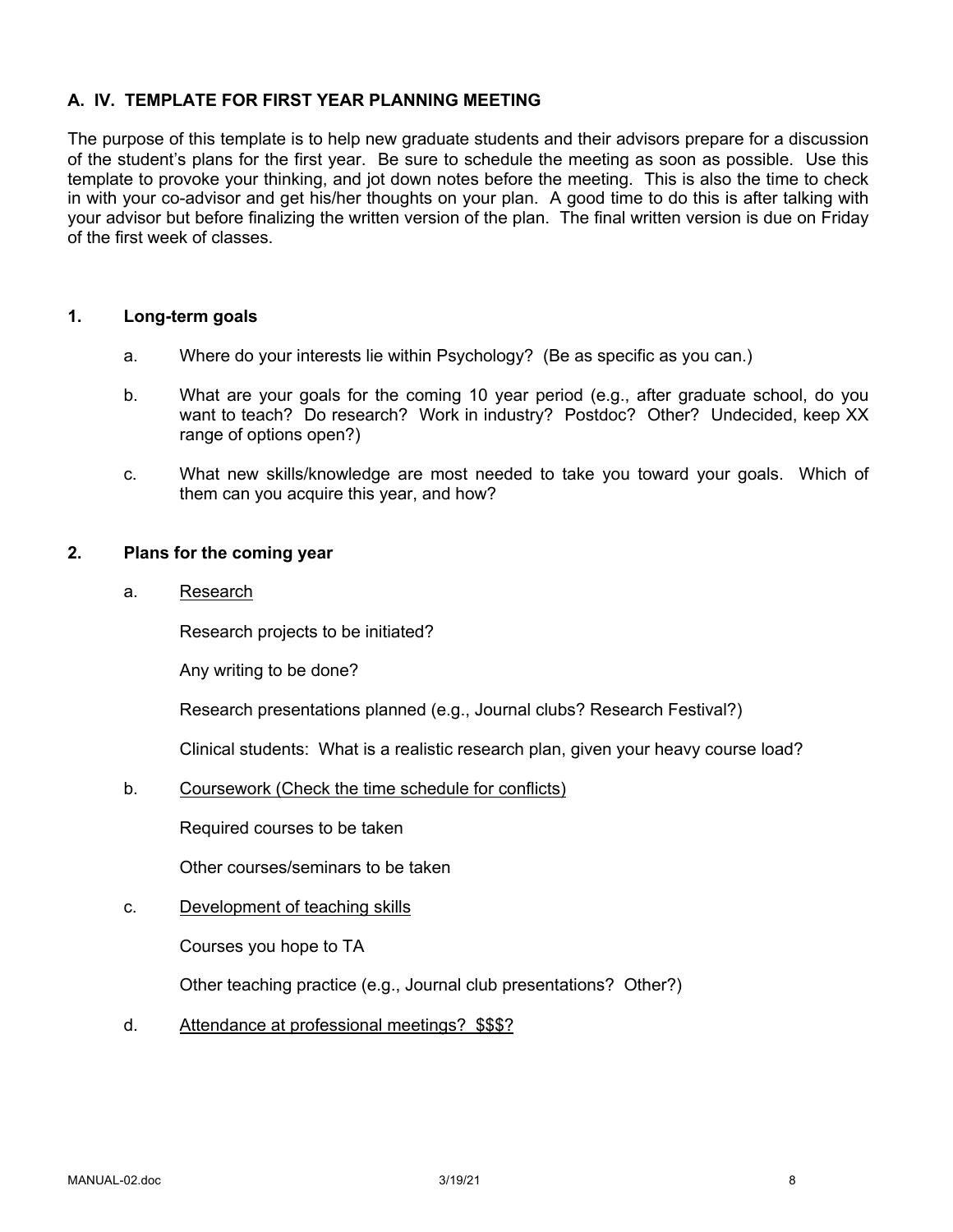## A. IV. TEMPLATE FOR FIRST YEAR PLANNING MEETING

The purpose of this template is to help new graduate students and their advisors prepare for a discussion of the student's plans for the first year. Be sure to schedule the meeting as soon as possible. Use this template to provoke your thinking, and jot down notes before the meeting. This is also the time to check in with your co-advisor and get his/her thoughts on your plan. A good time to do this is after talking with your advisor but before finalizing the written version of the plan. The final written version is due on Friday of the first week of classes.

### 1. Long-term goals

a. Where do your interests lie within Psychology? (Be as specific as you can.)

b. What are your goals for the coming 10 year period (e.g., after graduate school, do you want to teach? Do research? Work in industry? Postdoc? Other? Undecided, keep XX range of options open?)

c. What new skills/knowledge are most needed to take you toward your goals. Which of them can you acquire this year, and how?

### 2. Plans for the coming year

a. Research

Research projects to be initiated?

Any writing to be done?

Research presentations planned (e.g., Journal clubs? Research Festival?)

Clinical students: What is a realistic research plan, given your heavy course load?

b. Coursework (Check the time schedule for conflicts)

Required courses to be taken

Other courses/seminars to be taken

c. Development of teaching skills

Courses you hope to TA

Other teaching practice (e.g., Journal club presentations? Other?)

d. Attendance at professional meetings? $$$?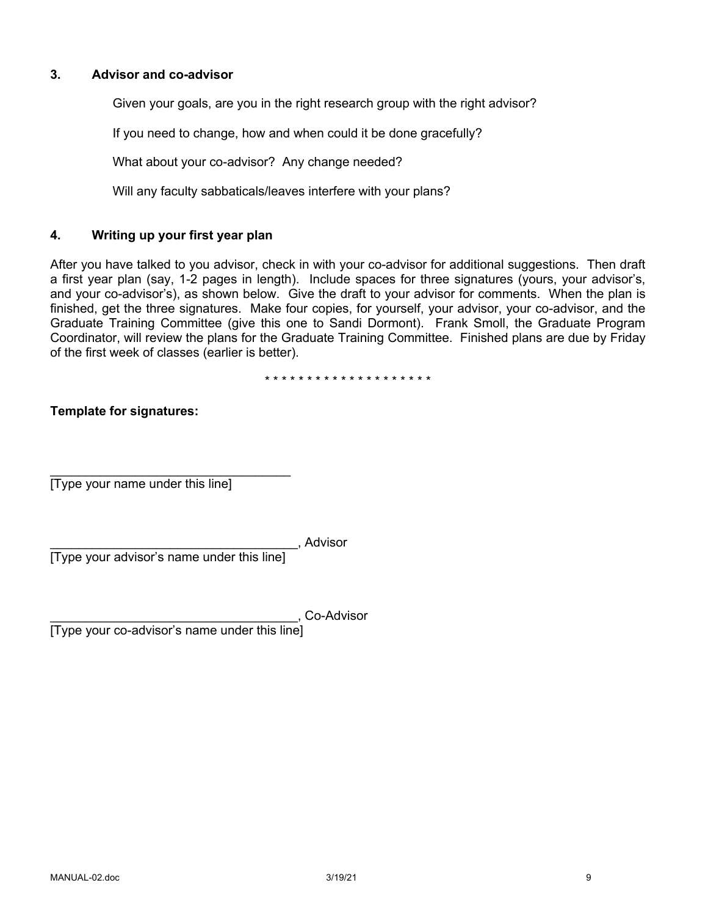### 3. Advisor and co-advisor

Given your goals, are you in the right research group with the right advisor?

If you need to change, how and when could it be done gracefully?

What about your co-advisor? Any change needed?

Will any faculty sabbaticals/leaves interfere with your plans?

### 4. Writing up your first year plan

After you have talked to you advisor, check in with your co-advisor for additional suggestions. Then draft a first year plan (say, 1-2 pages in length). Include spaces for three signatures (yours, your advisor's, and your co-advisor's), as shown below. Give the draft to your advisor for comments. When the plan is finished, get the three signatures. Make four copies, for yourself, your advisor, your co-advisor, and the Graduate Training Committee (give this one to Sandi Dormont). Frank Smoll, the Graduate Program Coordinator, will review the plans for the Graduate Training Committee. Finished plans are due by Friday of the first week of classes (earlier is better).

* * * * * * * * * * * * * * * * * * * *

**Template for signatures:**

___________________________________
[Type your name under this line]

___________________________________, Advisor
[Type your advisor's name under this line]

___________________________________, Co-Advisor
[Type your co-advisor's name under this line]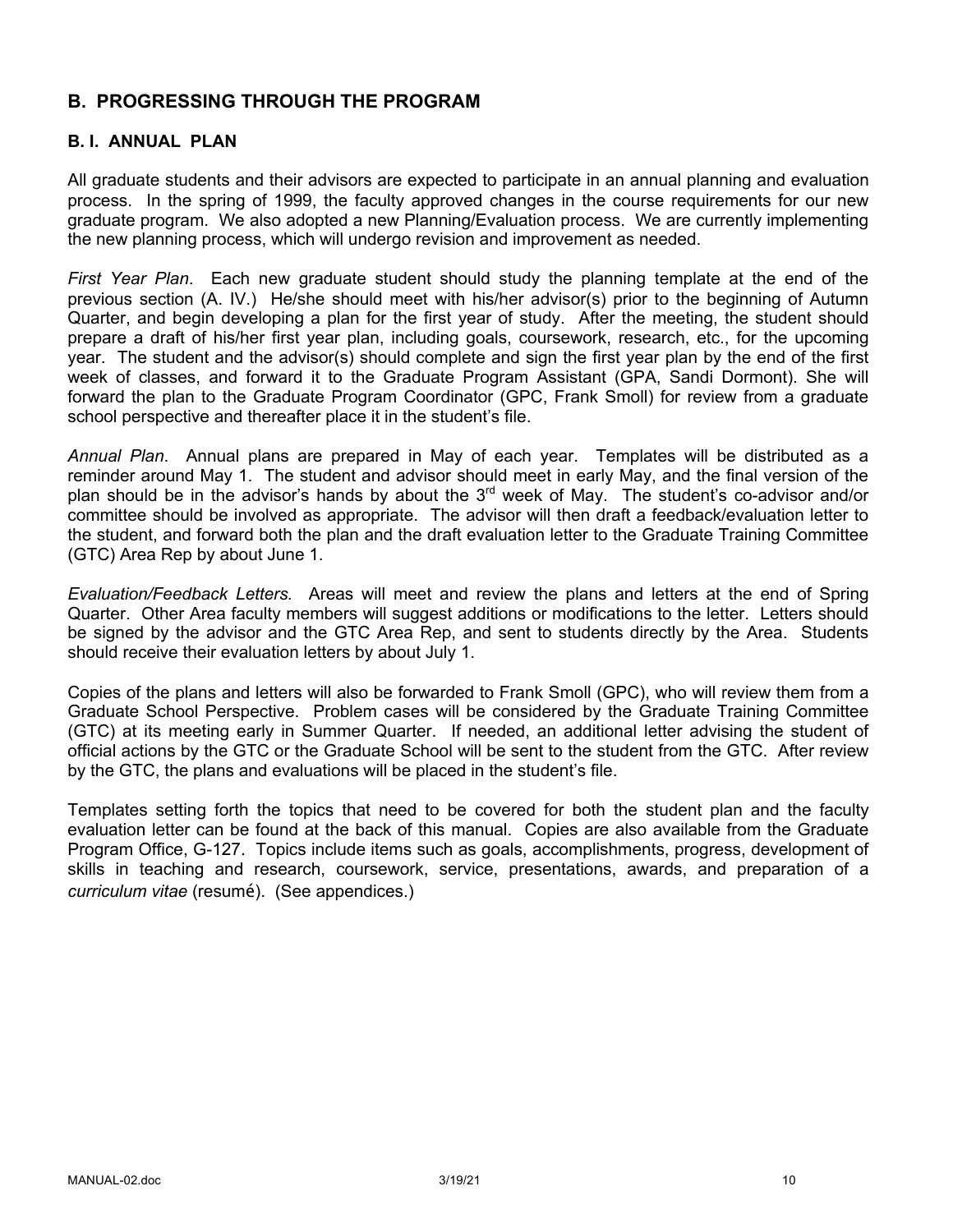## B. PROGRESSING THROUGH THE PROGRAM

### B. I. ANNUAL PLAN

All graduate students and their advisors are expected to participate in an annual planning and evaluation process. In the spring of 1999, the faculty approved changes in the course requirements for our new graduate program. We also adopted a new Planning/Evaluation process. We are currently implementing the new planning process, which will undergo revision and improvement as needed.

*First Year Plan*. Each new graduate student should study the planning template at the end of the previous section (A. IV.) He/she should meet with his/her advisor(s) prior to the beginning of Autumn Quarter, and begin developing a plan for the first year of study. After the meeting, the student should prepare a draft of his/her first year plan, including goals, coursework, research, etc., for the upcoming year. The student and the advisor(s) should complete and sign the first year plan by the end of the first week of classes, and forward it to the Graduate Program Assistant (GPA, Sandi Dormont). She will forward the plan to the Graduate Program Coordinator (GPC, Frank Smoll) for review from a graduate school perspective and thereafter place it in the student's file.

*Annual Plan*. Annual plans are prepared in May of each year. Templates will be distributed as a reminder around May 1. The student and advisor should meet in early May, and the final version of the plan should be in the advisor's hands by about the 3rd week of May. The student's co-advisor and/or committee should be involved as appropriate. The advisor will then draft a feedback/evaluation letter to the student, and forward both the plan and the draft evaluation letter to the Graduate Training Committee (GTC) Area Rep by about June 1.

*Evaluation/Feedback Letters.* Areas will meet and review the plans and letters at the end of Spring Quarter. Other Area faculty members will suggest additions or modifications to the letter. Letters should be signed by the advisor and the GTC Area Rep, and sent to students directly by the Area. Students should receive their evaluation letters by about July 1.

Copies of the plans and letters will also be forwarded to Frank Smoll (GPC), who will review them from a Graduate School Perspective. Problem cases will be considered by the Graduate Training Committee (GTC) at its meeting early in Summer Quarter. If needed, an additional letter advising the student of official actions by the GTC or the Graduate School will be sent to the student from the GTC. After review by the GTC, the plans and evaluations will be placed in the student's file.

Templates setting forth the topics that need to be covered for both the student plan and the faculty evaluation letter can be found at the back of this manual. Copies are also available from the Graduate Program Office, G-127. Topics include items such as goals, accomplishments, progress, development of skills in teaching and research, coursework, service, presentations, awards, and preparation of a *curriculum vitae* (resumé). (See appendices.)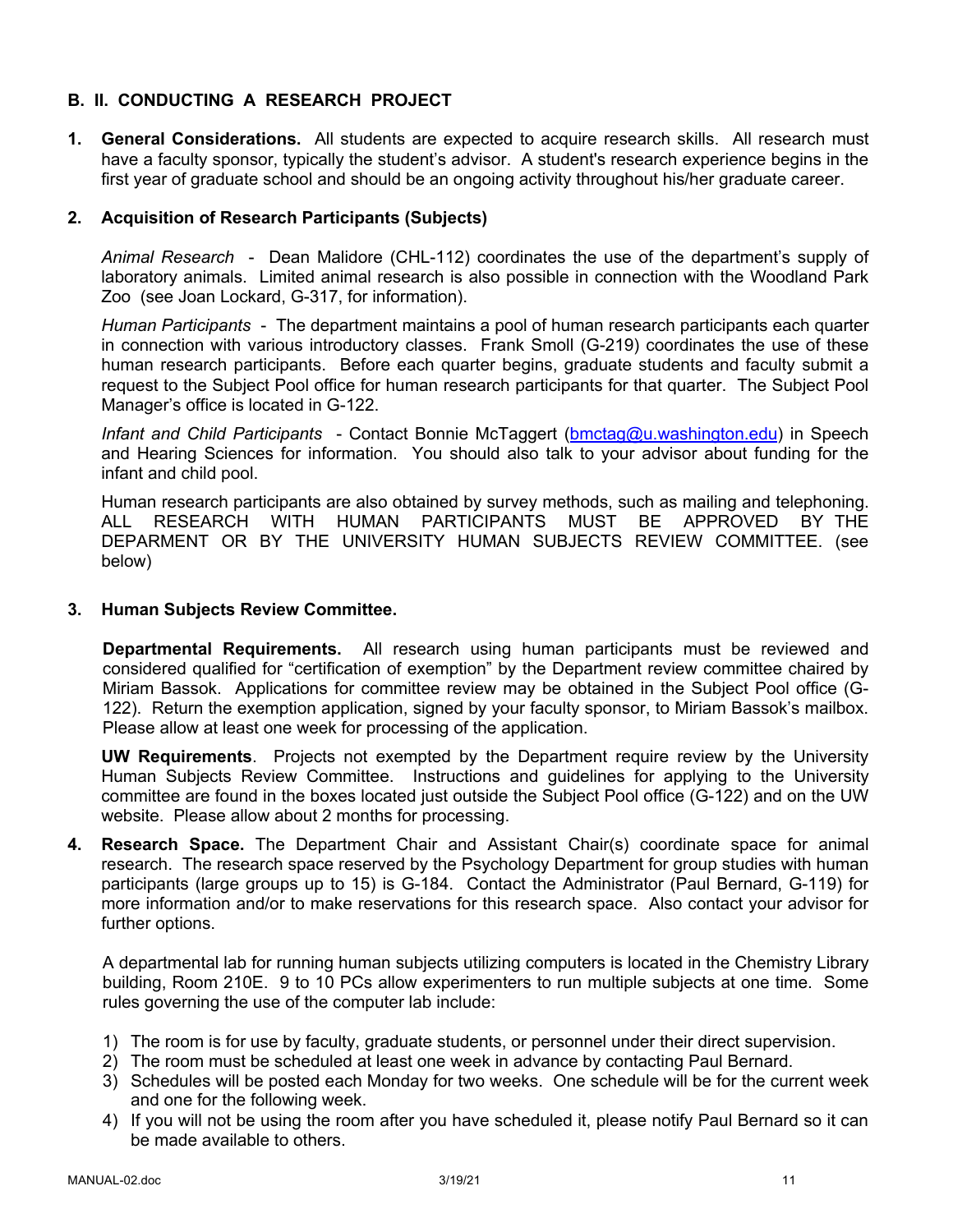## B. II. CONDUCTING A RESEARCH PROJECT

1. **General Considerations.** All students are expected to acquire research skills. All research must have a faculty sponsor, typically the student's advisor. A student's research experience begins in the first year of graduate school and should be an ongoing activity throughout his/her graduate career.

2. **Acquisition of Research Participants (Subjects)**

   *Animal Research* - Dean Malidore (CHL-112) coordinates the use of the department's supply of laboratory animals. Limited animal research is also possible in connection with the Woodland Park Zoo (see Joan Lockard, G-317, for information).

   *Human Participants* - The department maintains a pool of human research participants each quarter in connection with various introductory classes. Frank Smoll (G-219) coordinates the use of these human research participants. Before each quarter begins, graduate students and faculty submit a request to the Subject Pool office for human research participants for that quarter. The Subject Pool Manager's office is located in G-122.

   *Infant and Child Participants* - Contact Bonnie McTaggert (bmctag@u.washington.edu) in Speech and Hearing Sciences for information. You should also talk to your advisor about funding for the infant and child pool.

   Human research participants are also obtained by survey methods, such as mailing and telephoning. ALL RESEARCH WITH HUMAN PARTICIPANTS MUST BE APPROVED BY THE DEPARMENT OR BY THE UNIVERSITY HUMAN SUBJECTS REVIEW COMMITTEE. (see below)

3. **Human Subjects Review Committee.**

   **Departmental Requirements.** All research using human participants must be reviewed and considered qualified for "certification of exemption" by the Department review committee chaired by Miriam Bassok. Applications for committee review may be obtained in the Subject Pool office (G-122). Return the exemption application, signed by your faculty sponsor, to Miriam Bassok's mailbox. Please allow at least one week for processing of the application.

   **UW Requirements**. Projects not exempted by the Department require review by the University Human Subjects Review Committee. Instructions and guidelines for applying to the University committee are found in the boxes located just outside the Subject Pool office (G-122) and on the UW website. Please allow about 2 months for processing.

4. **Research Space.** The Department Chair and Assistant Chair(s) coordinate space for animal research. The research space reserved by the Psychology Department for group studies with human participants (large groups up to 15) is G-184. Contact the Administrator (Paul Bernard, G-119) for more information and/or to make reservations for this research space. Also contact your advisor for further options.

   A departmental lab for running human subjects utilizing computers is located in the Chemistry Library building, Room 210E. 9 to 10 PCs allow experimenters to run multiple subjects at one time. Some rules governing the use of the computer lab include:

   1) The room is for use by faculty, graduate students, or personnel under their direct supervision.
   2) The room must be scheduled at least one week in advance by contacting Paul Bernard.
   3) Schedules will be posted each Monday for two weeks. One schedule will be for the current week and one for the following week.
   4) If you will not be using the room after you have scheduled it, please notify Paul Bernard so it can be made available to others.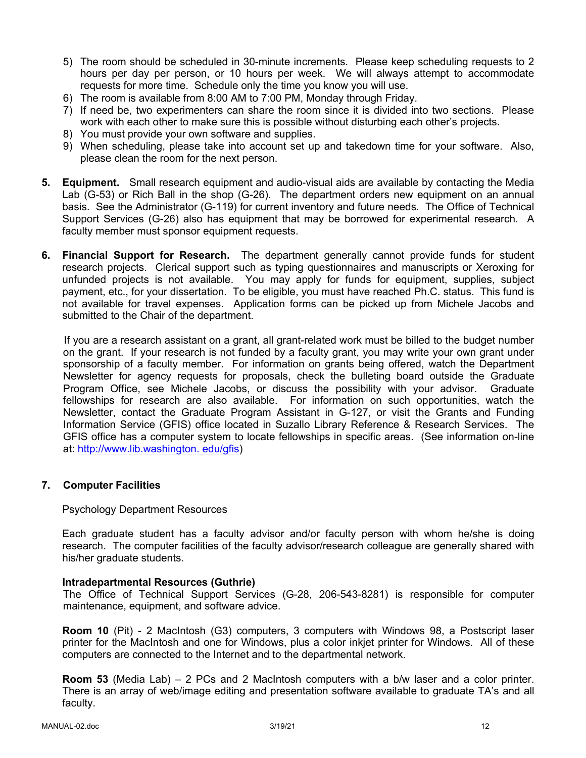5) The room should be scheduled in 30-minute increments. Please keep scheduling requests to 2 hours per day per person, or 10 hours per week. We will always attempt to accommodate requests for more time. Schedule only the time you know you will use.
6) The room is available from 8:00 AM to 7:00 PM, Monday through Friday.
7) If need be, two experimenters can share the room since it is divided into two sections. Please work with each other to make sure this is possible without disturbing each other's projects.
8) You must provide your own software and supplies.
9) When scheduling, please take into account set up and takedown time for your software. Also, please clean the room for the next person.

**5. Equipment.** Small research equipment and audio-visual aids are available by contacting the Media Lab (G-53) or Rich Ball in the shop (G-26). The department orders new equipment on an annual basis. See the Administrator (G-119) for current inventory and future needs. The Office of Technical Support Services (G-26) also has equipment that may be borrowed for experimental research. A faculty member must sponsor equipment requests.

**6. Financial Support for Research.** The department generally cannot provide funds for student research projects. Clerical support such as typing questionnaires and manuscripts or Xeroxing for unfunded projects is not available. You may apply for funds for equipment, supplies, subject payment, etc., for your dissertation. To be eligible, you must have reached Ph.C. status. This fund is not available for travel expenses. Application forms can be picked up from Michele Jacobs and submitted to the Chair of the department.

If you are a research assistant on a grant, all grant-related work must be billed to the budget number on the grant. If your research is not funded by a faculty grant, you may write your own grant under sponsorship of a faculty member. For information on grants being offered, watch the Department Newsletter for agency requests for proposals, check the bulleting board outside the Graduate Program Office, see Michele Jacobs, or discuss the possibility with your advisor. Graduate fellowships for research are also available. For information on such opportunities, watch the Newsletter, contact the Graduate Program Assistant in G-127, or visit the Grants and Funding Information Service (GFIS) office located in Suzallo Library Reference & Research Services. The GFIS office has a computer system to locate fellowships in specific areas. (See information on-line at: http://www.lib.washington. edu/gfis)

## 7. Computer Facilities

Psychology Department Resources

Each graduate student has a faculty advisor and/or faculty person with whom he/she is doing research. The computer facilities of the faculty advisor/research colleague are generally shared with his/her graduate students.

**Intradepartmental Resources (Guthrie)**

The Office of Technical Support Services (G-28, 206-543-8281) is responsible for computer maintenance, equipment, and software advice.

**Room 10** (Pit) - 2 MacIntosh (G3) computers, 3 computers with Windows 98, a Postscript laser printer for the MacIntosh and one for Windows, plus a color inkjet printer for Windows. All of these computers are connected to the Internet and to the departmental network.

**Room 53** (Media Lab) – 2 PCs and 2 MacIntosh computers with a b/w laser and a color printer. There is an array of web/image editing and presentation software available to graduate TA's and all faculty.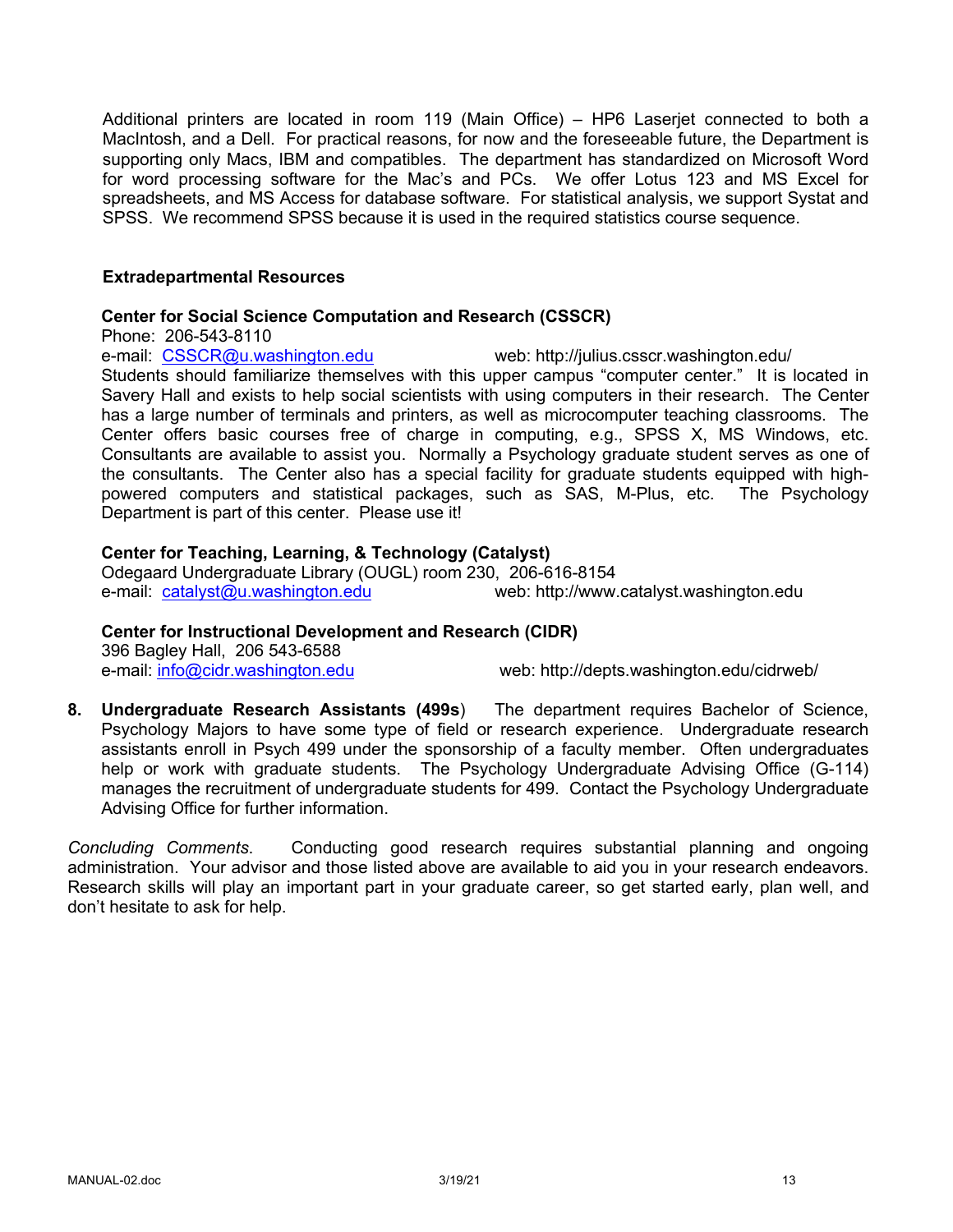Additional printers are located in room 119 (Main Office) – HP6 Laserjet connected to both a MacIntosh, and a Dell. For practical reasons, for now and the foreseeable future, the Department is supporting only Macs, IBM and compatibles. The department has standardized on Microsoft Word for word processing software for the Mac's and PCs. We offer Lotus 123 and MS Excel for spreadsheets, and MS Access for database software. For statistical analysis, we support Systat and SPSS. We recommend SPSS because it is used in the required statistics course sequence.

### Extradepartmental Resources

**Center for Social Science Computation and Research (CSSCR)**
Phone: 206-543-8110
e-mail: CSSCR@u.washington.edu web: http://julius.csscr.washington.edu/
Students should familiarize themselves with this upper campus "computer center." It is located in Savery Hall and exists to help social scientists with using computers in their research. The Center has a large number of terminals and printers, as well as microcomputer teaching classrooms. The Center offers basic courses free of charge in computing, e.g., SPSS X, MS Windows, etc. Consultants are available to assist you. Normally a Psychology graduate student serves as one of the consultants. The Center also has a special facility for graduate students equipped with high-powered computers and statistical packages, such as SAS, M-Plus, etc. The Psychology Department is part of this center. Please use it!

**Center for Teaching, Learning, & Technology (Catalyst)**
Odegaard Undergraduate Library (OUGL) room 230, 206-616-8154
e-mail: catalyst@u.washington.edu web: http://www.catalyst.washington.edu

**Center for Instructional Development and Research (CIDR)**
396 Bagley Hall, 206 543-6588
e-mail: info@cidr.washington.edu web: http://depts.washington.edu/cidrweb/

8. **Undergraduate Research Assistants (499s**) The department requires Bachelor of Science, Psychology Majors to have some type of field or research experience. Undergraduate research assistants enroll in Psych 499 under the sponsorship of a faculty member. Often undergraduates help or work with graduate students. The Psychology Undergraduate Advising Office (G-114) manages the recruitment of undergraduate students for 499. Contact the Psychology Undergraduate Advising Office for further information.

*Concluding Comments*. Conducting good research requires substantial planning and ongoing administration. Your advisor and those listed above are available to aid you in your research endeavors. Research skills will play an important part in your graduate career, so get started early, plan well, and don't hesitate to ask for help.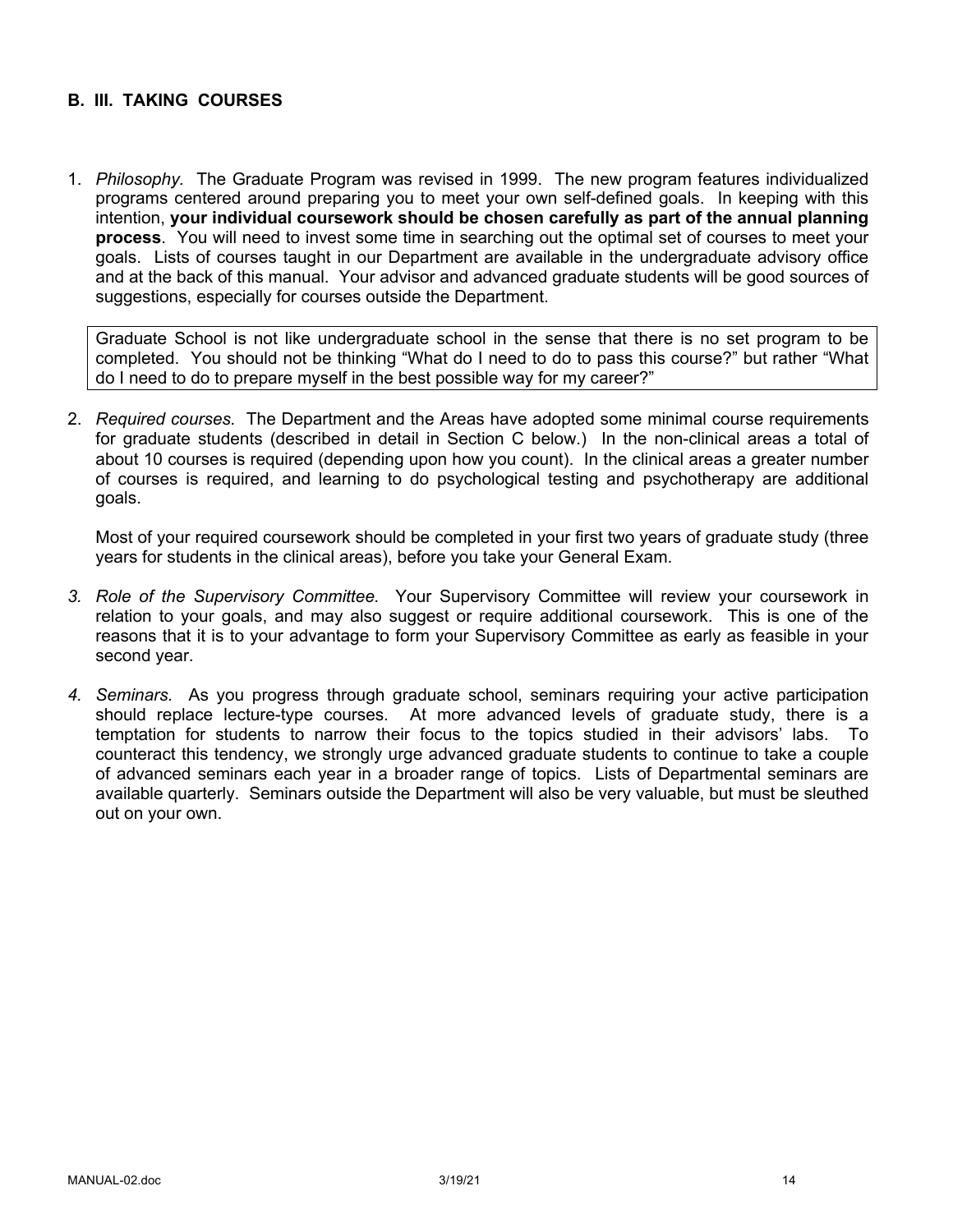## B. III. TAKING COURSES

1. *Philosophy.* The Graduate Program was revised in 1999. The new program features individualized programs centered around preparing you to meet your own self-defined goals. In keeping with this intention, **your individual coursework should be chosen carefully as part of the annual planning process**. You will need to invest some time in searching out the optimal set of courses to meet your goals. Lists of courses taught in our Department are available in the undergraduate advisory office and at the back of this manual. Your advisor and advanced graduate students will be good sources of suggestions, especially for courses outside the Department.

   > Graduate School is not like undergraduate school in the sense that there is no set program to be completed. You should not be thinking "What do I need to do to pass this course?" but rather "What do I need to do to prepare myself in the best possible way for my career?"

2. *Required courses.* The Department and the Areas have adopted some minimal course requirements for graduate students (described in detail in Section C below.) In the non-clinical areas a total of about 10 courses is required (depending upon how you count). In the clinical areas a greater number of courses is required, and learning to do psychological testing and psychotherapy are additional goals.

   Most of your required coursework should be completed in your first two years of graduate study (three years for students in the clinical areas), before you take your General Exam.

3. *Role of the Supervisory Committee.* Your Supervisory Committee will review your coursework in relation to your goals, and may also suggest or require additional coursework. This is one of the reasons that it is to your advantage to form your Supervisory Committee as early as feasible in your second year.

4. *Seminars.* As you progress through graduate school, seminars requiring your active participation should replace lecture-type courses. At more advanced levels of graduate study, there is a temptation for students to narrow their focus to the topics studied in their advisors' labs. To counteract this tendency, we strongly urge advanced graduate students to continue to take a couple of advanced seminars each year in a broader range of topics. Lists of Departmental seminars are available quarterly. Seminars outside the Department will also be very valuable, but must be sleuthed out on your own.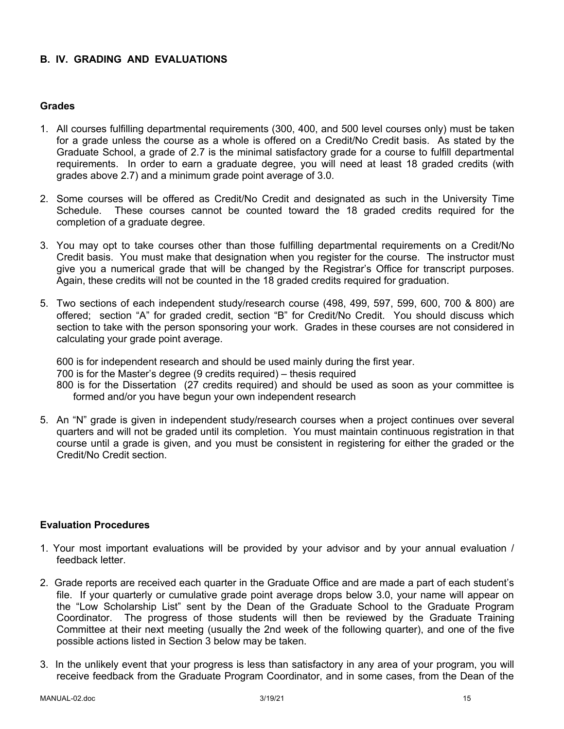## B. IV. GRADING AND EVALUATIONS

### Grades

1. All courses fulfilling departmental requirements (300, 400, and 500 level courses only) must be taken for a grade unless the course as a whole is offered on a Credit/No Credit basis. As stated by the Graduate School, a grade of 2.7 is the minimal satisfactory grade for a course to fulfill departmental requirements. In order to earn a graduate degree, you will need at least 18 graded credits (with grades above 2.7) and a minimum grade point average of 3.0.

2. Some courses will be offered as Credit/No Credit and designated as such in the University Time Schedule. These courses cannot be counted toward the 18 graded credits required for the completion of a graduate degree.

3. You may opt to take courses other than those fulfilling departmental requirements on a Credit/No Credit basis. You must make that designation when you register for the course. The instructor must give you a numerical grade that will be changed by the Registrar's Office for transcript purposes. Again, these credits will not be counted in the 18 graded credits required for graduation.

5. Two sections of each independent study/research course (498, 499, 597, 599, 600, 700 & 800) are offered; section "A" for graded credit, section "B" for Credit/No Credit. You should discuss which section to take with the person sponsoring your work. Grades in these courses are not considered in calculating your grade point average.

   600 is for independent research and should be used mainly during the first year.
   700 is for the Master's degree (9 credits required) – thesis required
   800 is for the Dissertation (27 credits required) and should be used as soon as your committee is formed and/or you have begun your own independent research

5. An "N" grade is given in independent study/research courses when a project continues over several quarters and will not be graded until its completion. You must maintain continuous registration in that course until a grade is given, and you must be consistent in registering for either the graded or the Credit/No Credit section.

### Evaluation Procedures

1. Your most important evaluations will be provided by your advisor and by your annual evaluation / feedback letter.

2. Grade reports are received each quarter in the Graduate Office and are made a part of each student's file. If your quarterly or cumulative grade point average drops below 3.0, your name will appear on the "Low Scholarship List" sent by the Dean of the Graduate School to the Graduate Program Coordinator. The progress of those students will then be reviewed by the Graduate Training Committee at their next meeting (usually the 2nd week of the following quarter), and one of the five possible actions listed in Section 3 below may be taken.

3. In the unlikely event that your progress is less than satisfactory in any area of your program, you will receive feedback from the Graduate Program Coordinator, and in some cases, from the Dean of the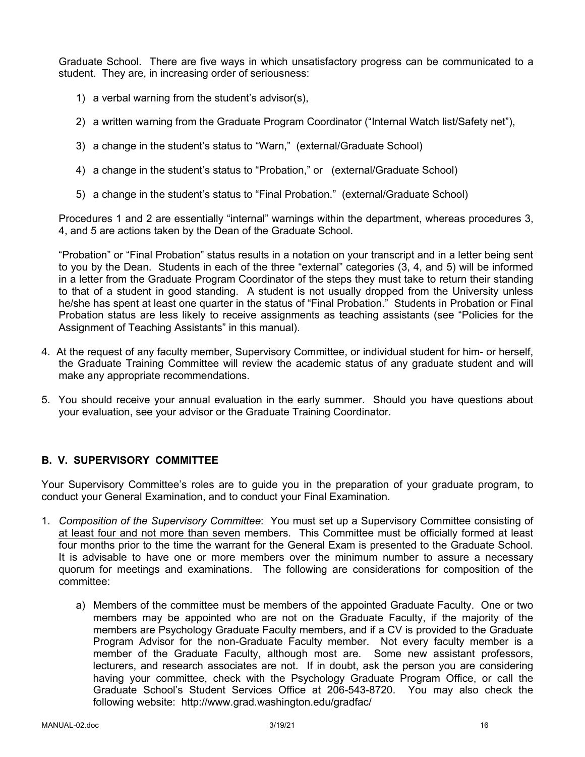Graduate School. There are five ways in which unsatisfactory progress can be communicated to a student. They are, in increasing order of seriousness:

1) a verbal warning from the student's advisor(s),
2) a written warning from the Graduate Program Coordinator ("Internal Watch list/Safety net"),
3) a change in the student's status to "Warn," (external/Graduate School)
4) a change in the student's status to "Probation," or (external/Graduate School)
5) a change in the student's status to "Final Probation." (external/Graduate School)

Procedures 1 and 2 are essentially "internal" warnings within the department, whereas procedures 3, 4, and 5 are actions taken by the Dean of the Graduate School.

"Probation" or "Final Probation" status results in a notation on your transcript and in a letter being sent to you by the Dean. Students in each of the three "external" categories (3, 4, and 5) will be informed in a letter from the Graduate Program Coordinator of the steps they must take to return their standing to that of a student in good standing. A student is not usually dropped from the University unless he/she has spent at least one quarter in the status of "Final Probation." Students in Probation or Final Probation status are less likely to receive assignments as teaching assistants (see "Policies for the Assignment of Teaching Assistants" in this manual).

4. At the request of any faculty member, Supervisory Committee, or individual student for him- or herself, the Graduate Training Committee will review the academic status of any graduate student and will make any appropriate recommendations.

5. You should receive your annual evaluation in the early summer. Should you have questions about your evaluation, see your advisor or the Graduate Training Coordinator.

## B. V. SUPERVISORY COMMITTEE

Your Supervisory Committee's roles are to guide you in the preparation of your graduate program, to conduct your General Examination, and to conduct your Final Examination.

1. *Composition of the Supervisory Committee*: You must set up a Supervisory Committee consisting of <u>at least four and not more than seven</u> members. This Committee must be officially formed at least four months prior to the time the warrant for the General Exam is presented to the Graduate School. It is advisable to have one or more members over the minimum number to assure a necessary quorum for meetings and examinations. The following are considerations for composition of the committee:

    a) Members of the committee must be members of the appointed Graduate Faculty. One or two members may be appointed who are not on the Graduate Faculty, if the majority of the members are Psychology Graduate Faculty members, and if a CV is provided to the Graduate Program Advisor for the non-Graduate Faculty member. Not every faculty member is a member of the Graduate Faculty, although most are. Some new assistant professors, lecturers, and research associates are not. If in doubt, ask the person you are considering having your committee, check with the Psychology Graduate Program Office, or call the Graduate School's Student Services Office at 206-543-8720. You may also check the following website: http://www.grad.washington.edu/gradfac/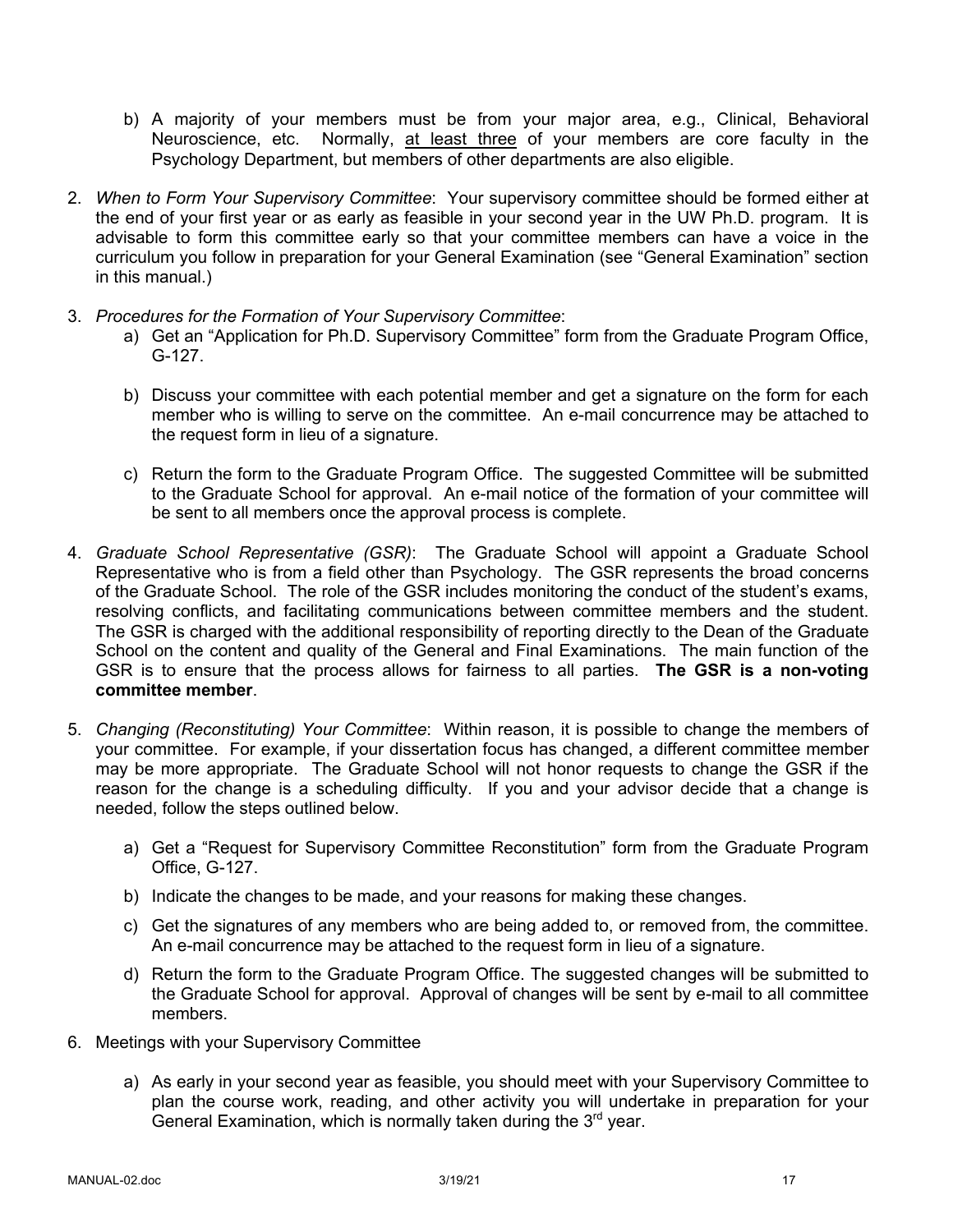b) A majority of your members must be from your major area, e.g., Clinical, Behavioral Neuroscience, etc. Normally, <u>at least three</u> of your members are core faculty in the Psychology Department, but members of other departments are also eligible.

2. *When to Form Your Supervisory Committee*: Your supervisory committee should be formed either at the end of your first year or as early as feasible in your second year in the UW Ph.D. program. It is advisable to form this committee early so that your committee members can have a voice in the curriculum you follow in preparation for your General Examination (see "General Examination" section in this manual.)

3. *Procedures for the Formation of Your Supervisory Committee*:
   a) Get an "Application for Ph.D. Supervisory Committee" form from the Graduate Program Office, G-127.

   b) Discuss your committee with each potential member and get a signature on the form for each member who is willing to serve on the committee. An e-mail concurrence may be attached to the request form in lieu of a signature.

   c) Return the form to the Graduate Program Office. The suggested Committee will be submitted to the Graduate School for approval. An e-mail notice of the formation of your committee will be sent to all members once the approval process is complete.

4. *Graduate School Representative (GSR)*: The Graduate School will appoint a Graduate School Representative who is from a field other than Psychology. The GSR represents the broad concerns of the Graduate School. The role of the GSR includes monitoring the conduct of the student's exams, resolving conflicts, and facilitating communications between committee members and the student. The GSR is charged with the additional responsibility of reporting directly to the Dean of the Graduate School on the content and quality of the General and Final Examinations. The main function of the GSR is to ensure that the process allows for fairness to all parties. **The GSR is a non-voting committee member**.

5. *Changing (Reconstituting) Your Committee*: Within reason, it is possible to change the members of your committee. For example, if your dissertation focus has changed, a different committee member may be more appropriate. The Graduate School will not honor requests to change the GSR if the reason for the change is a scheduling difficulty. If you and your advisor decide that a change is needed, follow the steps outlined below.

   a) Get a "Request for Supervisory Committee Reconstitution" form from the Graduate Program Office, G-127.

   b) Indicate the changes to be made, and your reasons for making these changes.

   c) Get the signatures of any members who are being added to, or removed from, the committee. An e-mail concurrence may be attached to the request form in lieu of a signature.

   d) Return the form to the Graduate Program Office. The suggested changes will be submitted to the Graduate School for approval. Approval of changes will be sent by e-mail to all committee members.

6. Meetings with your Supervisory Committee

   a) As early in your second year as feasible, you should meet with your Supervisory Committee to plan the course work, reading, and other activity you will undertake in preparation for your General Examination, which is normally taken during the 3rd year.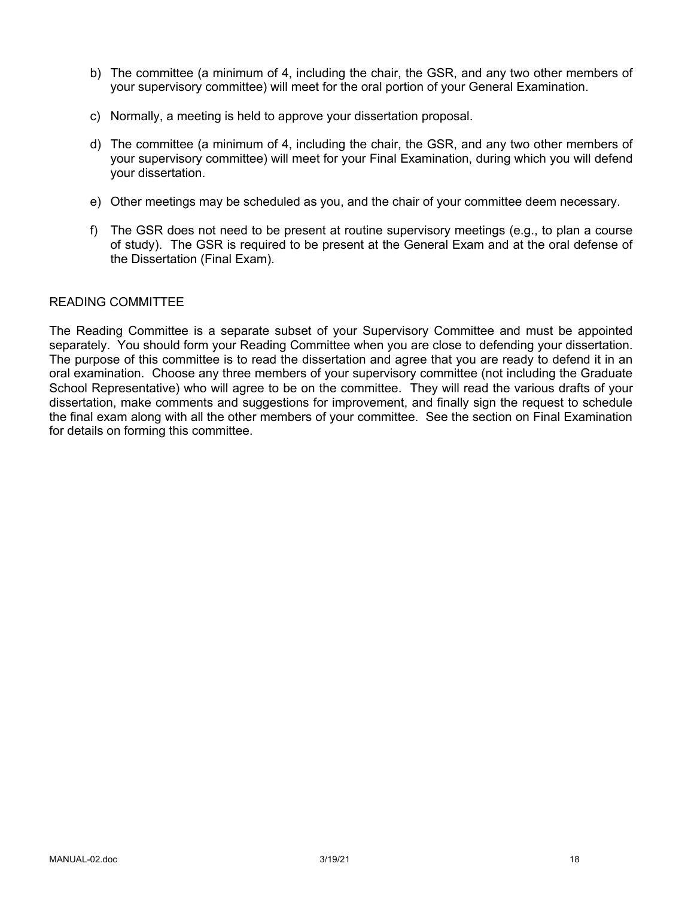b) The committee (a minimum of 4, including the chair, the GSR, and any two other members of your supervisory committee) will meet for the oral portion of your General Examination.

c) Normally, a meeting is held to approve your dissertation proposal.

d) The committee (a minimum of 4, including the chair, the GSR, and any two other members of your supervisory committee) will meet for your Final Examination, during which you will defend your dissertation.

e) Other meetings may be scheduled as you, and the chair of your committee deem necessary.

f) The GSR does not need to be present at routine supervisory meetings (e.g., to plan a course of study). The GSR is required to be present at the General Exam and at the oral defense of the Dissertation (Final Exam).

## READING COMMITTEE

The Reading Committee is a separate subset of your Supervisory Committee and must be appointed separately. You should form your Reading Committee when you are close to defending your dissertation. The purpose of this committee is to read the dissertation and agree that you are ready to defend it in an oral examination. Choose any three members of your supervisory committee (not including the Graduate School Representative) who will agree to be on the committee. They will read the various drafts of your dissertation, make comments and suggestions for improvement, and finally sign the request to schedule the final exam along with all the other members of your committee. See the section on Final Examination for details on forming this committee.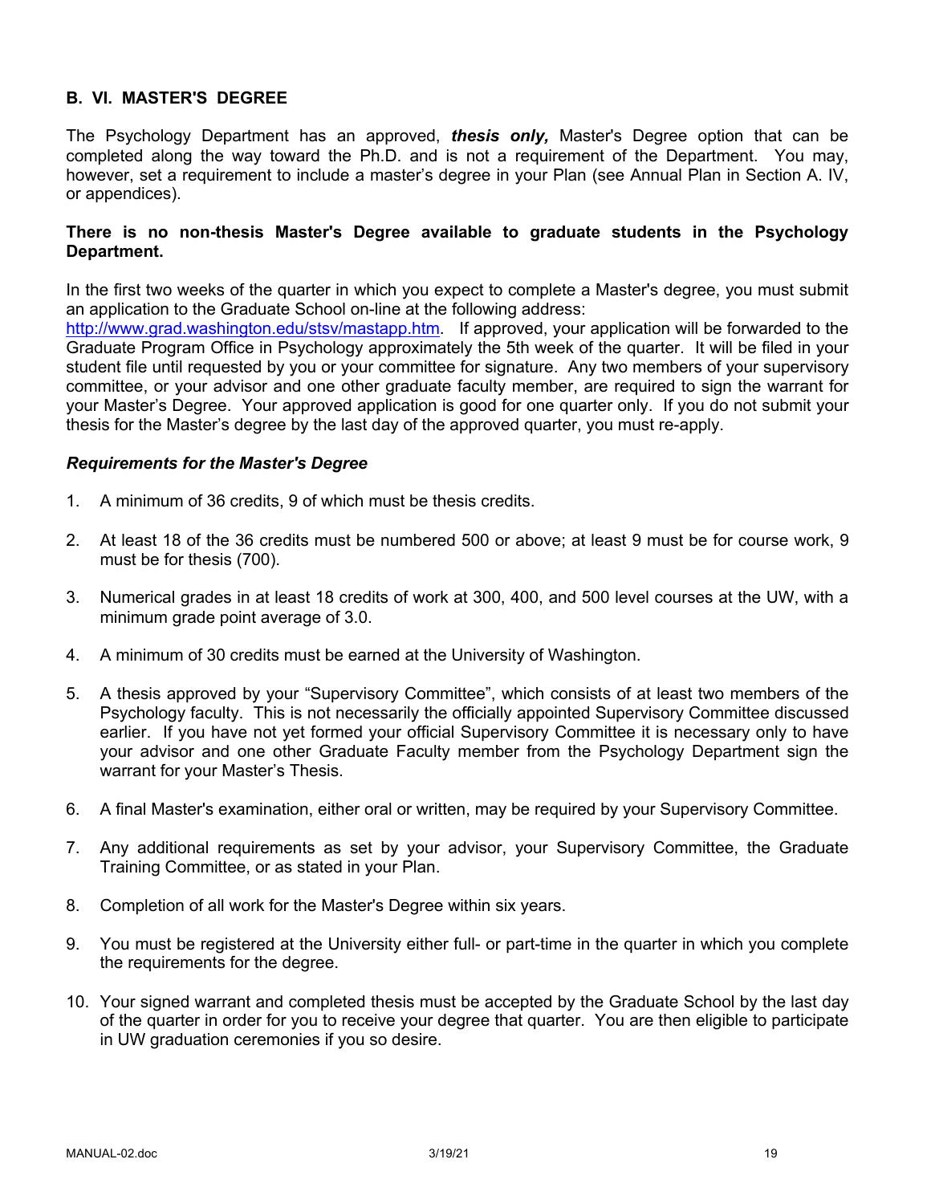## B. VI. MASTER'S DEGREE

The Psychology Department has an approved, ***thesis only,*** Master's Degree option that can be completed along the way toward the Ph.D. and is not a requirement of the Department. You may, however, set a requirement to include a master's degree in your Plan (see Annual Plan in Section A. IV, or appendices).

**There is no non-thesis Master's Degree available to graduate students in the Psychology Department.**

In the first two weeks of the quarter in which you expect to complete a Master's degree, you must submit an application to the Graduate School on-line at the following address: [http://www.grad.washington.edu/stsv/mastapp.htm](http://www.grad.washington.edu/stsv/mastapp.htm). If approved, your application will be forwarded to the Graduate Program Office in Psychology approximately the 5th week of the quarter. It will be filed in your student file until requested by you or your committee for signature. Any two members of your supervisory committee, or your advisor and one other graduate faculty member, are required to sign the warrant for your Master's Degree. Your approved application is good for one quarter only. If you do not submit your thesis for the Master's degree by the last day of the approved quarter, you must re-apply.

***Requirements for the Master's Degree***

1. A minimum of 36 credits, 9 of which must be thesis credits.
2. At least 18 of the 36 credits must be numbered 500 or above; at least 9 must be for course work, 9 must be for thesis (700).
3. Numerical grades in at least 18 credits of work at 300, 400, and 500 level courses at the UW, with a minimum grade point average of 3.0.
4. A minimum of 30 credits must be earned at the University of Washington.
5. A thesis approved by your "Supervisory Committee", which consists of at least two members of the Psychology faculty. This is not necessarily the officially appointed Supervisory Committee discussed earlier. If you have not yet formed your official Supervisory Committee it is necessary only to have your advisor and one other Graduate Faculty member from the Psychology Department sign the warrant for your Master's Thesis.
6. A final Master's examination, either oral or written, may be required by your Supervisory Committee.
7. Any additional requirements as set by your advisor, your Supervisory Committee, the Graduate Training Committee, or as stated in your Plan.
8. Completion of all work for the Master's Degree within six years.
9. You must be registered at the University either full- or part-time in the quarter in which you complete the requirements for the degree.
10. Your signed warrant and completed thesis must be accepted by the Graduate School by the last day of the quarter in order for you to receive your degree that quarter. You are then eligible to participate in UW graduation ceremonies if you so desire.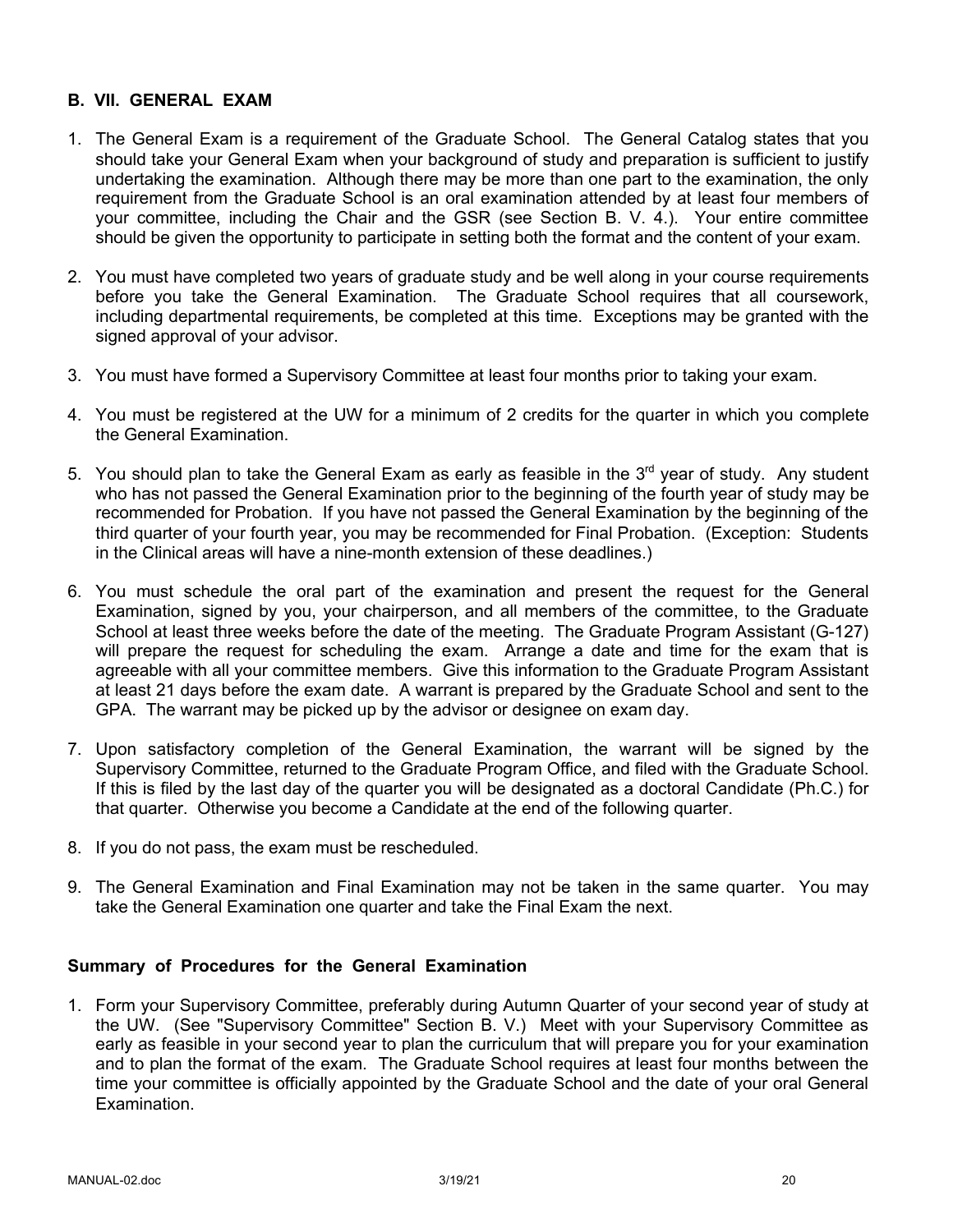### B. VII. GENERAL EXAM

1. The General Exam is a requirement of the Graduate School. The General Catalog states that you should take your General Exam when your background of study and preparation is sufficient to justify undertaking the examination. Although there may be more than one part to the examination, the only requirement from the Graduate School is an oral examination attended by at least four members of your committee, including the Chair and the GSR (see Section B. V. 4.). Your entire committee should be given the opportunity to participate in setting both the format and the content of your exam.

2. You must have completed two years of graduate study and be well along in your course requirements before you take the General Examination. The Graduate School requires that all coursework, including departmental requirements, be completed at this time. Exceptions may be granted with the signed approval of your advisor.

3. You must have formed a Supervisory Committee at least four months prior to taking your exam.

4. You must be registered at the UW for a minimum of 2 credits for the quarter in which you complete the General Examination.

5. You should plan to take the General Exam as early as feasible in the 3rd year of study. Any student who has not passed the General Examination prior to the beginning of the fourth year of study may be recommended for Probation. If you have not passed the General Examination by the beginning of the third quarter of your fourth year, you may be recommended for Final Probation. (Exception: Students in the Clinical areas will have a nine-month extension of these deadlines.)

6. You must schedule the oral part of the examination and present the request for the General Examination, signed by you, your chairperson, and all members of the committee, to the Graduate School at least three weeks before the date of the meeting. The Graduate Program Assistant (G-127) will prepare the request for scheduling the exam. Arrange a date and time for the exam that is agreeable with all your committee members. Give this information to the Graduate Program Assistant at least 21 days before the exam date. A warrant is prepared by the Graduate School and sent to the GPA. The warrant may be picked up by the advisor or designee on exam day.

7. Upon satisfactory completion of the General Examination, the warrant will be signed by the Supervisory Committee, returned to the Graduate Program Office, and filed with the Graduate School. If this is filed by the last day of the quarter you will be designated as a doctoral Candidate (Ph.C.) for that quarter. Otherwise you become a Candidate at the end of the following quarter.

8. If you do not pass, the exam must be rescheduled.

9. The General Examination and Final Examination may not be taken in the same quarter. You may take the General Examination one quarter and take the Final Exam the next.

### Summary of Procedures for the General Examination

1. Form your Supervisory Committee, preferably during Autumn Quarter of your second year of study at the UW. (See "Supervisory Committee" Section B. V.) Meet with your Supervisory Committee as early as feasible in your second year to plan the curriculum that will prepare you for your examination and to plan the format of the exam. The Graduate School requires at least four months between the time your committee is officially appointed by the Graduate School and the date of your oral General Examination.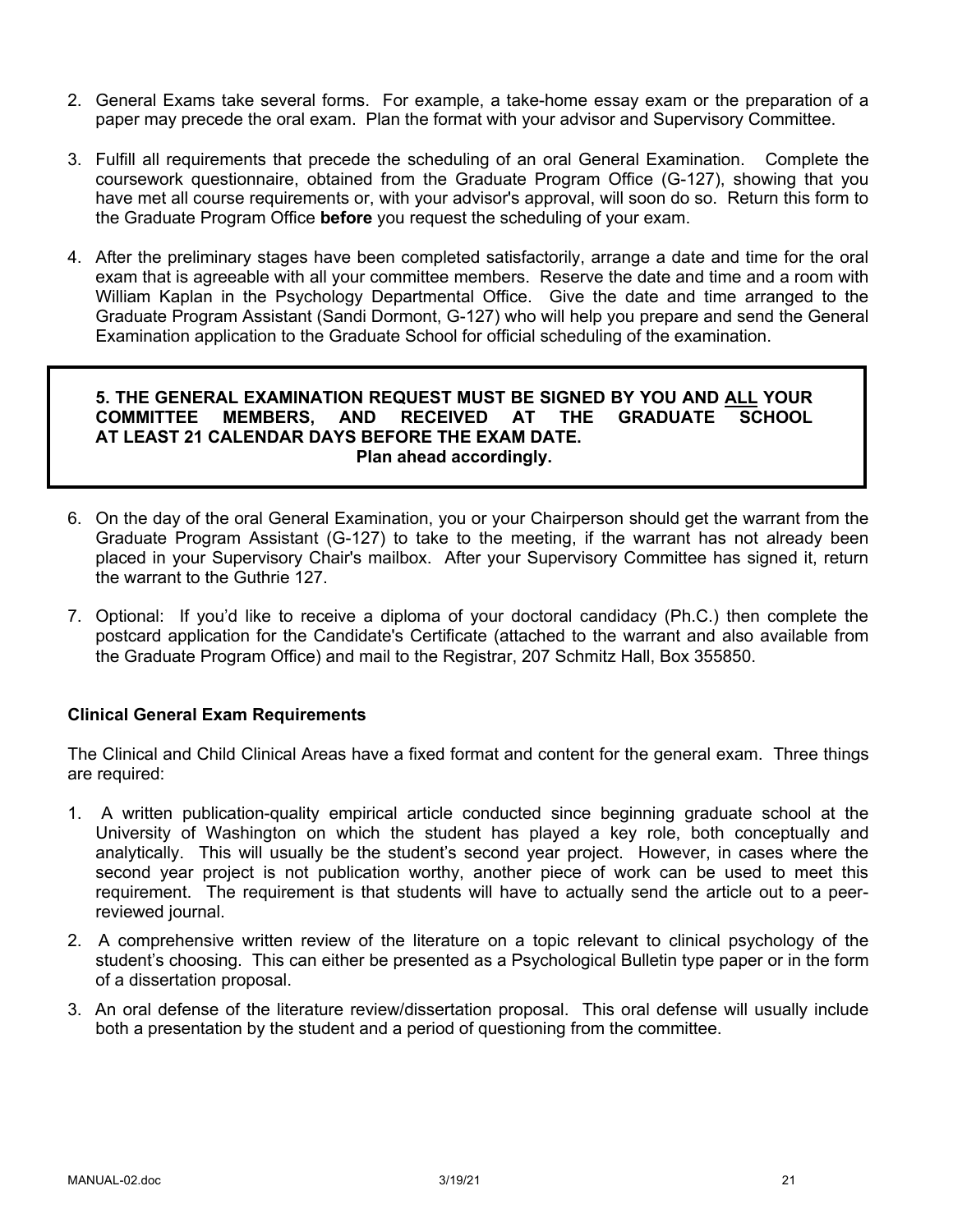2. General Exams take several forms. For example, a take-home essay exam or the preparation of a paper may precede the oral exam. Plan the format with your advisor and Supervisory Committee.

3. Fulfill all requirements that precede the scheduling of an oral General Examination. Complete the coursework questionnaire, obtained from the Graduate Program Office (G-127), showing that you have met all course requirements or, with your advisor's approval, will soon do so. Return this form to the Graduate Program Office **before** you request the scheduling of your exam.

4. After the preliminary stages have been completed satisfactorily, arrange a date and time for the oral exam that is agreeable with all your committee members. Reserve the date and time and a room with William Kaplan in the Psychology Departmental Office. Give the date and time arranged to the Graduate Program Assistant (Sandi Dormont, G-127) who will help you prepare and send the General Examination application to the Graduate School for official scheduling of the examination.

**5. THE GENERAL EXAMINATION REQUEST MUST BE SIGNED BY YOU AND <u>ALL</u> YOUR COMMITTEE MEMBERS, AND RECEIVED AT THE GRADUATE SCHOOL AT LEAST 21 CALENDAR DAYS BEFORE THE EXAM DATE.**
**Plan ahead accordingly.**

6. On the day of the oral General Examination, you or your Chairperson should get the warrant from the Graduate Program Assistant (G-127) to take to the meeting, if the warrant has not already been placed in your Supervisory Chair's mailbox. After your Supervisory Committee has signed it, return the warrant to the Guthrie 127.

7. Optional: If you'd like to receive a diploma of your doctoral candidacy (Ph.C.) then complete the postcard application for the Candidate's Certificate (attached to the warrant and also available from the Graduate Program Office) and mail to the Registrar, 207 Schmitz Hall, Box 355850.

**Clinical General Exam Requirements**

The Clinical and Child Clinical Areas have a fixed format and content for the general exam. Three things are required:

1. A written publication-quality empirical article conducted since beginning graduate school at the University of Washington on which the student has played a key role, both conceptually and analytically. This will usually be the student's second year project. However, in cases where the second year project is not publication worthy, another piece of work can be used to meet this requirement. The requirement is that students will have to actually send the article out to a peer-reviewed journal.
2. A comprehensive written review of the literature on a topic relevant to clinical psychology of the student's choosing. This can either be presented as a Psychological Bulletin type paper or in the form of a dissertation proposal.
3. An oral defense of the literature review/dissertation proposal. This oral defense will usually include both a presentation by the student and a period of questioning from the committee.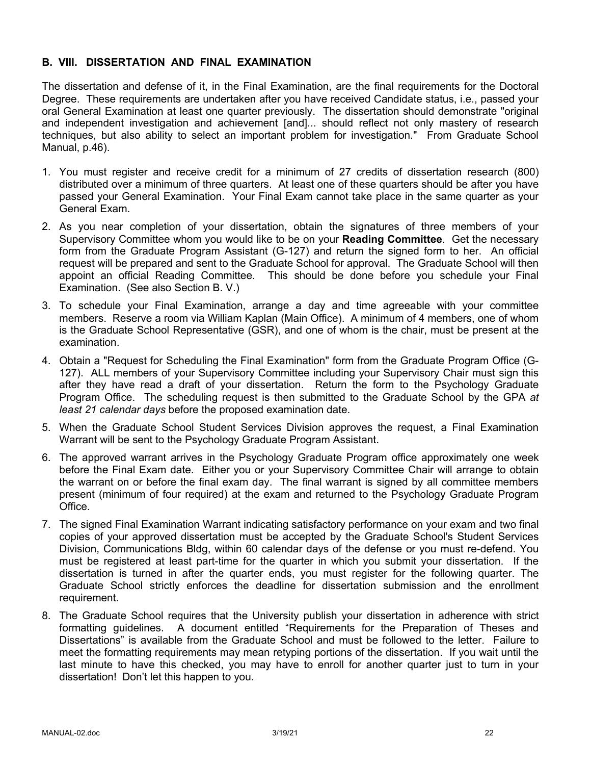### B. VIII. DISSERTATION AND FINAL EXAMINATION

The dissertation and defense of it, in the Final Examination, are the final requirements for the Doctoral Degree. These requirements are undertaken after you have received Candidate status, i.e., passed your oral General Examination at least one quarter previously. The dissertation should demonstrate "original and independent investigation and achievement [and]... should reflect not only mastery of research techniques, but also ability to select an important problem for investigation." From Graduate School Manual, p.46).

1. You must register and receive credit for a minimum of 27 credits of dissertation research (800) distributed over a minimum of three quarters. At least one of these quarters should be after you have passed your General Examination. Your Final Exam cannot take place in the same quarter as your General Exam.
2. As you near completion of your dissertation, obtain the signatures of three members of your Supervisory Committee whom you would like to be on your **Reading Committee**. Get the necessary form from the Graduate Program Assistant (G-127) and return the signed form to her. An official request will be prepared and sent to the Graduate School for approval. The Graduate School will then appoint an official Reading Committee. This should be done before you schedule your Final Examination. (See also Section B. V.)
3. To schedule your Final Examination, arrange a day and time agreeable with your committee members. Reserve a room via William Kaplan (Main Office). A minimum of 4 members, one of whom is the Graduate School Representative (GSR), and one of whom is the chair, must be present at the examination.
4. Obtain a "Request for Scheduling the Final Examination" form from the Graduate Program Office (G-127). ALL members of your Supervisory Committee including your Supervisory Chair must sign this after they have read a draft of your dissertation. Return the form to the Psychology Graduate Program Office. The scheduling request is then submitted to the Graduate School by the GPA *at least 21 calendar days* before the proposed examination date.
5. When the Graduate School Student Services Division approves the request, a Final Examination Warrant will be sent to the Psychology Graduate Program Assistant.
6. The approved warrant arrives in the Psychology Graduate Program office approximately one week before the Final Exam date. Either you or your Supervisory Committee Chair will arrange to obtain the warrant on or before the final exam day. The final warrant is signed by all committee members present (minimum of four required) at the exam and returned to the Psychology Graduate Program Office.
7. The signed Final Examination Warrant indicating satisfactory performance on your exam and two final copies of your approved dissertation must be accepted by the Graduate School's Student Services Division, Communications Bldg, within 60 calendar days of the defense or you must re-defend. You must be registered at least part-time for the quarter in which you submit your dissertation. If the dissertation is turned in after the quarter ends, you must register for the following quarter. The Graduate School strictly enforces the deadline for dissertation submission and the enrollment requirement.
8. The Graduate School requires that the University publish your dissertation in adherence with strict formatting guidelines. A document entitled "Requirements for the Preparation of Theses and Dissertations" is available from the Graduate School and must be followed to the letter. Failure to meet the formatting requirements may mean retyping portions of the dissertation. If you wait until the last minute to have this checked, you may have to enroll for another quarter just to turn in your dissertation! Don't let this happen to you.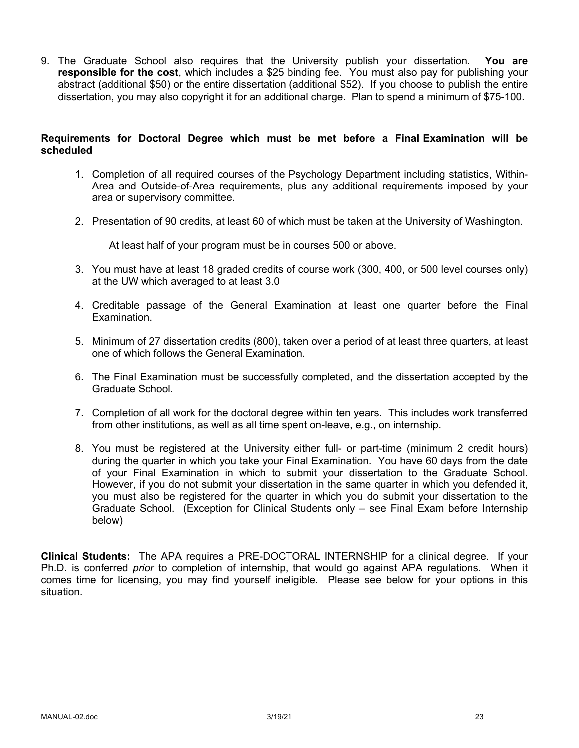9. The Graduate School also requires that the University publish your dissertation. **You are responsible for the cost**, which includes a $25 binding fee. You must also pay for publishing your abstract (additional $50) or the entire dissertation (additional $52). If you choose to publish the entire dissertation, you may also copyright it for an additional charge. Plan to spend a minimum of $75-100.

**Requirements for Doctoral Degree which must be met before a Final Examination will be scheduled**

1. Completion of all required courses of the Psychology Department including statistics, Within-Area and Outside-of-Area requirements, plus any additional requirements imposed by your area or supervisory committee.
2. Presentation of 90 credits, at least 60 of which must be taken at the University of Washington.

   At least half of your program must be in courses 500 or above.

3. You must have at least 18 graded credits of course work (300, 400, or 500 level courses only) at the UW which averaged to at least 3.0
4. Creditable passage of the General Examination at least one quarter before the Final Examination.
5. Minimum of 27 dissertation credits (800), taken over a period of at least three quarters, at least one of which follows the General Examination.
6. The Final Examination must be successfully completed, and the dissertation accepted by the Graduate School.
7. Completion of all work for the doctoral degree within ten years. This includes work transferred from other institutions, as well as all time spent on-leave, e.g., on internship.
8. You must be registered at the University either full- or part-time (minimum 2 credit hours) during the quarter in which you take your Final Examination. You have 60 days from the date of your Final Examination in which to submit your dissertation to the Graduate School. However, if you do not submit your dissertation in the same quarter in which you defended it, you must also be registered for the quarter in which you do submit your dissertation to the Graduate School. (Exception for Clinical Students only – see Final Exam before Internship below)

**Clinical Students:** The APA requires a PRE-DOCTORAL INTERNSHIP for a clinical degree. If your Ph.D. is conferred *prior* to completion of internship, that would go against APA regulations. When it comes time for licensing, you may find yourself ineligible. Please see below for your options in this situation.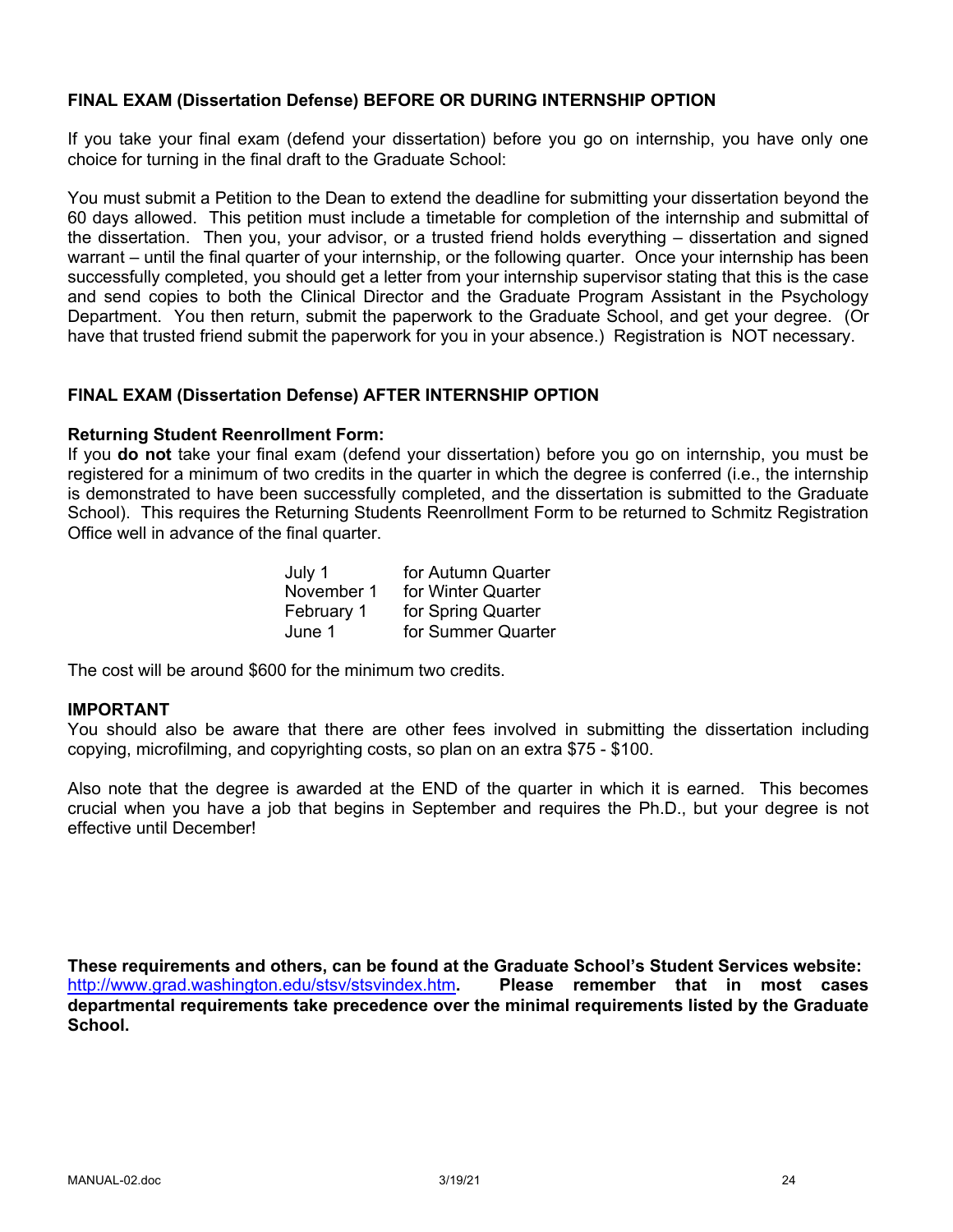### FINAL EXAM (Dissertation Defense) BEFORE OR DURING INTERNSHIP OPTION

If you take your final exam (defend your dissertation) before you go on internship, you have only one choice for turning in the final draft to the Graduate School:

You must submit a Petition to the Dean to extend the deadline for submitting your dissertation beyond the 60 days allowed. This petition must include a timetable for completion of the internship and submittal of the dissertation. Then you, your advisor, or a trusted friend holds everything – dissertation and signed warrant – until the final quarter of your internship, or the following quarter. Once your internship has been successfully completed, you should get a letter from your internship supervisor stating that this is the case and send copies to both the Clinical Director and the Graduate Program Assistant in the Psychology Department. You then return, submit the paperwork to the Graduate School, and get your degree. (Or have that trusted friend submit the paperwork for you in your absence.) Registration is NOT necessary.

### FINAL EXAM (Dissertation Defense) AFTER INTERNSHIP OPTION

**Returning Student Reenrollment Form:**
If you **do not** take your final exam (defend your dissertation) before you go on internship, you must be registered for a minimum of two credits in the quarter in which the degree is conferred (i.e., the internship is demonstrated to have been successfully completed, and the dissertation is submitted to the Graduate School). This requires the Returning Students Reenrollment Form to be returned to Schmitz Registration Office well in advance of the final quarter.

| | |
|---|---|
| July 1 | for Autumn Quarter |
| November 1 | for Winter Quarter |
| February 1 | for Spring Quarter |
| June 1 | for Summer Quarter |

The cost will be around $600 for the minimum two credits.

**IMPORTANT**
You should also be aware that there are other fees involved in submitting the dissertation including copying, microfilming, and copyrighting costs, so plan on an extra $75 - $100.

Also note that the degree is awarded at the END of the quarter in which it is earned. This becomes crucial when you have a job that begins in September and requires the Ph.D., but your degree is not effective until December!

**These requirements and others, can be found at the Graduate School's Student Services website:** [http://www.grad.washington.edu/stsv/stsvindex.htm](http://www.grad.washington.edu/stsv/stsvindex.htm)**. Please remember that in most cases departmental requirements take precedence over the minimal requirements listed by the Graduate School.**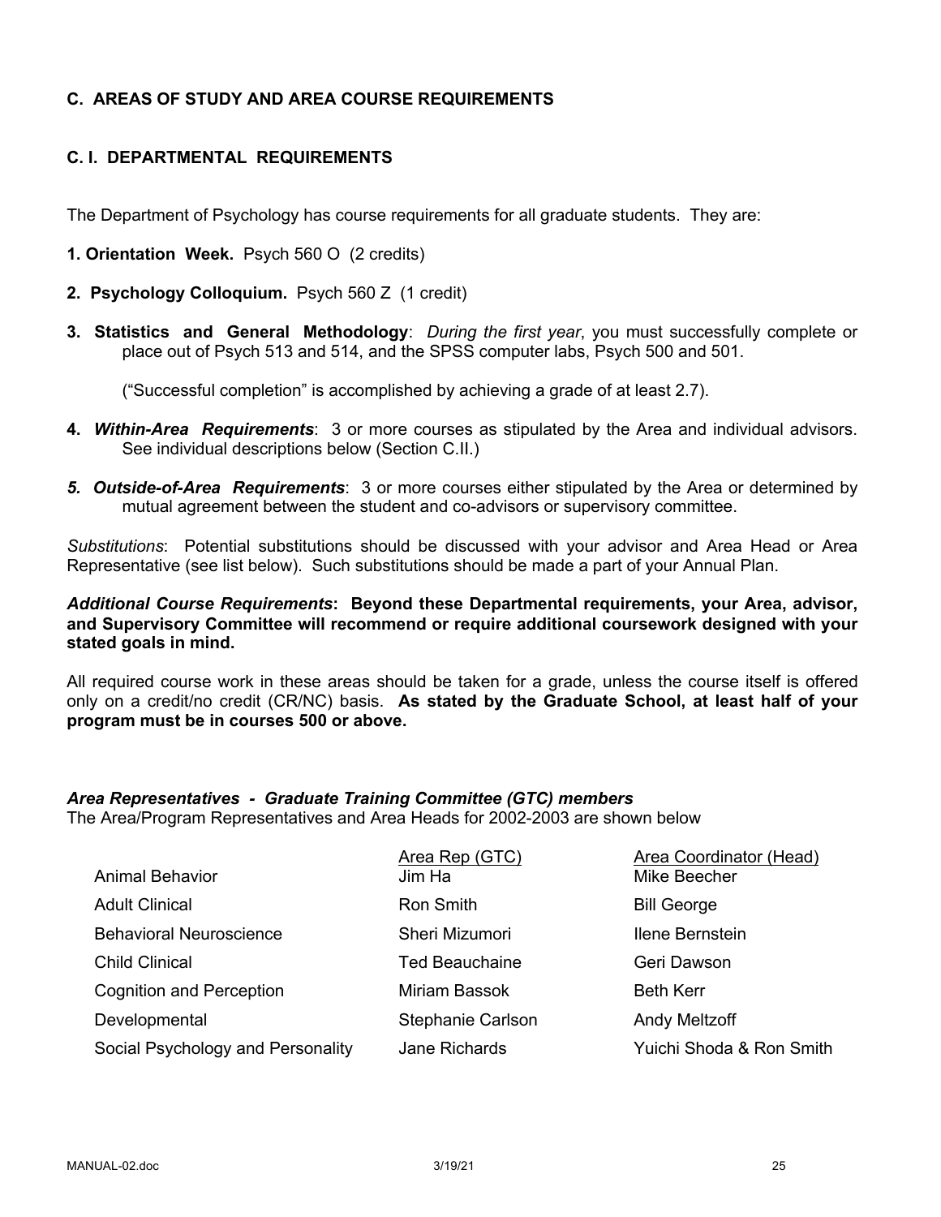## C. AREAS OF STUDY AND AREA COURSE REQUIREMENTS

### C. I. DEPARTMENTAL REQUIREMENTS

The Department of Psychology has course requirements for all graduate students. They are:

**1. Orientation Week.** Psych 560 O (2 credits)

**2. Psychology Colloquium.** Psych 560 Z (1 credit)

**3. Statistics and General Methodology**: *During the first year*, you must successfully complete or place out of Psych 513 and 514, and the SPSS computer labs, Psych 500 and 501.

("Successful completion" is accomplished by achieving a grade of at least 2.7).

**4. *Within-Area Requirements***: 3 or more courses as stipulated by the Area and individual advisors. See individual descriptions below (Section C.II.)

***5. Outside-of-Area Requirements***: 3 or more courses either stipulated by the Area or determined by mutual agreement between the student and co-advisors or supervisory committee.

*Substitutions*: Potential substitutions should be discussed with your advisor and Area Head or Area Representative (see list below). Such substitutions should be made a part of your Annual Plan.

***Additional Course Requirements*: Beyond these Departmental requirements, your Area, advisor, and Supervisory Committee will recommend or require additional coursework designed with your stated goals in mind.**

All required course work in these areas should be taken for a grade, unless the course itself is offered only on a credit/no credit (CR/NC) basis. **As stated by the Graduate School, at least half of your program must be in courses 500 or above.**

***Area Representatives - Graduate Training Committee (GTC) members***

The Area/Program Representatives and Area Heads for 2002-2003 are shown below

| | Area Rep (GTC) | Area Coordinator (Head) |
|---|---|---|
| Animal Behavior | Jim Ha | Mike Beecher |
| Adult Clinical | Ron Smith | Bill George |
| Behavioral Neuroscience | Sheri Mizumori | Ilene Bernstein |
| Child Clinical | Ted Beauchaine | Geri Dawson |
| Cognition and Perception | Miriam Bassok | Beth Kerr |
| Developmental | Stephanie Carlson | Andy Meltzoff |
| Social Psychology and Personality | Jane Richards | Yuichi Shoda & Ron Smith |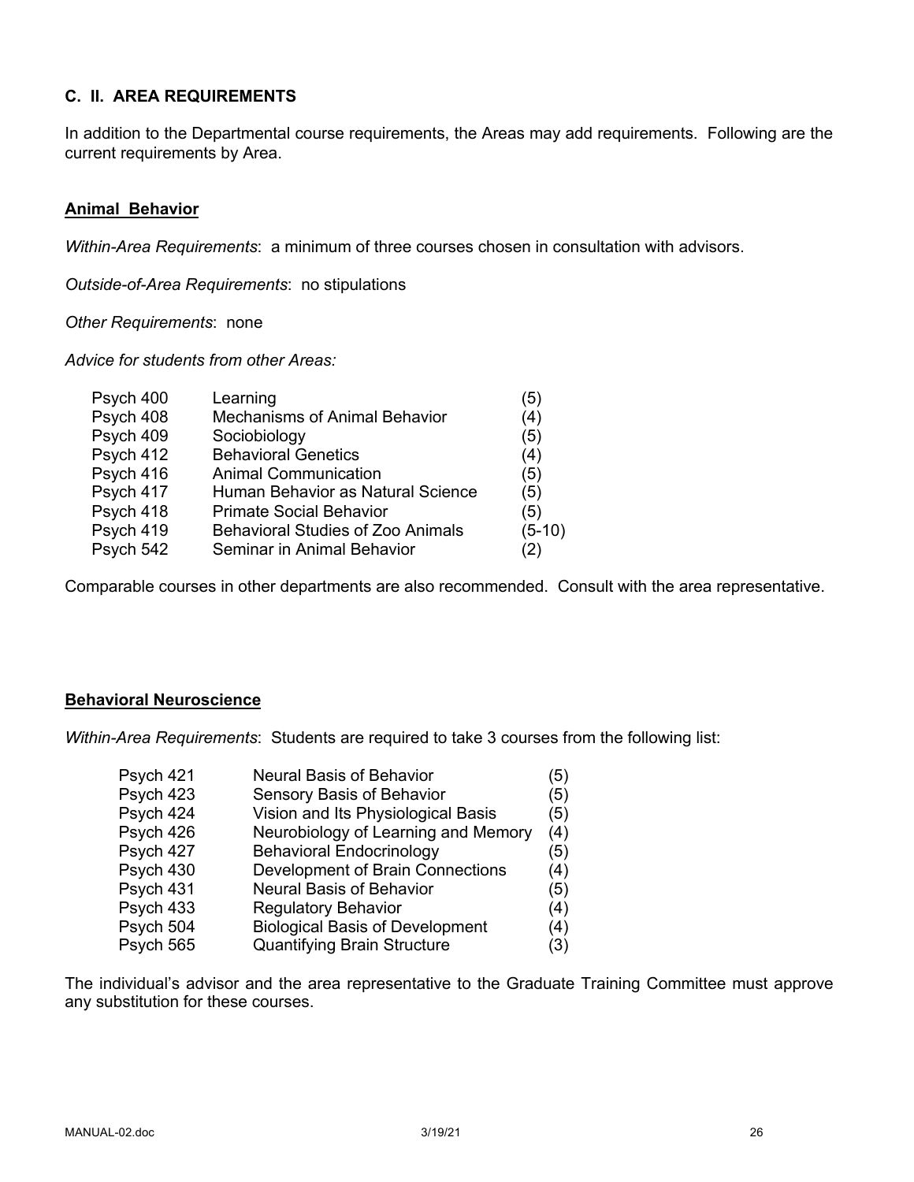## C. II. AREA REQUIREMENTS

In addition to the Departmental course requirements, the Areas may add requirements. Following are the current requirements by Area.

### Animal Behavior

*Within-Area Requirements*: a minimum of three courses chosen in consultation with advisors.

*Outside-of-Area Requirements*: no stipulations

*Other Requirements*: none

*Advice for students from other Areas:*

| | | |
|---|---|---|
| Psych 400 | Learning | (5) |
| Psych 408 | Mechanisms of Animal Behavior | (4) |
| Psych 409 | Sociobiology | (5) |
| Psych 412 | Behavioral Genetics | (4) |
| Psych 416 | Animal Communication | (5) |
| Psych 417 | Human Behavior as Natural Science | (5) |
| Psych 418 | Primate Social Behavior | (5) |
| Psych 419 | Behavioral Studies of Zoo Animals | (5-10) |
| Psych 542 | Seminar in Animal Behavior | (2) |

Comparable courses in other departments are also recommended. Consult with the area representative.

### Behavioral Neuroscience

*Within-Area Requirements*: Students are required to take 3 courses from the following list:

| | | |
|---|---|---|
| Psych 421 | Neural Basis of Behavior | (5) |
| Psych 423 | Sensory Basis of Behavior | (5) |
| Psych 424 | Vision and Its Physiological Basis | (5) |
| Psych 426 | Neurobiology of Learning and Memory | (4) |
| Psych 427 | Behavioral Endocrinology | (5) |
| Psych 430 | Development of Brain Connections | (4) |
| Psych 431 | Neural Basis of Behavior | (5) |
| Psych 433 | Regulatory Behavior | (4) |
| Psych 504 | Biological Basis of Development | (4) |
| Psych 565 | Quantifying Brain Structure | (3) |

The individual's advisor and the area representative to the Graduate Training Committee must approve any substitution for these courses.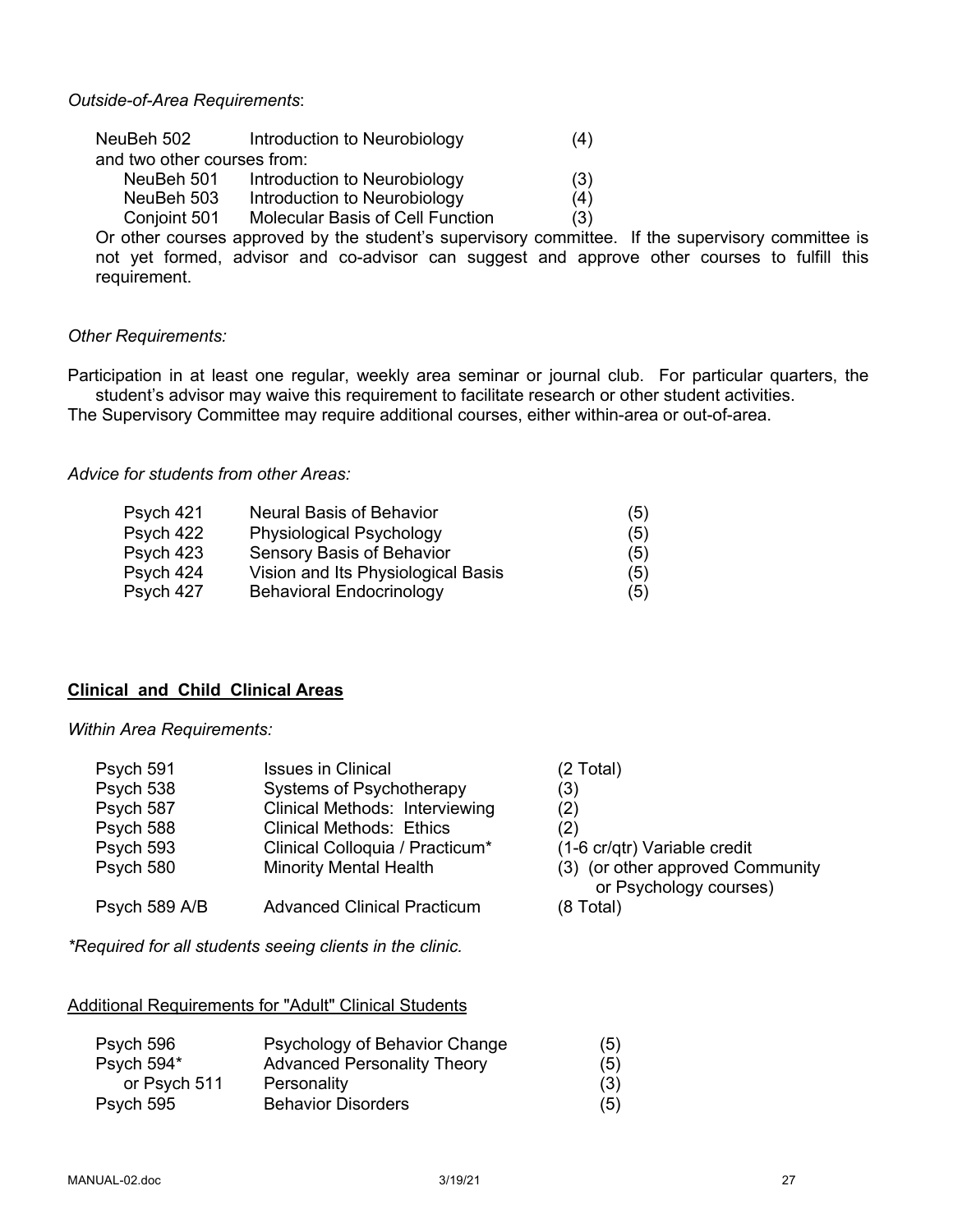*Outside-of-Area Requirements*:

| | | |
|---|---|---|
| NeuBeh 502 | Introduction to Neurobiology | (4) |
| and two other courses from: | | |
| NeuBeh 501 | Introduction to Neurobiology | (3) |
| NeuBeh 503 | Introduction to Neurobiology | (4) |
| Conjoint 501 | Molecular Basis of Cell Function | (3) |

Or other courses approved by the student's supervisory committee. If the supervisory committee is not yet formed, advisor and co-advisor can suggest and approve other courses to fulfill this requirement.

*Other Requirements:*

Participation in at least one regular, weekly area seminar or journal club. For particular quarters, the student's advisor may waive this requirement to facilitate research or other student activities.

The Supervisory Committee may require additional courses, either within-area or out-of-area.

*Advice for students from other Areas:*

| | | |
|---|---|---|
| Psych 421 | Neural Basis of Behavior | (5) |
| Psych 422 | Physiological Psychology | (5) |
| Psych 423 | Sensory Basis of Behavior | (5) |
| Psych 424 | Vision and Its Physiological Basis | (5) |
| Psych 427 | Behavioral Endocrinology | (5) |

## Clinical and Child Clinical Areas

*Within Area Requirements:*

| | | |
|---|---|---|
| Psych 591 | Issues in Clinical | (2 Total) |
| Psych 538 | Systems of Psychotherapy | (3) |
| Psych 587 | Clinical Methods: Interviewing | (2) |
| Psych 588 | Clinical Methods: Ethics | (2) |
| Psych 593 | Clinical Colloquia / Practicum* | (1-6 cr/qtr) Variable credit |
| Psych 580 | Minority Mental Health | (3) (or other approved Community or Psychology courses) |
| Psych 589 A/B | Advanced Clinical Practicum | (8 Total) |

*\*Required for all students seeing clients in the clinic.*

Additional Requirements for "Adult" Clinical Students

| | | |
|---|---|---|
| Psych 596 | Psychology of Behavior Change | (5) |
| Psych 594* | Advanced Personality Theory | (5) |
| or Psych 511 | Personality | (3) |
| Psych 595 | Behavior Disorders | (5) |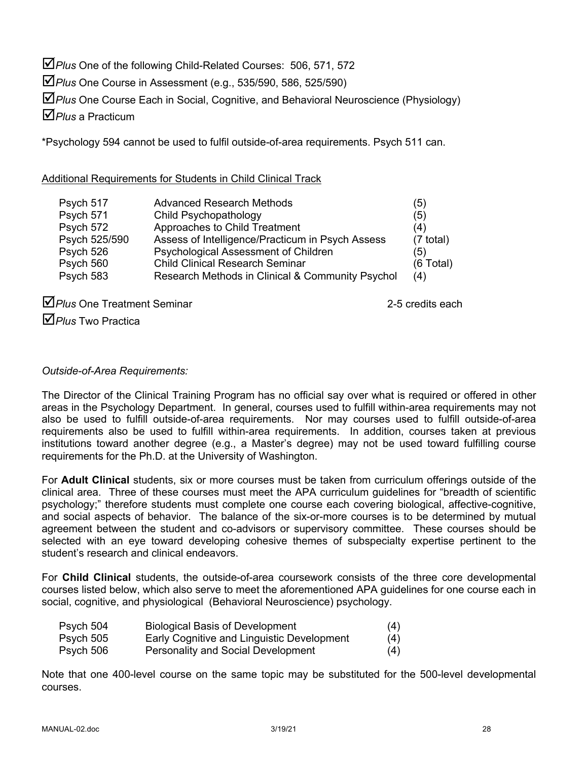☑ *Plus* One of the following Child-Related Courses: 506, 571, 572

☑ *Plus* One Course in Assessment (e.g., 535/590, 586, 525/590)

☑ *Plus* One Course Each in Social, Cognitive, and Behavioral Neuroscience (Physiology)

☑ *Plus* a Practicum

*Psychology 594 cannot be used to fulfil outside-of-area requirements. Psych 511 can.

<u>Additional Requirements for Students in Child Clinical Track</u>

| | | |
|---|---|---|
| Psych 517 | Advanced Research Methods | (5) |
| Psych 571 | Child Psychopathology | (5) |
| Psych 572 | Approaches to Child Treatment | (4) |
| Psych 525/590 | Assess of Intelligence/Practicum in Psych Assess | (7 total) |
| Psych 526 | Psychological Assessment of Children | (5) |
| Psych 560 | Child Clinical Research Seminar | (6 Total) |
| Psych 583 | Research Methods in Clinical & Community Psychol | (4) |

☑ *Plus* One Treatment Seminar 2-5 credits each

☑ *Plus* Two Practica

*Outside-of-Area Requirements:*

The Director of the Clinical Training Program has no official say over what is required or offered in other areas in the Psychology Department. In general, courses used to fulfill within-area requirements may not also be used to fulfill outside-of-area requirements. Nor may courses used to fulfill outside-of-area requirements also be used to fulfill within-area requirements. In addition, courses taken at previous institutions toward another degree (e.g., a Master's degree) may not be used toward fulfilling course requirements for the Ph.D. at the University of Washington.

For **Adult Clinical** students, six or more courses must be taken from curriculum offerings outside of the clinical area. Three of these courses must meet the APA curriculum guidelines for "breadth of scientific psychology;" therefore students must complete one course each covering biological, affective-cognitive, and social aspects of behavior. The balance of the six-or-more courses is to be determined by mutual agreement between the student and co-advisors or supervisory committee. These courses should be selected with an eye toward developing cohesive themes of subspecialty expertise pertinent to the student's research and clinical endeavors.

For **Child Clinical** students, the outside-of-area coursework consists of the three core developmental courses listed below, which also serve to meet the aforementioned APA guidelines for one course each in social, cognitive, and physiological (Behavioral Neuroscience) psychology.

| | | |
|---|---|---|
| Psych 504 | Biological Basis of Development | (4) |
| Psych 505 | Early Cognitive and Linguistic Development | (4) |
| Psych 506 | Personality and Social Development | (4) |

Note that one 400-level course on the same topic may be substituted for the 500-level developmental courses.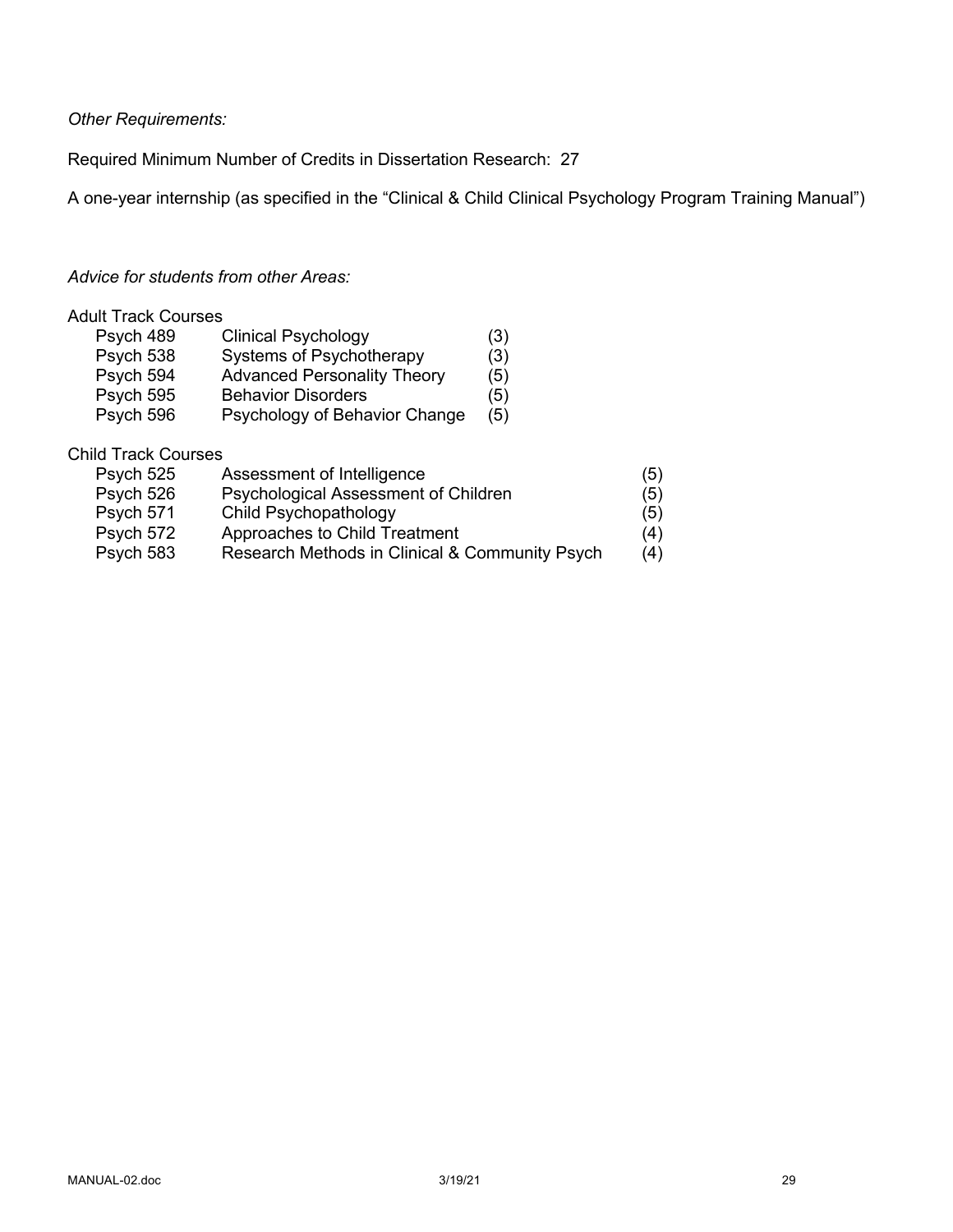*Other Requirements:*

Required Minimum Number of Credits in Dissertation Research: 27

A one-year internship (as specified in the "Clinical & Child Clinical Psychology Program Training Manual")

*Advice for students from other Areas:*

Adult Track Courses

| | | |
|---|---|---|
| Psych 489 | Clinical Psychology | (3) |
| Psych 538 | Systems of Psychotherapy | (3) |
| Psych 594 | Advanced Personality Theory | (5) |
| Psych 595 | Behavior Disorders | (5) |
| Psych 596 | Psychology of Behavior Change | (5) |

Child Track Courses

| | | |
|---|---|---|
| Psych 525 | Assessment of Intelligence | (5) |
| Psych 526 | Psychological Assessment of Children | (5) |
| Psych 571 | Child Psychopathology | (5) |
| Psych 572 | Approaches to Child Treatment | (4) |
| Psych 583 | Research Methods in Clinical & Community Psych | (4) |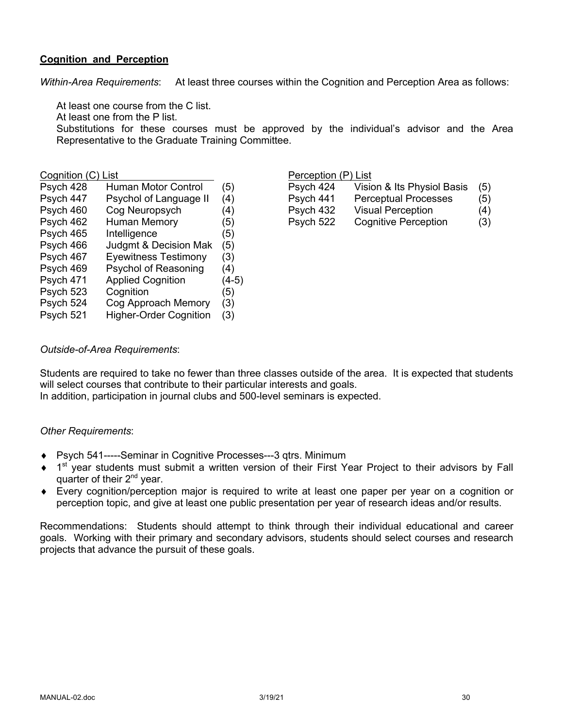## Cognition and Perception

*Within-Area Requirements*: At least three courses within the Cognition and Perception Area as follows:

At least one course from the C list.
At least one from the P list.
Substitutions for these courses must be approved by the individual's advisor and the Area Representative to the Graduate Training Committee.

Cognition (C) List

| Course | Title | Credits |
|---|---|---|
| Psych 428 | Human Motor Control | (5) |
| Psych 447 | Psychol of Language II | (4) |
| Psych 460 | Cog Neuropsych | (4) |
| Psych 462 | Human Memory | (5) |
| Psych 465 | Intelligence | (5) |
| Psych 466 | Judgmt & Decision Mak | (5) |
| Psych 467 | Eyewitness Testimony | (3) |
| Psych 469 | Psychol of Reasoning | (4) |
| Psych 471 | Applied Cognition | (4-5) |
| Psych 523 | Cognition | (5) |
| Psych 524 | Cog Approach Memory | (3) |
| Psych 521 | Higher-Order Cognition | (3) |

Perception (P) List

| Course | Title | Credits |
|---|---|---|
| Psych 424 | Vision & Its Physiol Basis | (5) |
| Psych 441 | Perceptual Processes | (5) |
| Psych 432 | Visual Perception | (4) |
| Psych 522 | Cognitive Perception | (3) |

*Outside-of-Area Requirements*:

Students are required to take no fewer than three classes outside of the area. It is expected that students will select courses that contribute to their particular interests and goals.
In addition, participation in journal clubs and 500-level seminars is expected.

*Other Requirements*:

- Psych 541-----Seminar in Cognitive Processes---3 qtrs. Minimum
- 1st year students must submit a written version of their First Year Project to their advisors by Fall quarter of their 2nd year.
- Every cognition/perception major is required to write at least one paper per year on a cognition or perception topic, and give at least one public presentation per year of research ideas and/or results.

Recommendations: Students should attempt to think through their individual educational and career goals. Working with their primary and secondary advisors, students should select courses and research projects that advance the pursuit of these goals.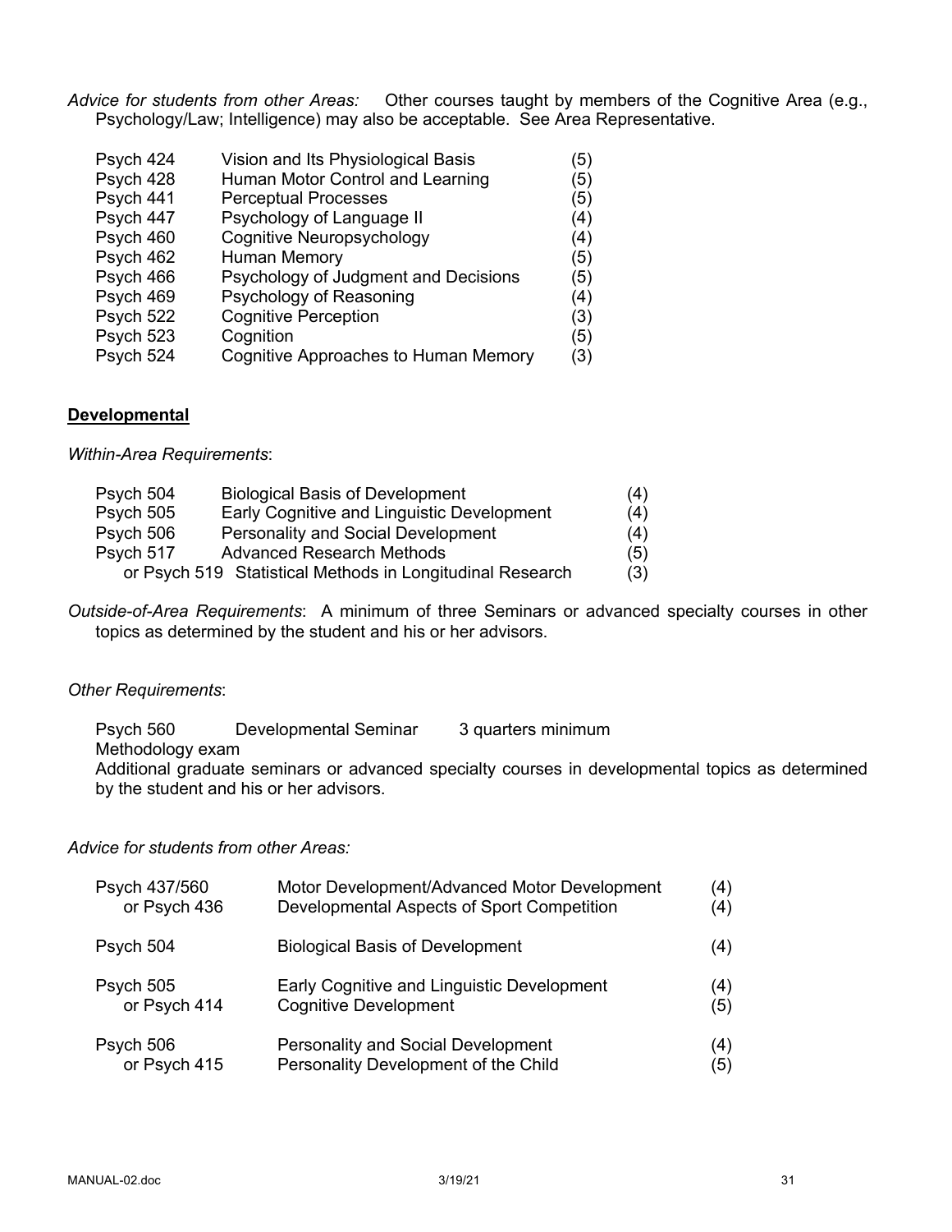*Advice for students from other Areas:* Other courses taught by members of the Cognitive Area (e.g., Psychology/Law; Intelligence) may also be acceptable. See Area Representative.

| | | |
|---|---|---|
| Psych 424 | Vision and Its Physiological Basis | (5) |
| Psych 428 | Human Motor Control and Learning | (5) |
| Psych 441 | Perceptual Processes | (5) |
| Psych 447 | Psychology of Language II | (4) |
| Psych 460 | Cognitive Neuropsychology | (4) |
| Psych 462 | Human Memory | (5) |
| Psych 466 | Psychology of Judgment and Decisions | (5) |
| Psych 469 | Psychology of Reasoning | (4) |
| Psych 522 | Cognitive Perception | (3) |
| Psych 523 | Cognition | (5) |
| Psych 524 | Cognitive Approaches to Human Memory | (3) |

## **Developmental**

*Within-Area Requirements*:

| | | |
|---|---|---|
| Psych 504 | Biological Basis of Development | (4) |
| Psych 505 | Early Cognitive and Linguistic Development | (4) |
| Psych 506 | Personality and Social Development | (4) |
| Psych 517 | Advanced Research Methods | (5) |
| or Psych 519 | Statistical Methods in Longitudinal Research | (3) |

*Outside-of-Area Requirements*: A minimum of three Seminars or advanced specialty courses in other topics as determined by the student and his or her advisors.

*Other Requirements*:

Psych 560 Developmental Seminar 3 quarters minimum

Methodology exam

Additional graduate seminars or advanced specialty courses in developmental topics as determined by the student and his or her advisors.

*Advice for students from other Areas:*

| | | |
|---|---|---|
| Psych 437/560 | Motor Development/Advanced Motor Development | (4) |
| or Psych 436 | Developmental Aspects of Sport Competition | (4) |
| Psych 504 | Biological Basis of Development | (4) |
| Psych 505 | Early Cognitive and Linguistic Development | (4) |
| or Psych 414 | Cognitive Development | (5) |
| Psych 506 | Personality and Social Development | (4) |
| or Psych 415 | Personality Development of the Child | (5) |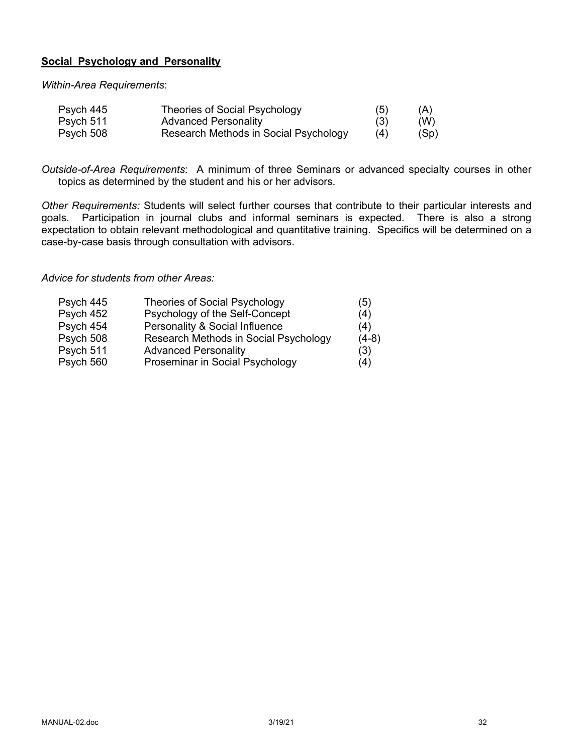## Social Psychology and Personality

*Within-Area Requirements*:

| | | | |
|---|---|---|---|
| Psych 445 | Theories of Social Psychology | (5) | (A) |
| Psych 511 | Advanced Personality | (3) | (W) |
| Psych 508 | Research Methods in Social Psychology | (4) | (Sp) |

*Outside-of-Area Requirements*: A minimum of three Seminars or advanced specialty courses in other topics as determined by the student and his or her advisors.

*Other Requirements:* Students will select further courses that contribute to their particular interests and goals. Participation in journal clubs and informal seminars is expected. There is also a strong expectation to obtain relevant methodological and quantitative training. Specifics will be determined on a case-by-case basis through consultation with advisors.

*Advice for students from other Areas:*

| | | |
|---|---|---|
| Psych 445 | Theories of Social Psychology | (5) |
| Psych 452 | Psychology of the Self-Concept | (4) |
| Psych 454 | Personality & Social Influence | (4) |
| Psych 508 | Research Methods in Social Psychology | (4-8) |
| Psych 511 | Advanced Personality | (3) |
| Psych 560 | Proseminar in Social Psychology | (4) |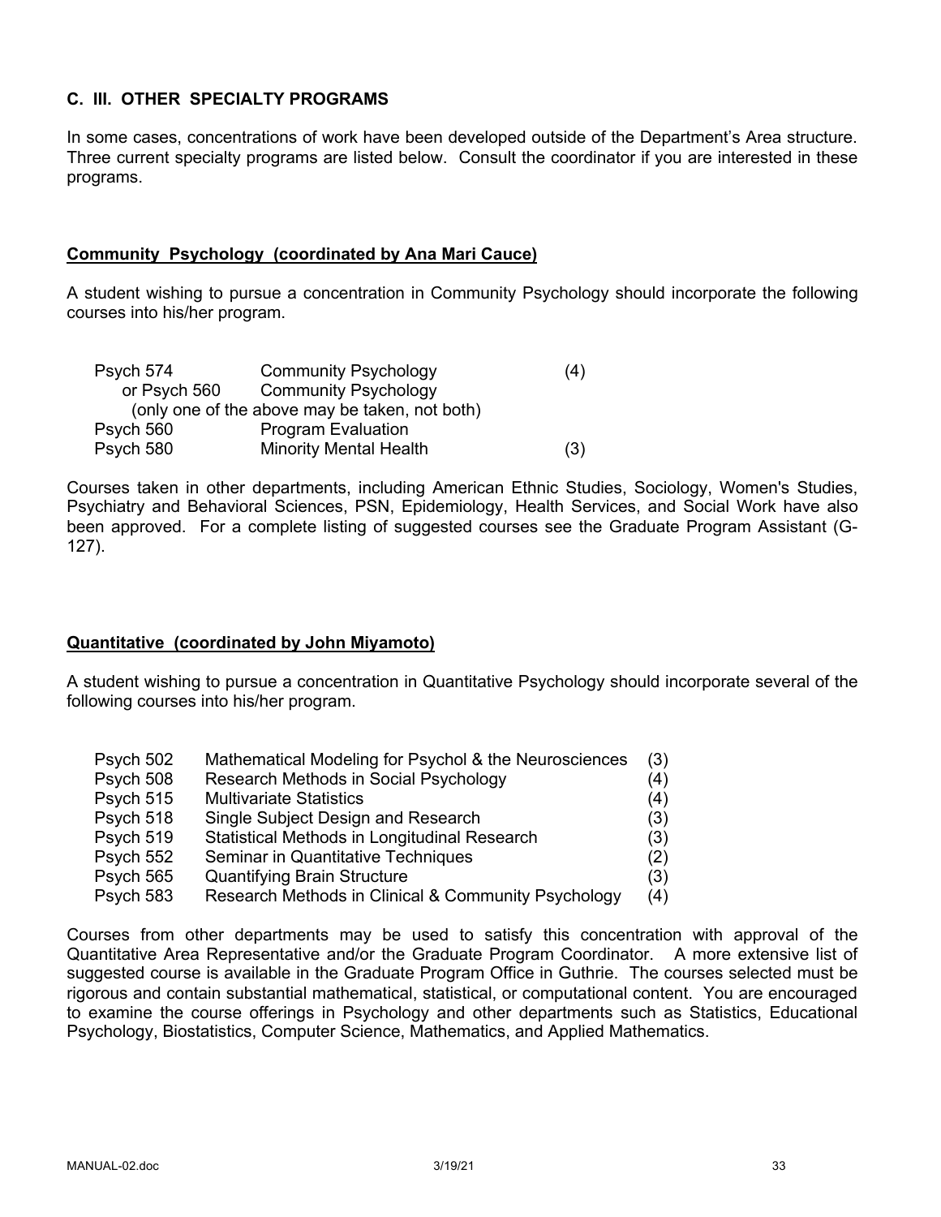## C. III. OTHER SPECIALTY PROGRAMS

In some cases, concentrations of work have been developed outside of the Department's Area structure. Three current specialty programs are listed below. Consult the coordinator if you are interested in these programs.

### Community Psychology (coordinated by Ana Mari Cauce)

A student wishing to pursue a concentration in Community Psychology should incorporate the following courses into his/her program.

| | | |
|---|---|---|
| Psych 574 | Community Psychology | (4) |
| or Psych 560 | Community Psychology | |
| (only one of the above may be taken, not both) | | |
| Psych 560 | Program Evaluation | |
| Psych 580 | Minority Mental Health | (3) |

Courses taken in other departments, including American Ethnic Studies, Sociology, Women's Studies, Psychiatry and Behavioral Sciences, PSN, Epidemiology, Health Services, and Social Work have also been approved. For a complete listing of suggested courses see the Graduate Program Assistant (G-127).

### Quantitative (coordinated by John Miyamoto)

A student wishing to pursue a concentration in Quantitative Psychology should incorporate several of the following courses into his/her program.

| | | |
|---|---|---|
| Psych 502 | Mathematical Modeling for Psychol & the Neurosciences | (3) |
| Psych 508 | Research Methods in Social Psychology | (4) |
| Psych 515 | Multivariate Statistics | (4) |
| Psych 518 | Single Subject Design and Research | (3) |
| Psych 519 | Statistical Methods in Longitudinal Research | (3) |
| Psych 552 | Seminar in Quantitative Techniques | (2) |
| Psych 565 | Quantifying Brain Structure | (3) |
| Psych 583 | Research Methods in Clinical & Community Psychology | (4) |

Courses from other departments may be used to satisfy this concentration with approval of the Quantitative Area Representative and/or the Graduate Program Coordinator. A more extensive list of suggested course is available in the Graduate Program Office in Guthrie. The courses selected must be rigorous and contain substantial mathematical, statistical, or computational content. You are encouraged to examine the course offerings in Psychology and other departments such as Statistics, Educational Psychology, Biostatistics, Computer Science, Mathematics, and Applied Mathematics.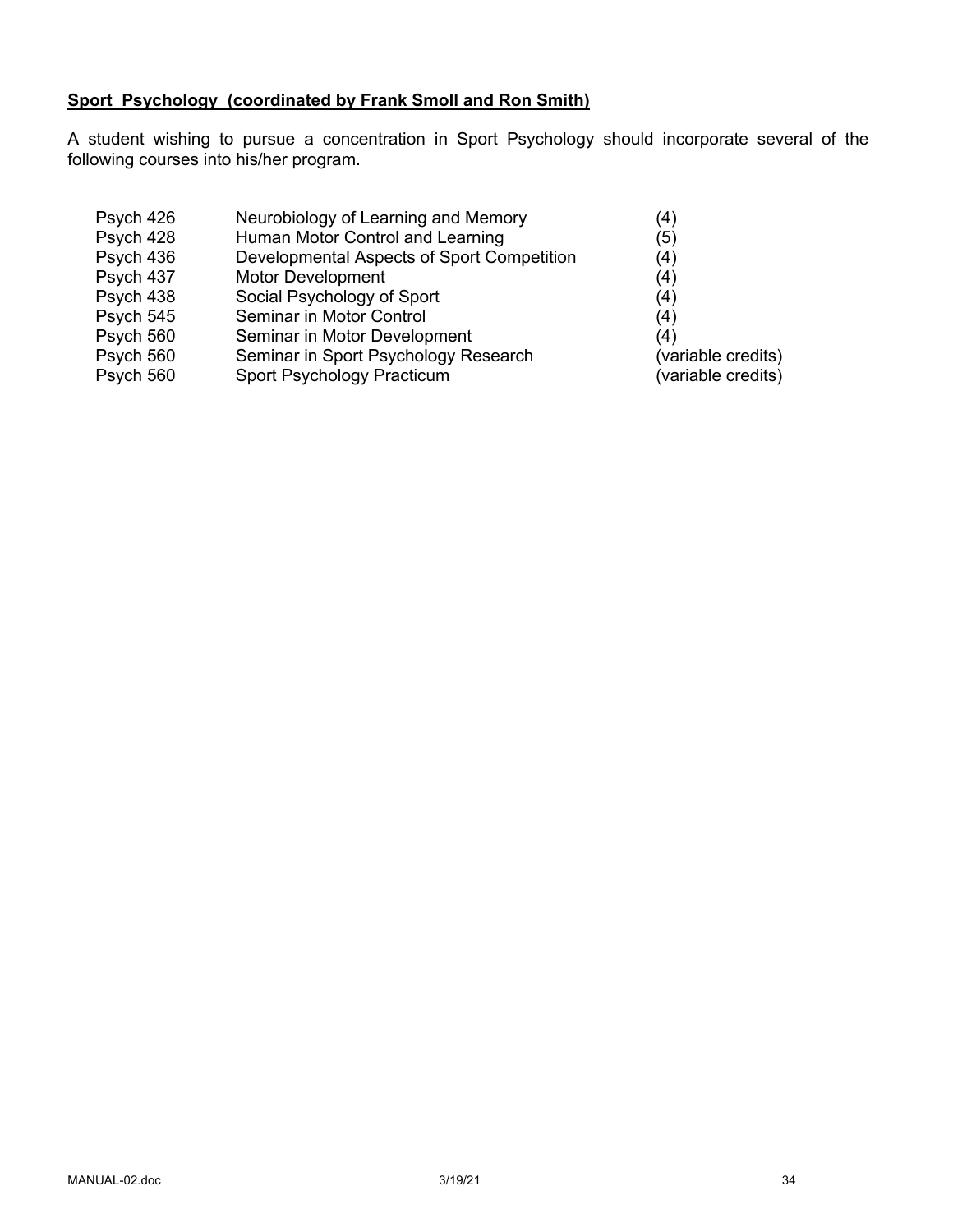**Sport Psychology (coordinated by Frank Smoll and Ron Smith)**

A student wishing to pursue a concentration in Sport Psychology should incorporate several of the following courses into his/her program.

| | | |
|---|---|---|
| Psych 426 | Neurobiology of Learning and Memory | (4) |
| Psych 428 | Human Motor Control and Learning | (5) |
| Psych 436 | Developmental Aspects of Sport Competition | (4) |
| Psych 437 | Motor Development | (4) |
| Psych 438 | Social Psychology of Sport | (4) |
| Psych 545 | Seminar in Motor Control | (4) |
| Psych 560 | Seminar in Motor Development | (4) |
| Psych 560 | Seminar in Sport Psychology Research | (variable credits) |
| Psych 560 | Sport Psychology Practicum | (variable credits) |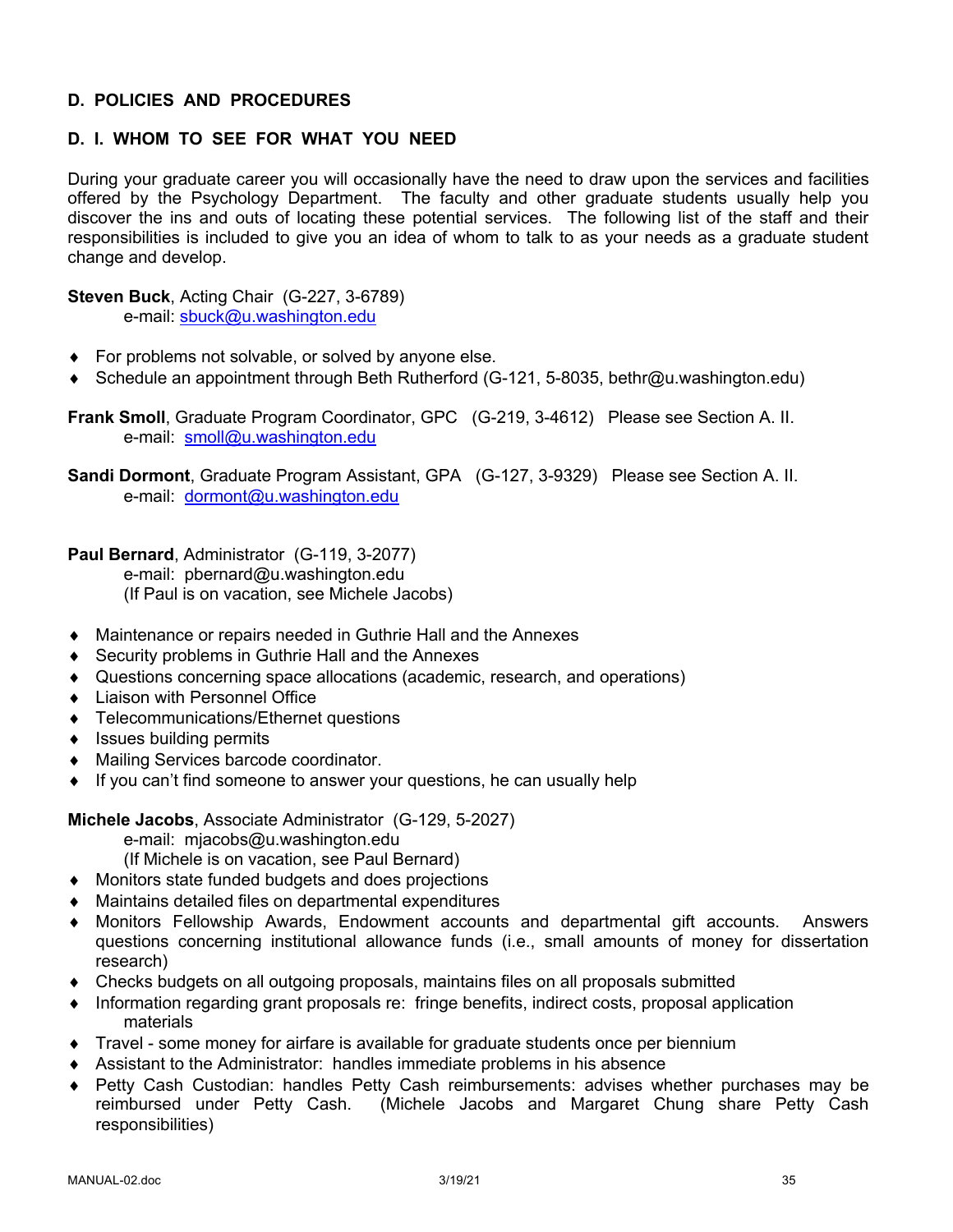## D. POLICIES AND PROCEDURES

### D. I. WHOM TO SEE FOR WHAT YOU NEED

During your graduate career you will occasionally have the need to draw upon the services and facilities offered by the Psychology Department. The faculty and other graduate students usually help you discover the ins and outs of locating these potential services. The following list of the staff and their responsibilities is included to give you an idea of whom to talk to as your needs as a graduate student change and develop.

**Steven Buck**, Acting Chair (G-227, 3-6789)
e-mail: sbuck@u.washington.edu

- For problems not solvable, or solved by anyone else.
- Schedule an appointment through Beth Rutherford (G-121, 5-8035, bethr@u.washington.edu)

**Frank Smoll**, Graduate Program Coordinator, GPC (G-219, 3-4612) Please see Section A. II.
e-mail: smoll@u.washington.edu

**Sandi Dormont**, Graduate Program Assistant, GPA (G-127, 3-9329) Please see Section A. II.
e-mail: dormont@u.washington.edu

**Paul Bernard**, Administrator (G-119, 3-2077)
e-mail: pbernard@u.washington.edu
(If Paul is on vacation, see Michele Jacobs)

- Maintenance or repairs needed in Guthrie Hall and the Annexes
- Security problems in Guthrie Hall and the Annexes
- Questions concerning space allocations (academic, research, and operations)
- Liaison with Personnel Office
- Telecommunications/Ethernet questions
- Issues building permits
- Mailing Services barcode coordinator.
- If you can't find someone to answer your questions, he can usually help

**Michele Jacobs**, Associate Administrator (G-129, 5-2027)
e-mail: mjacobs@u.washington.edu
(If Michele is on vacation, see Paul Bernard)

- Monitors state funded budgets and does projections
- Maintains detailed files on departmental expenditures
- Monitors Fellowship Awards, Endowment accounts and departmental gift accounts. Answers questions concerning institutional allowance funds (i.e., small amounts of money for dissertation research)
- Checks budgets on all outgoing proposals, maintains files on all proposals submitted
- Information regarding grant proposals re: fringe benefits, indirect costs, proposal application materials
- Travel - some money for airfare is available for graduate students once per biennium
- Assistant to the Administrator: handles immediate problems in his absence
- Petty Cash Custodian: handles Petty Cash reimbursements: advises whether purchases may be reimbursed under Petty Cash. (Michele Jacobs and Margaret Chung share Petty Cash responsibilities)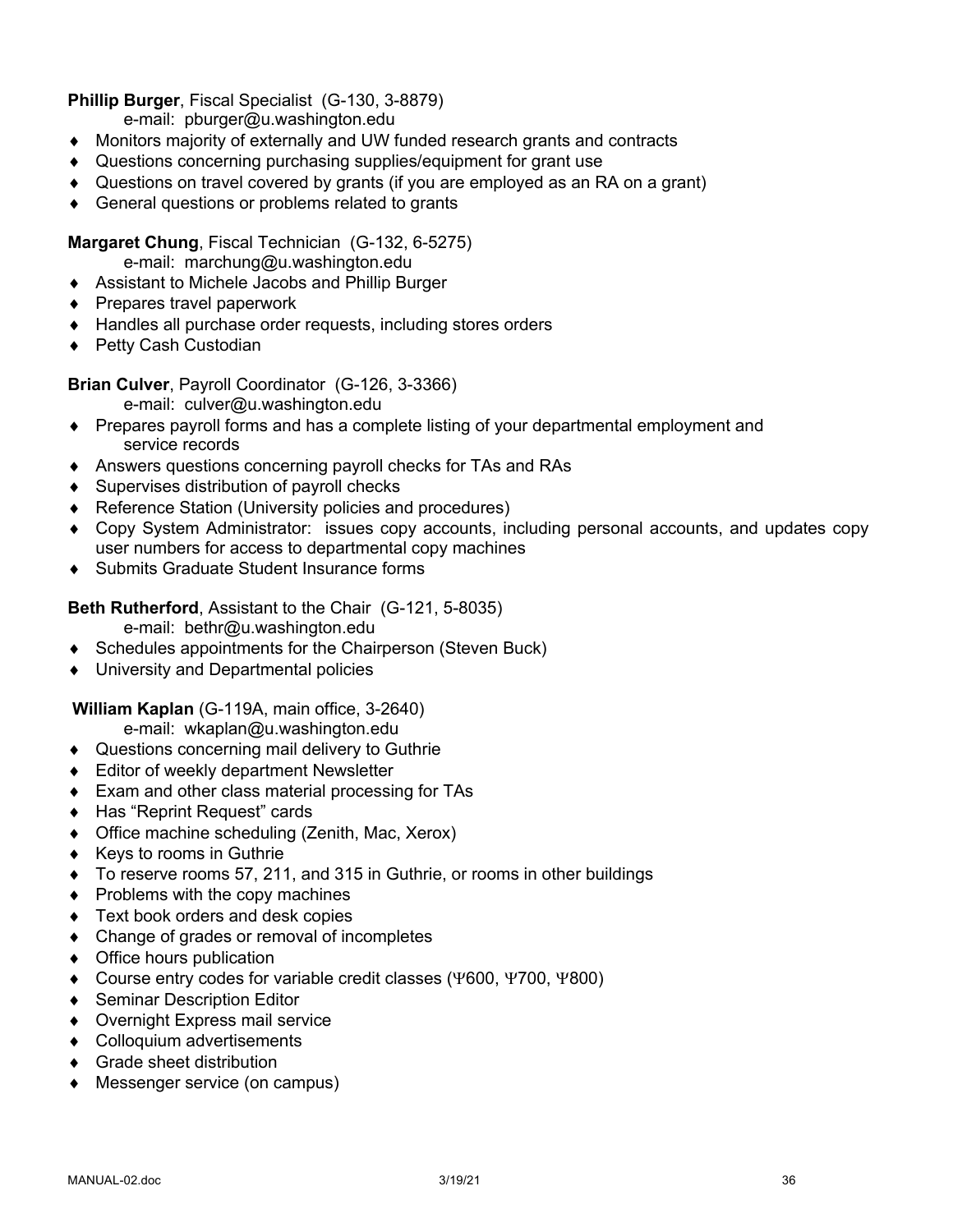**Phillip Burger**, Fiscal Specialist (G-130, 3-8879)
e-mail: pburger@u.washington.edu

- Monitors majority of externally and UW funded research grants and contracts
- Questions concerning purchasing supplies/equipment for grant use
- Questions on travel covered by grants (if you are employed as an RA on a grant)
- General questions or problems related to grants

**Margaret Chung**, Fiscal Technician (G-132, 6-5275)
e-mail: marchung@u.washington.edu

- Assistant to Michele Jacobs and Phillip Burger
- Prepares travel paperwork
- Handles all purchase order requests, including stores orders
- Petty Cash Custodian

**Brian Culver**, Payroll Coordinator (G-126, 3-3366)
e-mail: culver@u.washington.edu

- Prepares payroll forms and has a complete listing of your departmental employment and service records
- Answers questions concerning payroll checks for TAs and RAs
- Supervises distribution of payroll checks
- Reference Station (University policies and procedures)
- Copy System Administrator: issues copy accounts, including personal accounts, and updates copy user numbers for access to departmental copy machines
- Submits Graduate Student Insurance forms

**Beth Rutherford**, Assistant to the Chair (G-121, 5-8035)
e-mail: bethr@u.washington.edu

- Schedules appointments for the Chairperson (Steven Buck)
- University and Departmental policies

**William Kaplan** (G-119A, main office, 3-2640)
e-mail: wkaplan@u.washington.edu

- Questions concerning mail delivery to Guthrie
- Editor of weekly department Newsletter
- Exam and other class material processing for TAs
- Has "Reprint Request" cards
- Office machine scheduling (Zenith, Mac, Xerox)
- Keys to rooms in Guthrie
- To reserve rooms 57, 211, and 315 in Guthrie, or rooms in other buildings
- Problems with the copy machines
- Text book orders and desk copies
- Change of grades or removal of incompletes
- Office hours publication
- Course entry codes for variable credit classes (Ψ600, Ψ700, Ψ800)
- Seminar Description Editor
- Overnight Express mail service
- Colloquium advertisements
- Grade sheet distribution
- Messenger service (on campus)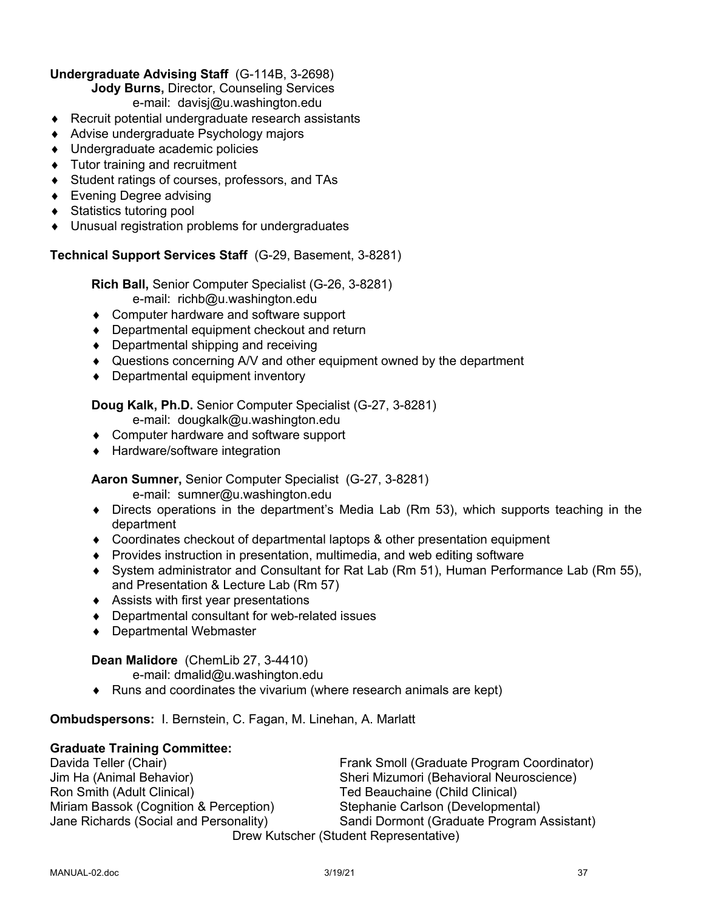**Undergraduate Advising Staff** (G-114B, 3-2698)

**Jody Burns,** Director, Counseling Services
e-mail: davisj@u.washington.edu

- Recruit potential undergraduate research assistants
- Advise undergraduate Psychology majors
- Undergraduate academic policies
- Tutor training and recruitment
- Student ratings of courses, professors, and TAs
- Evening Degree advising
- Statistics tutoring pool
- Unusual registration problems for undergraduates

**Technical Support Services Staff** (G-29, Basement, 3-8281)

**Rich Ball,** Senior Computer Specialist (G-26, 3-8281)
e-mail: richb@u.washington.edu

- Computer hardware and software support
- Departmental equipment checkout and return
- Departmental shipping and receiving
- Questions concerning A/V and other equipment owned by the department
- Departmental equipment inventory

**Doug Kalk, Ph.D.** Senior Computer Specialist (G-27, 3-8281)
e-mail: dougkalk@u.washington.edu

- Computer hardware and software support
- Hardware/software integration

**Aaron Sumner,** Senior Computer Specialist (G-27, 3-8281)
e-mail: sumner@u.washington.edu

- Directs operations in the department's Media Lab (Rm 53), which supports teaching in the department
- Coordinates checkout of departmental laptops & other presentation equipment
- Provides instruction in presentation, multimedia, and web editing software
- System administrator and Consultant for Rat Lab (Rm 51), Human Performance Lab (Rm 55), and Presentation & Lecture Lab (Rm 57)
- Assists with first year presentations
- Departmental consultant for web-related issues
- Departmental Webmaster

**Dean Malidore** (ChemLib 27, 3-4410)
e-mail: dmalid@u.washington.edu

- Runs and coordinates the vivarium (where research animals are kept)

**Ombudspersons:** I. Bernstein, C. Fagan, M. Linehan, A. Marlatt

**Graduate Training Committee:**

Davida Teller (Chair)
Jim Ha (Animal Behavior)
Ron Smith (Adult Clinical)
Miriam Bassok (Cognition & Perception)
Jane Richards (Social and Personality)
Frank Smoll (Graduate Program Coordinator)
Sheri Mizumori (Behavioral Neuroscience)
Ted Beauchaine (Child Clinical)
Stephanie Carlson (Developmental)
Sandi Dormont (Graduate Program Assistant)
Drew Kutscher (Student Representative)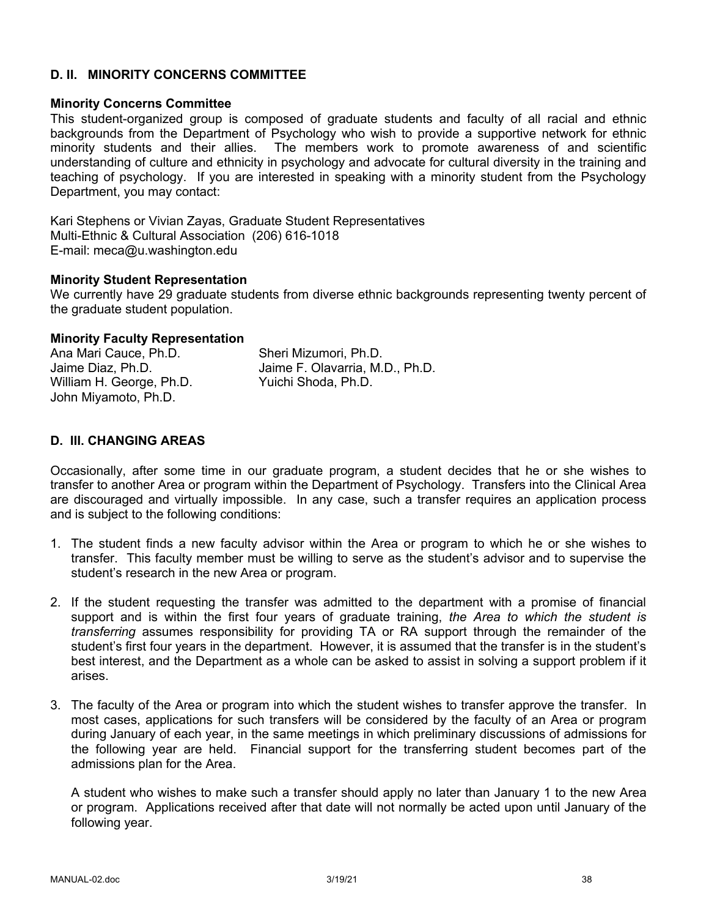## D. II. MINORITY CONCERNS COMMITTEE

### Minority Concerns Committee

This student-organized group is composed of graduate students and faculty of all racial and ethnic backgrounds from the Department of Psychology who wish to provide a supportive network for ethnic minority students and their allies. The members work to promote awareness of and scientific understanding of culture and ethnicity in psychology and advocate for cultural diversity in the training and teaching of psychology. If you are interested in speaking with a minority student from the Psychology Department, you may contact:

Kari Stephens or Vivian Zayas, Graduate Student Representatives
Multi-Ethnic & Cultural Association (206) 616-1018
E-mail: meca@u.washington.edu

### Minority Student Representation

We currently have 29 graduate students from diverse ethnic backgrounds representing twenty percent of the graduate student population.

### Minority Faculty Representation

Ana Mari Cauce, Ph.D.
Jaime Diaz, Ph.D.
William H. George, Ph.D.
John Miyamoto, Ph.D.
Sheri Mizumori, Ph.D.
Jaime F. Olavarria, M.D., Ph.D.
Yuichi Shoda, Ph.D.

## D. III. CHANGING AREAS

Occasionally, after some time in our graduate program, a student decides that he or she wishes to transfer to another Area or program within the Department of Psychology. Transfers into the Clinical Area are discouraged and virtually impossible. In any case, such a transfer requires an application process and is subject to the following conditions:

1. The student finds a new faculty advisor within the Area or program to which he or she wishes to transfer. This faculty member must be willing to serve as the student's advisor and to supervise the student's research in the new Area or program.

2. If the student requesting the transfer was admitted to the department with a promise of financial support and is within the first four years of graduate training, *the Area to which the student is transferring* assumes responsibility for providing TA or RA support through the remainder of the student's first four years in the department. However, it is assumed that the transfer is in the student's best interest, and the Department as a whole can be asked to assist in solving a support problem if it arises.

3. The faculty of the Area or program into which the student wishes to transfer approve the transfer. In most cases, applications for such transfers will be considered by the faculty of an Area or program during January of each year, in the same meetings in which preliminary discussions of admissions for the following year are held. Financial support for the transferring student becomes part of the admissions plan for the Area.

   A student who wishes to make such a transfer should apply no later than January 1 to the new Area or program. Applications received after that date will not normally be acted upon until January of the following year.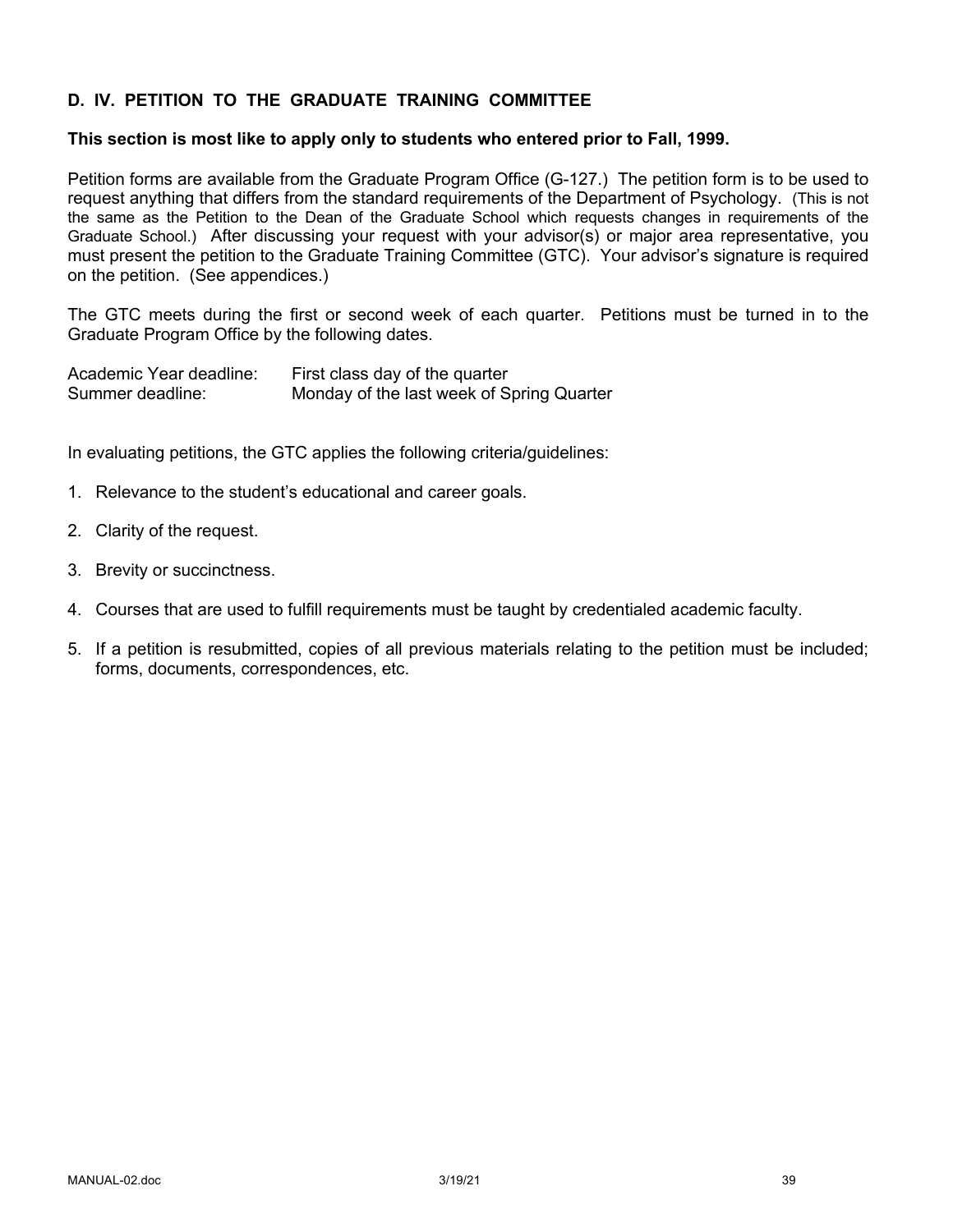## D. IV. PETITION TO THE GRADUATE TRAINING COMMITTEE

**This section is most like to apply only to students who entered prior to Fall, 1999.**

Petition forms are available from the Graduate Program Office (G-127.) The petition form is to be used to request anything that differs from the standard requirements of the Department of Psychology. (This is not the same as the Petition to the Dean of the Graduate School which requests changes in requirements of the Graduate School.) After discussing your request with your advisor(s) or major area representative, you must present the petition to the Graduate Training Committee (GTC). Your advisor's signature is required on the petition. (See appendices.)

The GTC meets during the first or second week of each quarter. Petitions must be turned in to the Graduate Program Office by the following dates.

| | |
|---|---|
| Academic Year deadline: | First class day of the quarter |
| Summer deadline: | Monday of the last week of Spring Quarter |

In evaluating petitions, the GTC applies the following criteria/guidelines:

1. Relevance to the student's educational and career goals.
2. Clarity of the request.
3. Brevity or succinctness.
4. Courses that are used to fulfill requirements must be taught by credentialed academic faculty.
5. If a petition is resubmitted, copies of all previous materials relating to the petition must be included; forms, documents, correspondences, etc.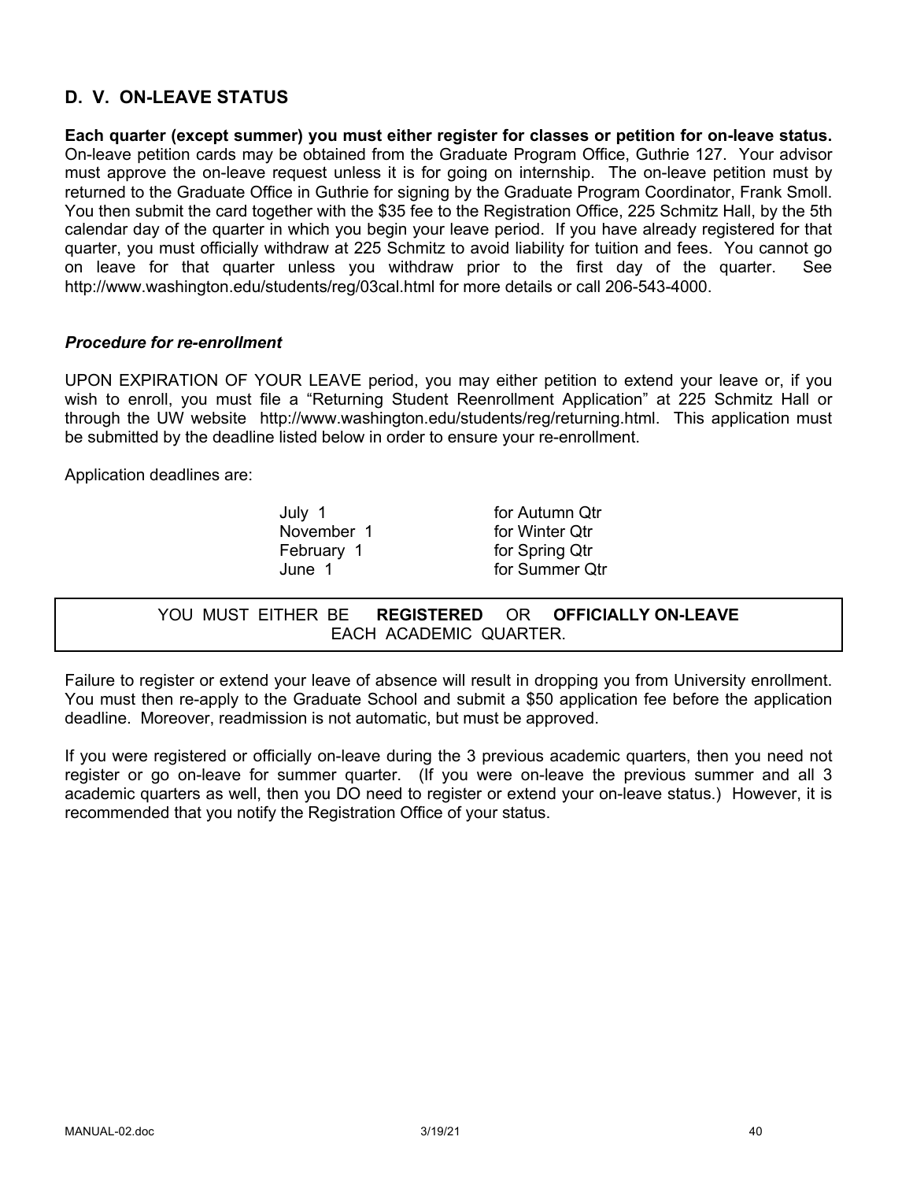## D. V. ON-LEAVE STATUS

**Each quarter (except summer) you must either register for classes or petition for on-leave status.** On-leave petition cards may be obtained from the Graduate Program Office, Guthrie 127. Your advisor must approve the on-leave request unless it is for going on internship. The on-leave petition must by returned to the Graduate Office in Guthrie for signing by the Graduate Program Coordinator, Frank Smoll. You then submit the card together with the $35 fee to the Registration Office, 225 Schmitz Hall, by the 5th calendar day of the quarter in which you begin your leave period. If you have already registered for that quarter, you must officially withdraw at 225 Schmitz to avoid liability for tuition and fees. You cannot go on leave for that quarter unless you withdraw prior to the first day of the quarter. See http://www.washington.edu/students/reg/03cal.html for more details or call 206-543-4000.

### *Procedure for re-enrollment*

UPON EXPIRATION OF YOUR LEAVE period, you may either petition to extend your leave or, if you wish to enroll, you must file a "Returning Student Reenrollment Application" at 225 Schmitz Hall or through the UW website http://www.washington.edu/students/reg/returning.html. This application must be submitted by the deadline listed below in order to ensure your re-enrollment.

Application deadlines are:

| | |
|---|---|
| July 1 | for Autumn Qtr |
| November 1 | for Winter Qtr |
| February 1 | for Spring Qtr |
| June 1 | for Summer Qtr |

YOU MUST EITHER BE **REGISTERED** OR **OFFICIALLY ON-LEAVE** EACH ACADEMIC QUARTER.

Failure to register or extend your leave of absence will result in dropping you from University enrollment. You must then re-apply to the Graduate School and submit a $50 application fee before the application deadline. Moreover, readmission is not automatic, but must be approved.

If you were registered or officially on-leave during the 3 previous academic quarters, then you need not register or go on-leave for summer quarter. (If you were on-leave the previous summer and all 3 academic quarters as well, then you DO need to register or extend your on-leave status.) However, it is recommended that you notify the Registration Office of your status.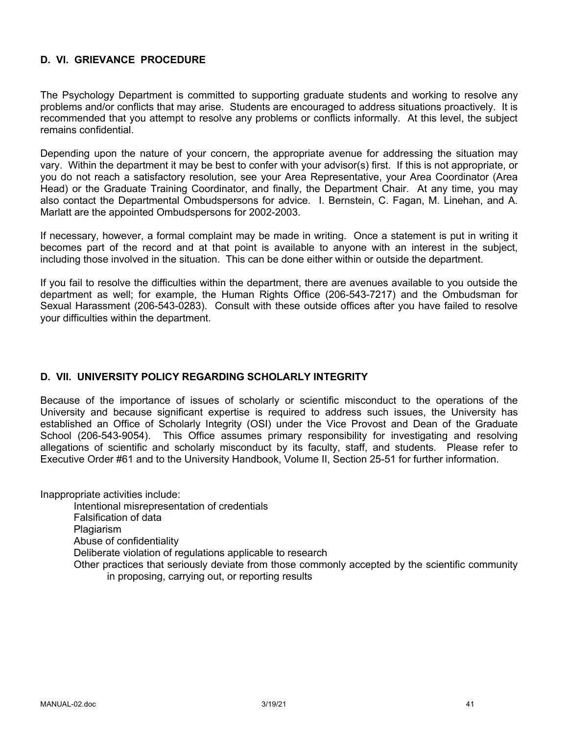## D. VI. GRIEVANCE PROCEDURE

The Psychology Department is committed to supporting graduate students and working to resolve any problems and/or conflicts that may arise. Students are encouraged to address situations proactively. It is recommended that you attempt to resolve any problems or conflicts informally. At this level, the subject remains confidential.

Depending upon the nature of your concern, the appropriate avenue for addressing the situation may vary. Within the department it may be best to confer with your advisor(s) first. If this is not appropriate, or you do not reach a satisfactory resolution, see your Area Representative, your Area Coordinator (Area Head) or the Graduate Training Coordinator, and finally, the Department Chair. At any time, you may also contact the Departmental Ombudspersons for advice. I. Bernstein, C. Fagan, M. Linehan, and A. Marlatt are the appointed Ombudspersons for 2002-2003.

If necessary, however, a formal complaint may be made in writing. Once a statement is put in writing it becomes part of the record and at that point is available to anyone with an interest in the subject, including those involved in the situation. This can be done either within or outside the department.

If you fail to resolve the difficulties within the department, there are avenues available to you outside the department as well; for example, the Human Rights Office (206-543-7217) and the Ombudsman for Sexual Harassment (206-543-0283). Consult with these outside offices after you have failed to resolve your difficulties within the department.

## D. VII. UNIVERSITY POLICY REGARDING SCHOLARLY INTEGRITY

Because of the importance of issues of scholarly or scientific misconduct to the operations of the University and because significant expertise is required to address such issues, the University has established an Office of Scholarly Integrity (OSI) under the Vice Provost and Dean of the Graduate School (206-543-9054). This Office assumes primary responsibility for investigating and resolving allegations of scientific and scholarly misconduct by its faculty, staff, and students. Please refer to Executive Order #61 and to the University Handbook, Volume II, Section 25-51 for further information.

Inappropriate activities include:

- Intentional misrepresentation of credentials
- Falsification of data
- Plagiarism
- Abuse of confidentiality
- Deliberate violation of regulations applicable to research
- Other practices that seriously deviate from those commonly accepted by the scientific community in proposing, carrying out, or reporting results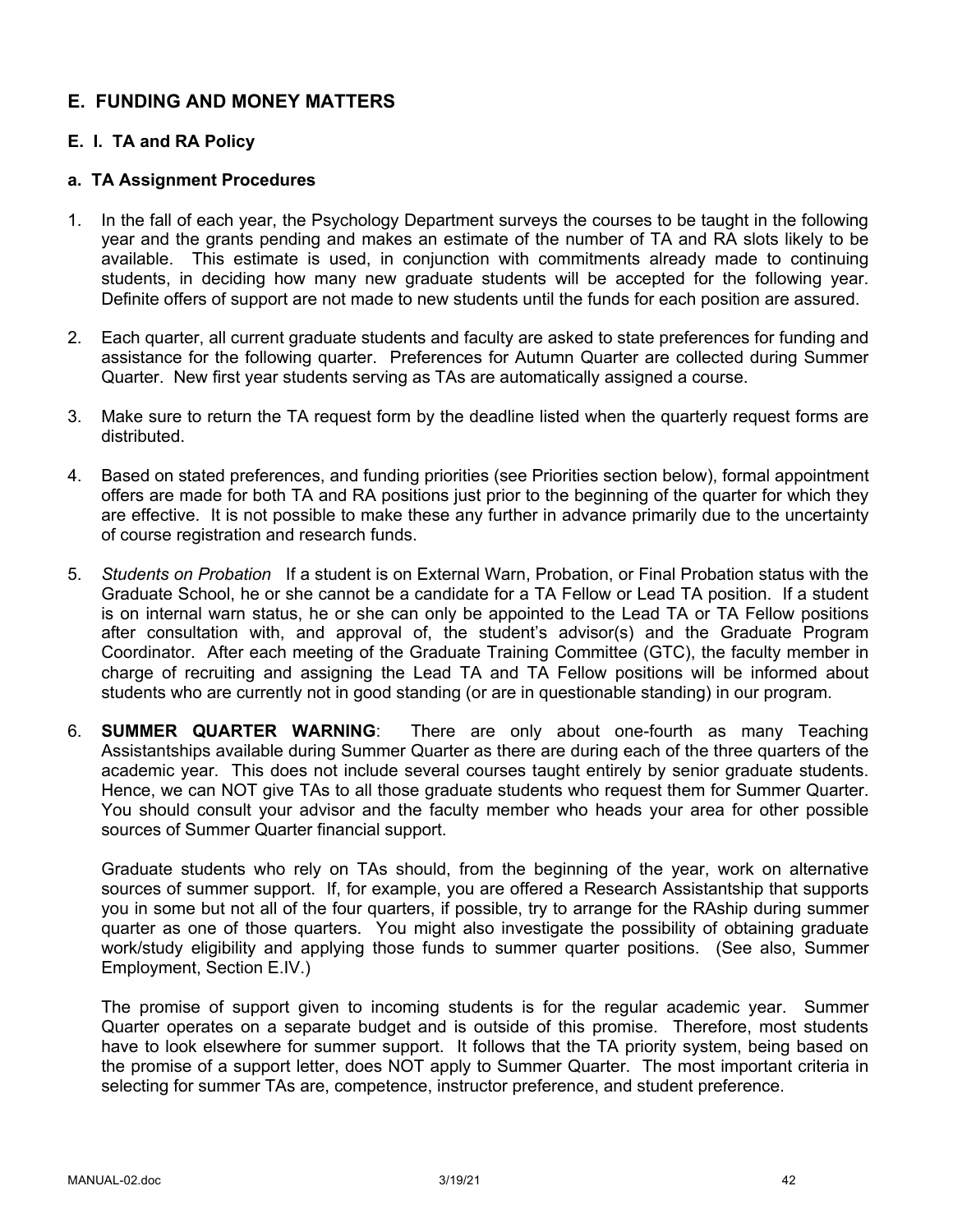## E. FUNDING AND MONEY MATTERS

### E. I. TA and RA Policy

#### a. TA Assignment Procedures

1. In the fall of each year, the Psychology Department surveys the courses to be taught in the following year and the grants pending and makes an estimate of the number of TA and RA slots likely to be available. This estimate is used, in conjunction with commitments already made to continuing students, in deciding how many new graduate students will be accepted for the following year. Definite offers of support are not made to new students until the funds for each position are assured.

2. Each quarter, all current graduate students and faculty are asked to state preferences for funding and assistance for the following quarter. Preferences for Autumn Quarter are collected during Summer Quarter. New first year students serving as TAs are automatically assigned a course.

3. Make sure to return the TA request form by the deadline listed when the quarterly request forms are distributed.

4. Based on stated preferences, and funding priorities (see Priorities section below), formal appointment offers are made for both TA and RA positions just prior to the beginning of the quarter for which they are effective. It is not possible to make these any further in advance primarily due to the uncertainty of course registration and research funds.

5. *Students on Probation* If a student is on External Warn, Probation, or Final Probation status with the Graduate School, he or she cannot be a candidate for a TA Fellow or Lead TA position. If a student is on internal warn status, he or she can only be appointed to the Lead TA or TA Fellow positions after consultation with, and approval of, the student's advisor(s) and the Graduate Program Coordinator. After each meeting of the Graduate Training Committee (GTC), the faculty member in charge of recruiting and assigning the Lead TA and TA Fellow positions will be informed about students who are currently not in good standing (or are in questionable standing) in our program.

6. **SUMMER QUARTER WARNING**: There are only about one-fourth as many Teaching Assistantships available during Summer Quarter as there are during each of the three quarters of the academic year. This does not include several courses taught entirely by senior graduate students. Hence, we can NOT give TAs to all those graduate students who request them for Summer Quarter. You should consult your advisor and the faculty member who heads your area for other possible sources of Summer Quarter financial support.

   Graduate students who rely on TAs should, from the beginning of the year, work on alternative sources of summer support. If, for example, you are offered a Research Assistantship that supports you in some but not all of the four quarters, if possible, try to arrange for the RAship during summer quarter as one of those quarters. You might also investigate the possibility of obtaining graduate work/study eligibility and applying those funds to summer quarter positions. (See also, Summer Employment, Section E.IV.)

   The promise of support given to incoming students is for the regular academic year. Summer Quarter operates on a separate budget and is outside of this promise. Therefore, most students have to look elsewhere for summer support. It follows that the TA priority system, being based on the promise of a support letter, does NOT apply to Summer Quarter. The most important criteria in selecting for summer TAs are, competence, instructor preference, and student preference.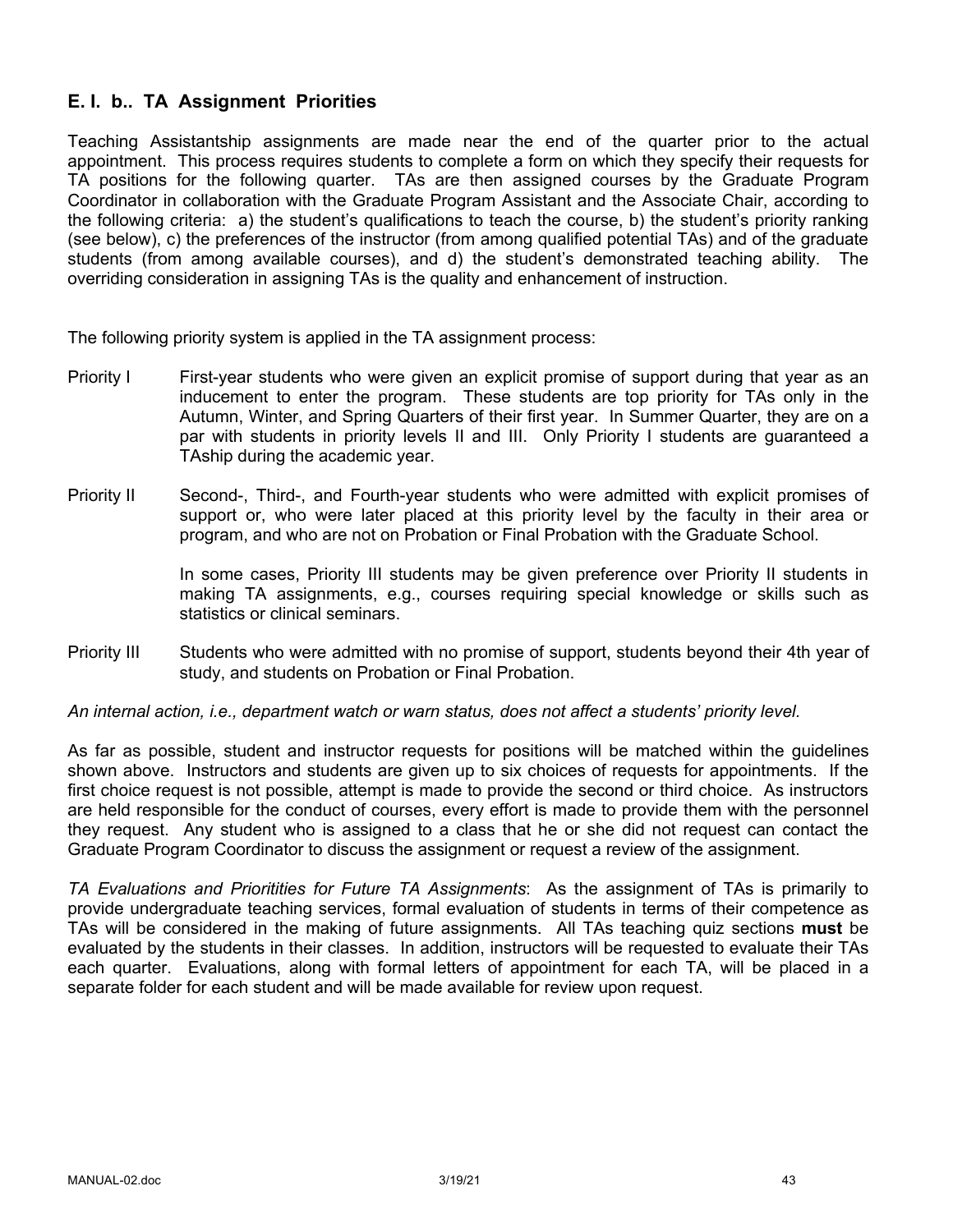## E. I. b.. TA Assignment Priorities

Teaching Assistantship assignments are made near the end of the quarter prior to the actual appointment. This process requires students to complete a form on which they specify their requests for TA positions for the following quarter. TAs are then assigned courses by the Graduate Program Coordinator in collaboration with the Graduate Program Assistant and the Associate Chair, according to the following criteria: a) the student's qualifications to teach the course, b) the student's priority ranking (see below), c) the preferences of the instructor (from among qualified potential TAs) and of the graduate students (from among available courses), and d) the student's demonstrated teaching ability. The overriding consideration in assigning TAs is the quality and enhancement of instruction.

The following priority system is applied in the TA assignment process:

**Priority I** First-year students who were given an explicit promise of support during that year as an inducement to enter the program. These students are top priority for TAs only in the Autumn, Winter, and Spring Quarters of their first year. In Summer Quarter, they are on a par with students in priority levels II and III. Only Priority I students are guaranteed a TAship during the academic year.

**Priority II** Second-, Third-, and Fourth-year students who were admitted with explicit promises of support or, who were later placed at this priority level by the faculty in their area or program, and who are not on Probation or Final Probation with the Graduate School.

In some cases, Priority III students may be given preference over Priority II students in making TA assignments, e.g., courses requiring special knowledge or skills such as statistics or clinical seminars.

**Priority III** Students who were admitted with no promise of support, students beyond their 4th year of study, and students on Probation or Final Probation.

*An internal action, i.e., department watch or warn status, does not affect a students' priority level.*

As far as possible, student and instructor requests for positions will be matched within the guidelines shown above. Instructors and students are given up to six choices of requests for appointments. If the first choice request is not possible, attempt is made to provide the second or third choice. As instructors are held responsible for the conduct of courses, every effort is made to provide them with the personnel they request. Any student who is assigned to a class that he or she did not request can contact the Graduate Program Coordinator to discuss the assignment or request a review of the assignment.

*TA Evaluations and Prioritities for Future TA Assignments*: As the assignment of TAs is primarily to provide undergraduate teaching services, formal evaluation of students in terms of their competence as TAs will be considered in the making of future assignments. All TAs teaching quiz sections **must** be evaluated by the students in their classes. In addition, instructors will be requested to evaluate their TAs each quarter. Evaluations, along with formal letters of appointment for each TA, will be placed in a separate folder for each student and will be made available for review upon request.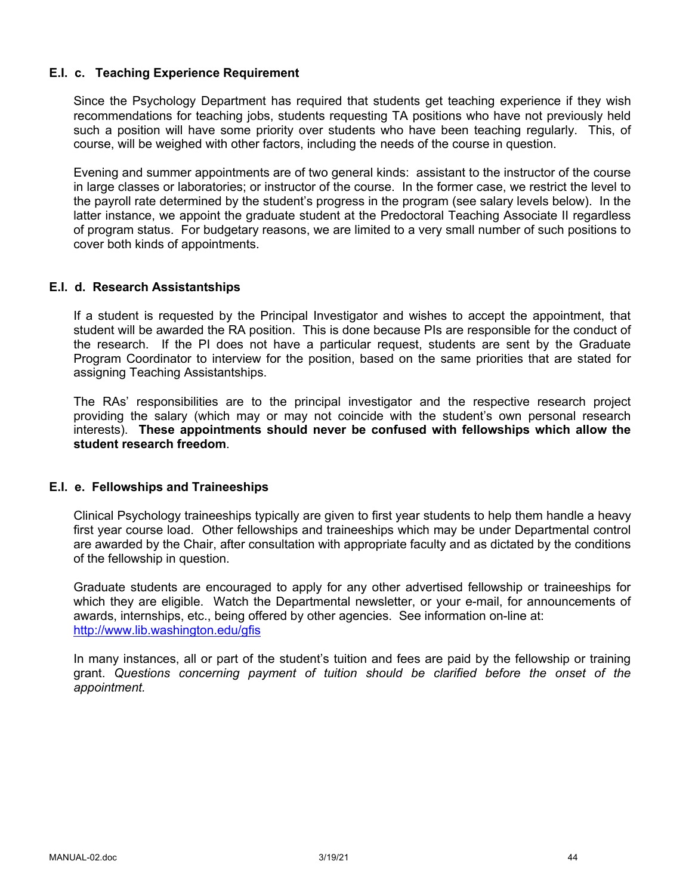### E.I. c. Teaching Experience Requirement

Since the Psychology Department has required that students get teaching experience if they wish recommendations for teaching jobs, students requesting TA positions who have not previously held such a position will have some priority over students who have been teaching regularly. This, of course, will be weighed with other factors, including the needs of the course in question.

Evening and summer appointments are of two general kinds: assistant to the instructor of the course in large classes or laboratories; or instructor of the course. In the former case, we restrict the level to the payroll rate determined by the student's progress in the program (see salary levels below). In the latter instance, we appoint the graduate student at the Predoctoral Teaching Associate II regardless of program status. For budgetary reasons, we are limited to a very small number of such positions to cover both kinds of appointments.

### E.I. d. Research Assistantships

If a student is requested by the Principal Investigator and wishes to accept the appointment, that student will be awarded the RA position. This is done because PIs are responsible for the conduct of the research. If the PI does not have a particular request, students are sent by the Graduate Program Coordinator to interview for the position, based on the same priorities that are stated for assigning Teaching Assistantships.

The RAs' responsibilities are to the principal investigator and the respective research project providing the salary (which may or may not coincide with the student's own personal research interests). **These appointments should never be confused with fellowships which allow the student research freedom**.

### E.I. e. Fellowships and Traineeships

Clinical Psychology traineeships typically are given to first year students to help them handle a heavy first year course load. Other fellowships and traineeships which may be under Departmental control are awarded by the Chair, after consultation with appropriate faculty and as dictated by the conditions of the fellowship in question.

Graduate students are encouraged to apply for any other advertised fellowship or traineeships for which they are eligible. Watch the Departmental newsletter, or your e-mail, for announcements of awards, internships, etc., being offered by other agencies. See information on-line at: [http://www.lib.washington.edu/gfis](http://www.lib.washington.edu/gfis)

In many instances, all or part of the student's tuition and fees are paid by the fellowship or training grant. *Questions concerning payment of tuition should be clarified before the onset of the appointment.*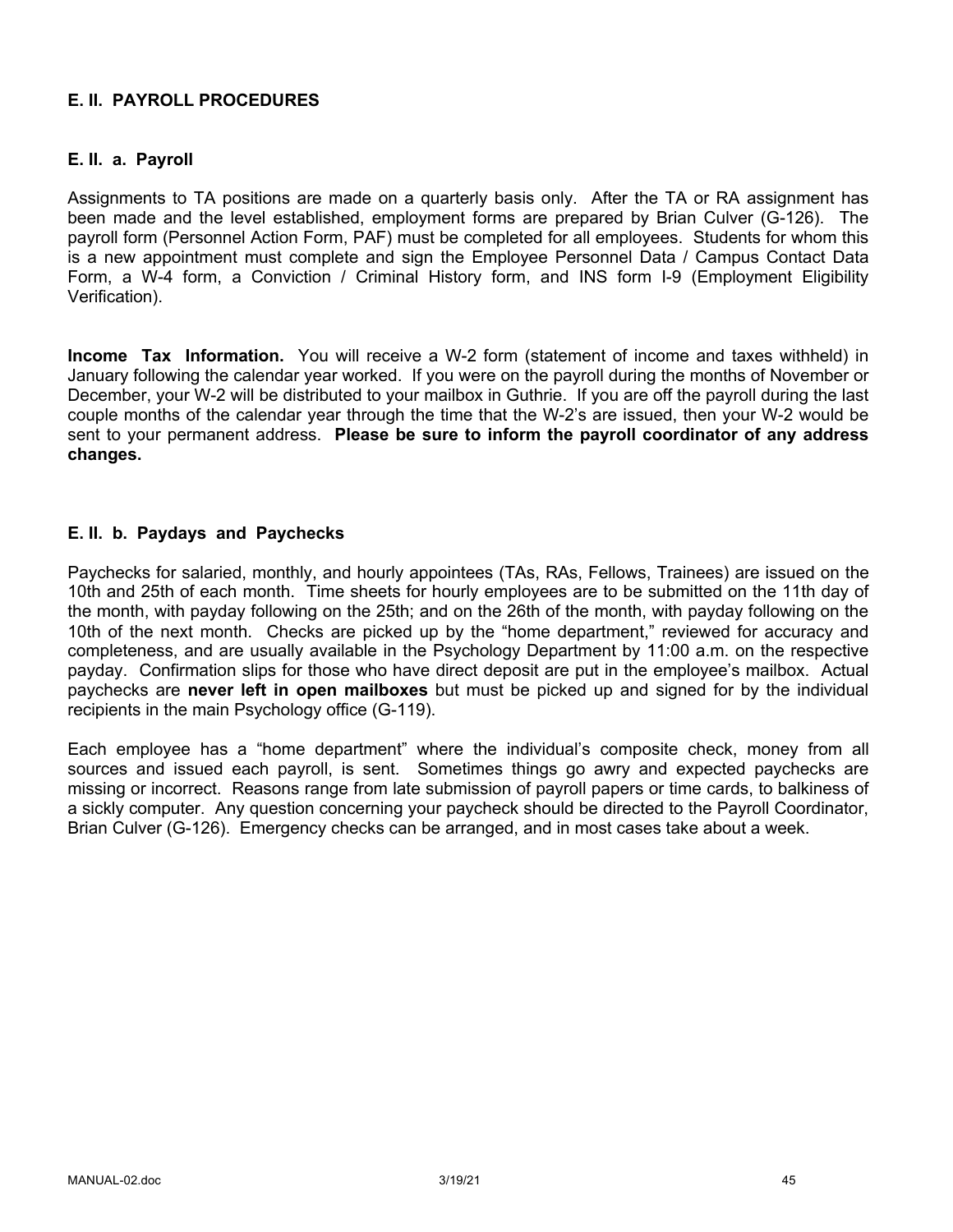## E. II. PAYROLL PROCEDURES

### E. II. a. Payroll

Assignments to TA positions are made on a quarterly basis only. After the TA or RA assignment has been made and the level established, employment forms are prepared by Brian Culver (G-126). The payroll form (Personnel Action Form, PAF) must be completed for all employees. Students for whom this is a new appointment must complete and sign the Employee Personnel Data / Campus Contact Data Form, a W-4 form, a Conviction / Criminal History form, and INS form I-9 (Employment Eligibility Verification).

**Income Tax Information.** You will receive a W-2 form (statement of income and taxes withheld) in January following the calendar year worked. If you were on the payroll during the months of November or December, your W-2 will be distributed to your mailbox in Guthrie. If you are off the payroll during the last couple months of the calendar year through the time that the W-2's are issued, then your W-2 would be sent to your permanent address. **Please be sure to inform the payroll coordinator of any address changes.**

### E. II. b. Paydays and Paychecks

Paychecks for salaried, monthly, and hourly appointees (TAs, RAs, Fellows, Trainees) are issued on the 10th and 25th of each month. Time sheets for hourly employees are to be submitted on the 11th day of the month, with payday following on the 25th; and on the 26th of the month, with payday following on the 10th of the next month. Checks are picked up by the "home department," reviewed for accuracy and completeness, and are usually available in the Psychology Department by 11:00 a.m. on the respective payday. Confirmation slips for those who have direct deposit are put in the employee's mailbox. Actual paychecks are **never left in open mailboxes** but must be picked up and signed for by the individual recipients in the main Psychology office (G-119).

Each employee has a "home department" where the individual's composite check, money from all sources and issued each payroll, is sent. Sometimes things go awry and expected paychecks are missing or incorrect. Reasons range from late submission of payroll papers or time cards, to balkiness of a sickly computer. Any question concerning your paycheck should be directed to the Payroll Coordinator, Brian Culver (G-126). Emergency checks can be arranged, and in most cases take about a week.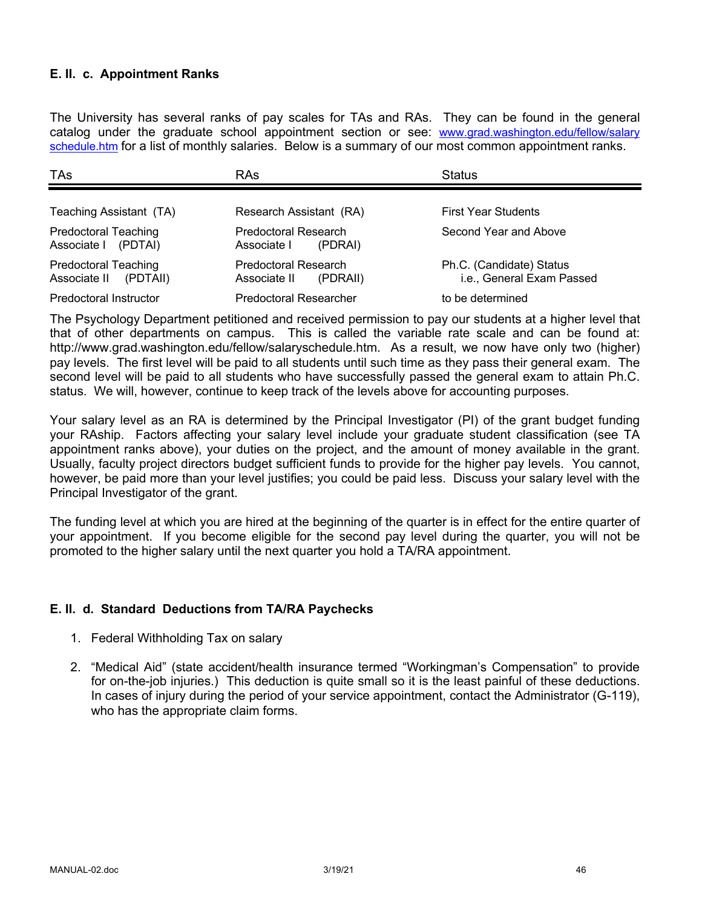### E. II. c. Appointment Ranks

The University has several ranks of pay scales for TAs and RAs. They can be found in the general catalog under the graduate school appointment section or see: [www.grad.washington.edu/fellow/salary schedule.htm](www.grad.washington.edu/fellow/salaryschedule.htm) for a list of monthly salaries. Below is a summary of our most common appointment ranks.

| TAs | RAs | Status |
|---|---|---|
| Teaching Assistant (TA) | Research Assistant (RA) | First Year Students |
| Predoctoral Teaching Associate I (PDTAI) | Predoctoral Research Associate I (PDRAI) | Second Year and Above |
| Predoctoral Teaching Associate II (PDTAII) | Predoctoral Research Associate II (PDRAII) | Ph.C. (Candidate) Status i.e., General Exam Passed |
| Predoctoral Instructor | Predoctoral Researcher | to be determined |

The Psychology Department petitioned and received permission to pay our students at a higher level that that of other departments on campus. This is called the variable rate scale and can be found at: http://www.grad.washington.edu/fellow/salaryschedule.htm. As a result, we now have only two (higher) pay levels. The first level will be paid to all students until such time as they pass their general exam. The second level will be paid to all students who have successfully passed the general exam to attain Ph.C. status. We will, however, continue to keep track of the levels above for accounting purposes.

Your salary level as an RA is determined by the Principal Investigator (PI) of the grant budget funding your RAship. Factors affecting your salary level include your graduate student classification (see TA appointment ranks above), your duties on the project, and the amount of money available in the grant. Usually, faculty project directors budget sufficient funds to provide for the higher pay levels. You cannot, however, be paid more than your level justifies; you could be paid less. Discuss your salary level with the Principal Investigator of the grant.

The funding level at which you are hired at the beginning of the quarter is in effect for the entire quarter of your appointment. If you become eligible for the second pay level during the quarter, you will not be promoted to the higher salary until the next quarter you hold a TA/RA appointment.

### E. II. d. Standard Deductions from TA/RA Paychecks

1. Federal Withholding Tax on salary

2. "Medical Aid" (state accident/health insurance termed "Workingman's Compensation" to provide for on-the-job injuries.) This deduction is quite small so it is the least painful of these deductions. In cases of injury during the period of your service appointment, contact the Administrator (G-119), who has the appropriate claim forms.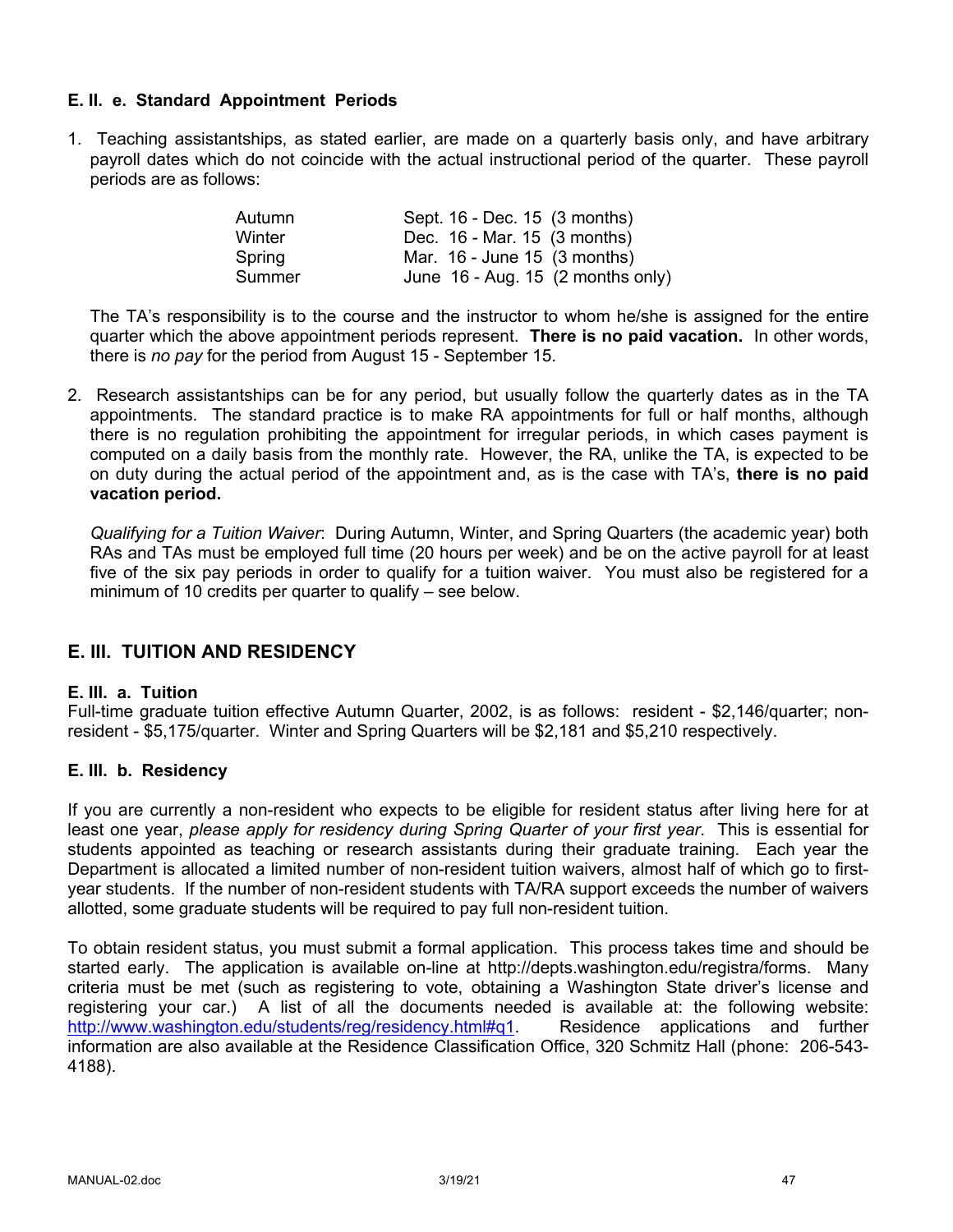### E. II. e. Standard Appointment Periods

1. Teaching assistantships, as stated earlier, are made on a quarterly basis only, and have arbitrary payroll dates which do not coincide with the actual instructional period of the quarter. These payroll periods are as follows:

| | |
|---|---|
| Autumn | Sept. 16 - Dec. 15 (3 months) |
| Winter | Dec. 16 - Mar. 15 (3 months) |
| Spring | Mar. 16 - June 15 (3 months) |
| Summer | June 16 - Aug. 15 (2 months only) |

   The TA's responsibility is to the course and the instructor to whom he/she is assigned for the entire quarter which the above appointment periods represent. **There is no paid vacation.** In other words, there is *no pay* for the period from August 15 - September 15.

2. Research assistantships can be for any period, but usually follow the quarterly dates as in the TA appointments. The standard practice is to make RA appointments for full or half months, although there is no regulation prohibiting the appointment for irregular periods, in which cases payment is computed on a daily basis from the monthly rate. However, the RA, unlike the TA, is expected to be on duty during the actual period of the appointment and, as is the case with TA's, **there is no paid vacation period.**

   *Qualifying for a Tuition Waiver*: During Autumn, Winter, and Spring Quarters (the academic year) both RAs and TAs must be employed full time (20 hours per week) and be on the active payroll for at least five of the six pay periods in order to qualify for a tuition waiver. You must also be registered for a minimum of 10 credits per quarter to qualify – see below.

## E. III. TUITION AND RESIDENCY

### E. III. a. Tuition

Full-time graduate tuition effective Autumn Quarter, 2002, is as follows: resident - $2,146/quarter; non-resident - $5,175/quarter. Winter and Spring Quarters will be $2,181 and $5,210 respectively.

### E. III. b. Residency

If you are currently a non-resident who expects to be eligible for resident status after living here for at least one year, *please apply for residency during Spring Quarter of your first year*. This is essential for students appointed as teaching or research assistants during their graduate training. Each year the Department is allocated a limited number of non-resident tuition waivers, almost half of which go to first-year students. If the number of non-resident students with TA/RA support exceeds the number of waivers allotted, some graduate students will be required to pay full non-resident tuition.

To obtain resident status, you must submit a formal application. This process takes time and should be started early. The application is available on-line at http://depts.washington.edu/registra/forms. Many criteria must be met (such as registering to vote, obtaining a Washington State driver's license and registering your car.) A list of all the documents needed is available at: the following website: http://www.washington.edu/students/reg/residency.html#q1. Residence applications and further information are also available at the Residence Classification Office, 320 Schmitz Hall (phone: 206-543-4188).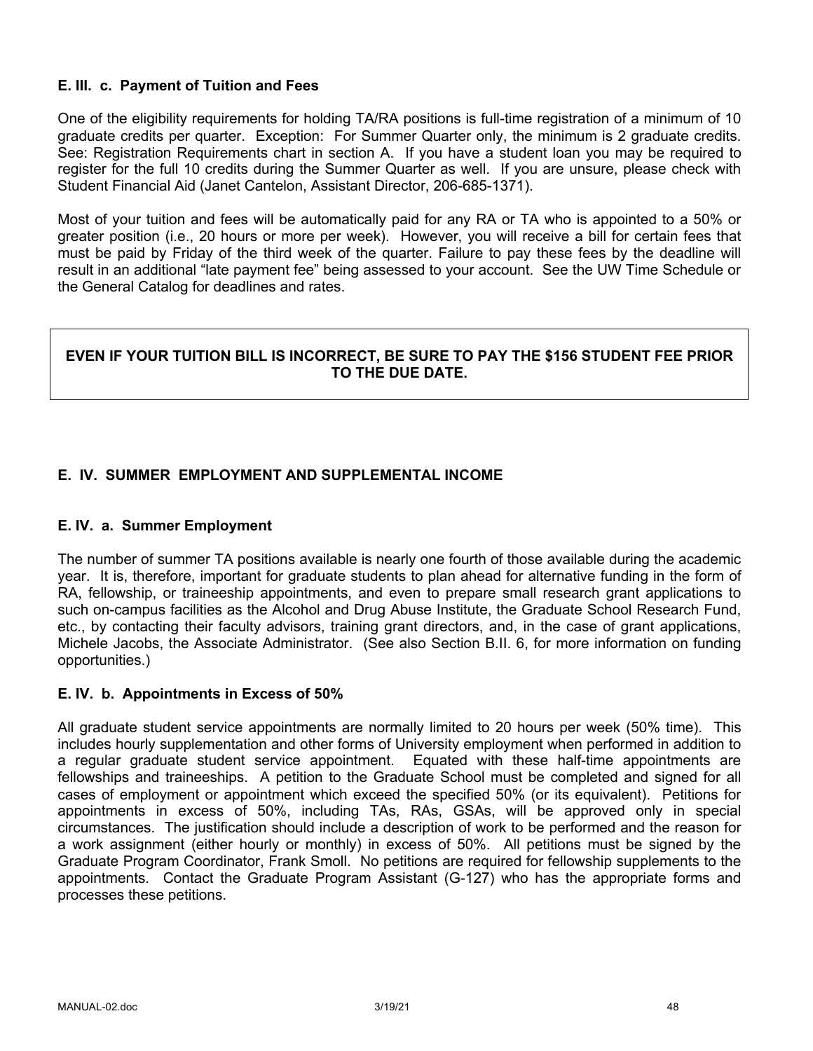### E. III. c. Payment of Tuition and Fees

One of the eligibility requirements for holding TA/RA positions is full-time registration of a minimum of 10 graduate credits per quarter. Exception: For Summer Quarter only, the minimum is 2 graduate credits. See: Registration Requirements chart in section A. If you have a student loan you may be required to register for the full 10 credits during the Summer Quarter as well. If you are unsure, please check with Student Financial Aid (Janet Cantelon, Assistant Director, 206-685-1371).

Most of your tuition and fees will be automatically paid for any RA or TA who is appointed to a 50% or greater position (i.e., 20 hours or more per week). However, you will receive a bill for certain fees that must be paid by Friday of the third week of the quarter. Failure to pay these fees by the deadline will result in an additional "late payment fee" being assessed to your account. See the UW Time Schedule or the General Catalog for deadlines and rates.

**EVEN IF YOUR TUITION BILL IS INCORRECT, BE SURE TO PAY THE $156 STUDENT FEE PRIOR TO THE DUE DATE.**

## E. IV. SUMMER EMPLOYMENT AND SUPPLEMENTAL INCOME

### E. IV. a. Summer Employment

The number of summer TA positions available is nearly one fourth of those available during the academic year. It is, therefore, important for graduate students to plan ahead for alternative funding in the form of RA, fellowship, or traineeship appointments, and even to prepare small research grant applications to such on-campus facilities as the Alcohol and Drug Abuse Institute, the Graduate School Research Fund, etc., by contacting their faculty advisors, training grant directors, and, in the case of grant applications, Michele Jacobs, the Associate Administrator. (See also Section B.II. 6, for more information on funding opportunities.)

### E. IV. b. Appointments in Excess of 50%

All graduate student service appointments are normally limited to 20 hours per week (50% time). This includes hourly supplementation and other forms of University employment when performed in addition to a regular graduate student service appointment. Equated with these half-time appointments are fellowships and traineeships. A petition to the Graduate School must be completed and signed for all cases of employment or appointment which exceed the specified 50% (or its equivalent). Petitions for appointments in excess of 50%, including TAs, RAs, GSAs, will be approved only in special circumstances. The justification should include a description of work to be performed and the reason for a work assignment (either hourly or monthly) in excess of 50%. All petitions must be signed by the Graduate Program Coordinator, Frank Smoll. No petitions are required for fellowship supplements to the appointments. Contact the Graduate Program Assistant (G-127) who has the appropriate forms and processes these petitions.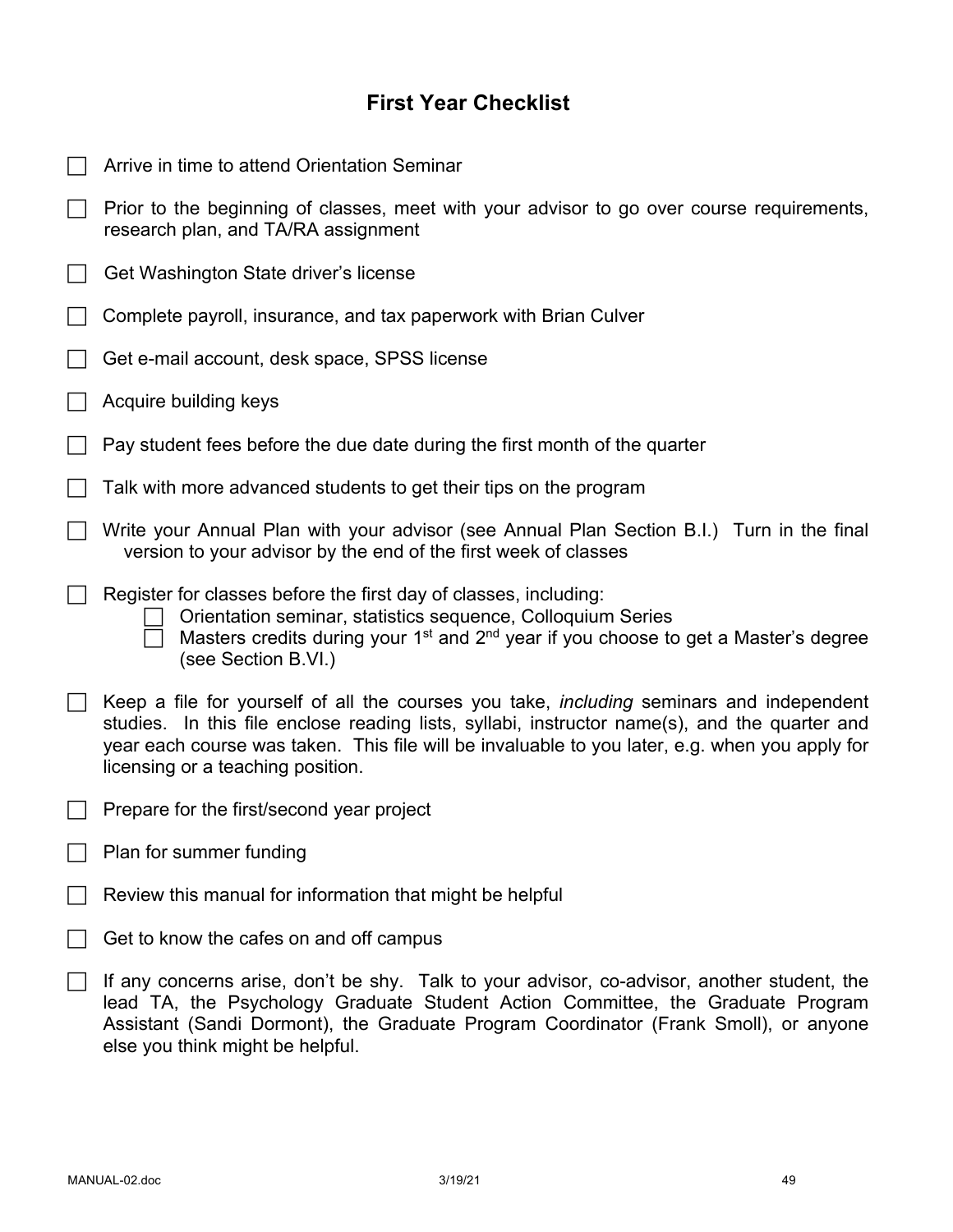## First Year Checklist

- [ ] Arrive in time to attend Orientation Seminar
- [ ] Prior to the beginning of classes, meet with your advisor to go over course requirements, research plan, and TA/RA assignment
- [ ] Get Washington State driver's license
- [ ] Complete payroll, insurance, and tax paperwork with Brian Culver
- [ ] Get e-mail account, desk space, SPSS license
- [ ] Acquire building keys
- [ ] Pay student fees before the due date during the first month of the quarter
- [ ] Talk with more advanced students to get their tips on the program
- [ ] Write your Annual Plan with your advisor (see Annual Plan Section B.I.) Turn in the final version to your advisor by the end of the first week of classes
- [ ] Register for classes before the first day of classes, including:
  - [ ] Orientation seminar, statistics sequence, Colloquium Series
  - [ ] Masters credits during your 1st and 2nd year if you choose to get a Master's degree (see Section B.VI.)
- [ ] Keep a file for yourself of all the courses you take, *including* seminars and independent studies. In this file enclose reading lists, syllabi, instructor name(s), and the quarter and year each course was taken. This file will be invaluable to you later, e.g. when you apply for licensing or a teaching position.
- [ ] Prepare for the first/second year project
- [ ] Plan for summer funding
- [ ] Review this manual for information that might be helpful
- [ ] Get to know the cafes on and off campus
- [ ] If any concerns arise, don't be shy. Talk to your advisor, co-advisor, another student, the lead TA, the Psychology Graduate Student Action Committee, the Graduate Program Assistant (Sandi Dormont), the Graduate Program Coordinator (Frank Smoll), or anyone else you think might be helpful.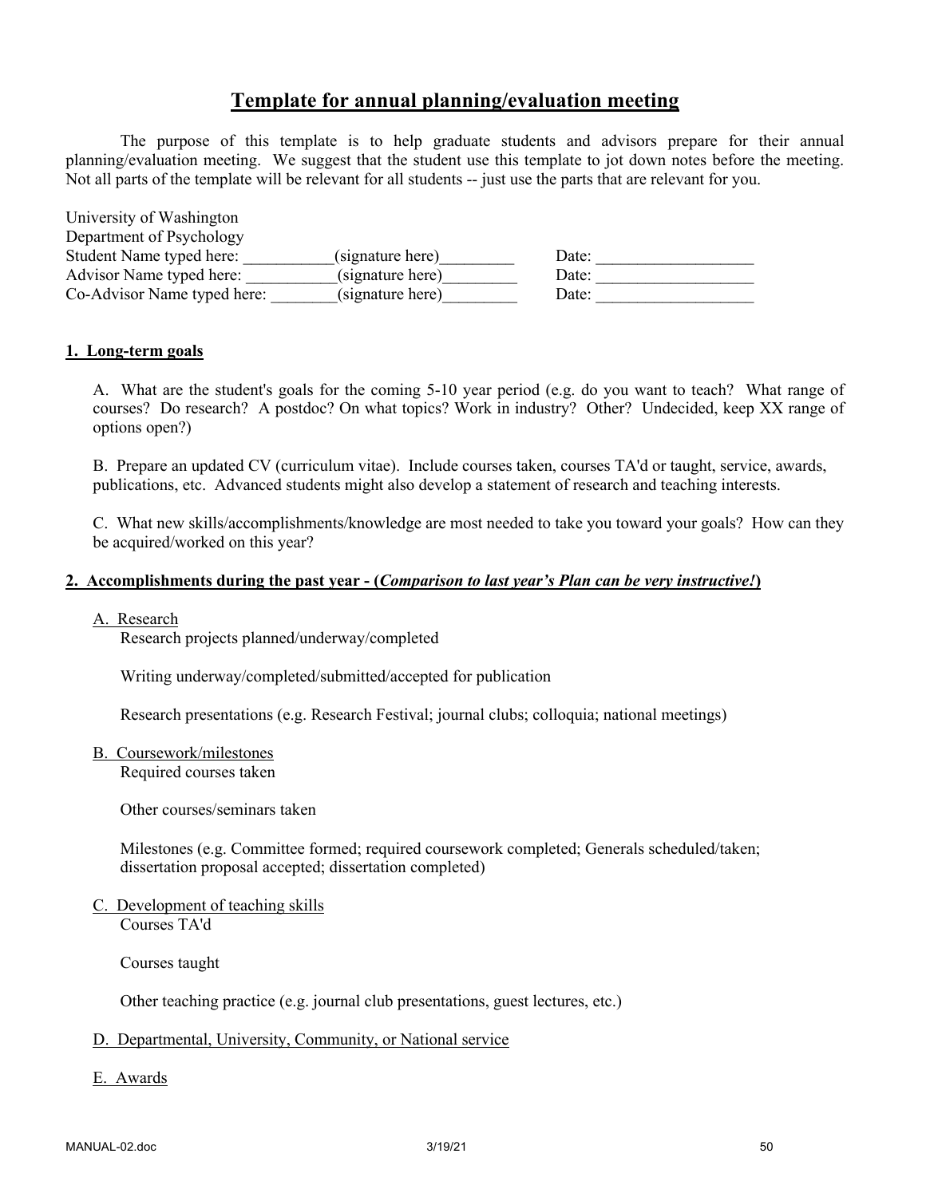## Template for annual planning/evaluation meeting

The purpose of this template is to help graduate students and advisors prepare for their annual planning/evaluation meeting. We suggest that the student use this template to jot down notes before the meeting. Not all parts of the template will be relevant for all students -- just use the parts that are relevant for you.

University of Washington
Department of Psychology
Student Name typed here: ___________(signature here)_________ Date: ___________________
Advisor Name typed here: ___________(signature here)_________ Date: ___________________
Co-Advisor Name typed here: ________(signature here)_________ Date: ___________________

### 1. Long-term goals

A. What are the student's goals for the coming 5-10 year period (e.g. do you want to teach? What range of courses? Do research? A postdoc? On what topics? Work in industry? Other? Undecided, keep XX range of options open?)

B. Prepare an updated CV (curriculum vitae). Include courses taken, courses TA'd or taught, service, awards, publications, etc. Advanced students might also develop a statement of research and teaching interests.

C. What new skills/accomplishments/knowledge are most needed to take you toward your goals? How can they be acquired/worked on this year?

### 2. Accomplishments during the past year - (*Comparison to last year's Plan can be very instructive!*)

A. Research

Research projects planned/underway/completed

Writing underway/completed/submitted/accepted for publication

Research presentations (e.g. Research Festival; journal clubs; colloquia; national meetings)

B. Coursework/milestones

Required courses taken

Other courses/seminars taken

Milestones (e.g. Committee formed; required coursework completed; Generals scheduled/taken; dissertation proposal accepted; dissertation completed)

C. Development of teaching skills

Courses TA'd

Courses taught

Other teaching practice (e.g. journal club presentations, guest lectures, etc.)

D. Departmental, University, Community, or National service

E. Awards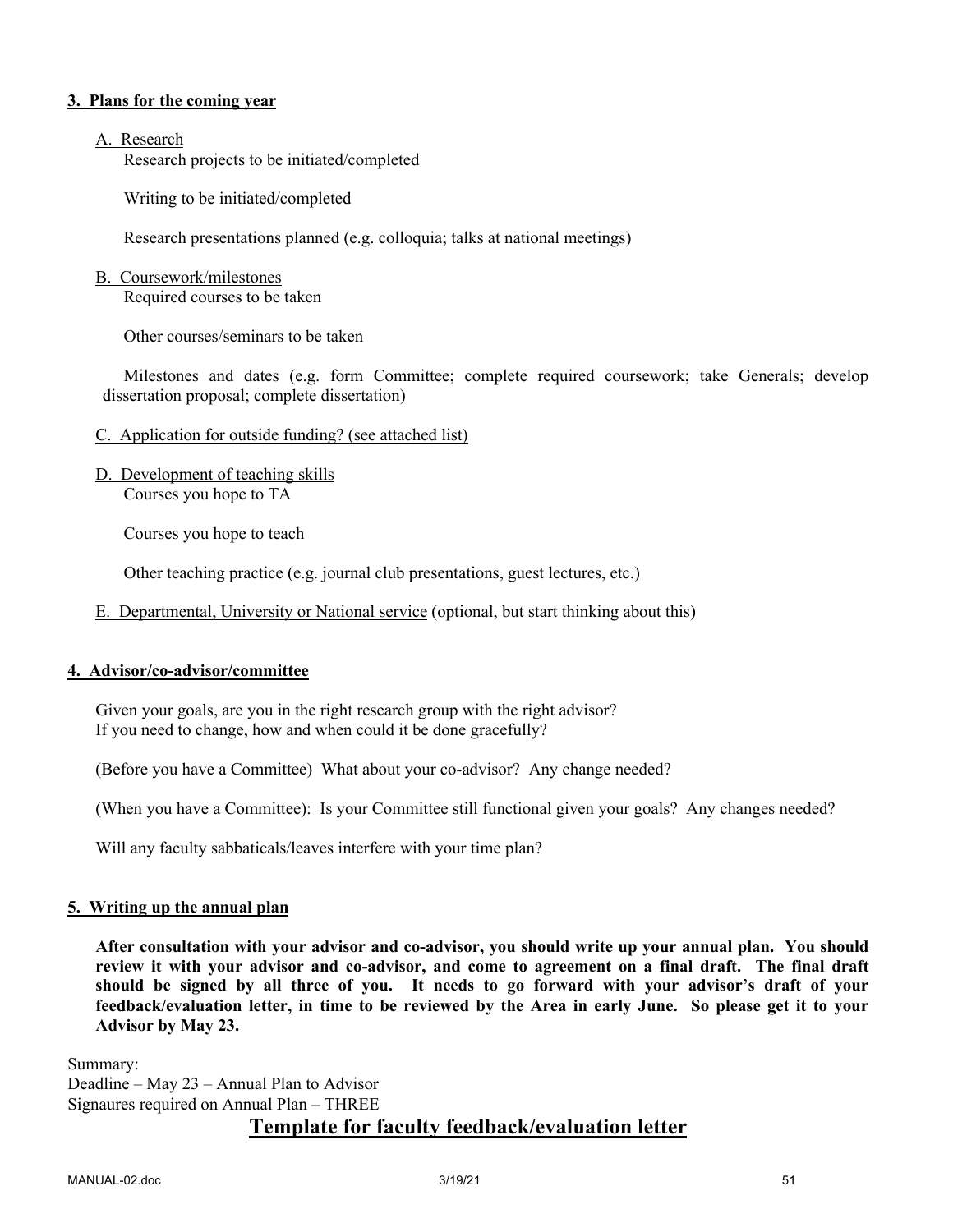**3. Plans for the coming year**

A. Research

Research projects to be initiated/completed

Writing to be initiated/completed

Research presentations planned (e.g. colloquia; talks at national meetings)

B. Coursework/milestones

Required courses to be taken

Other courses/seminars to be taken

Milestones and dates (e.g. form Committee; complete required coursework; take Generals; develop dissertation proposal; complete dissertation)

C. Application for outside funding? (see attached list)

D. Development of teaching skills

Courses you hope to TA

Courses you hope to teach

Other teaching practice (e.g. journal club presentations, guest lectures, etc.)

E. Departmental, University or National service (optional, but start thinking about this)

**4. Advisor/co-advisor/committee**

Given your goals, are you in the right research group with the right advisor?
If you need to change, how and when could it be done gracefully?

(Before you have a Committee) What about your co-advisor? Any change needed?

(When you have a Committee): Is your Committee still functional given your goals? Any changes needed?

Will any faculty sabbaticals/leaves interfere with your time plan?

**5. Writing up the annual plan**

**After consultation with your advisor and co-advisor, you should write up your annual plan. You should review it with your advisor and co-advisor, and come to agreement on a final draft. The final draft should be signed by all three of you. It needs to go forward with your advisor's draft of your feedback/evaluation letter, in time to be reviewed by the Area in early June. So please get it to your Advisor by May 23.**

Summary:
Deadline – May 23 – Annual Plan to Advisor
Signaures required on Annual Plan – THREE

## Template for faculty feedback/evaluation letter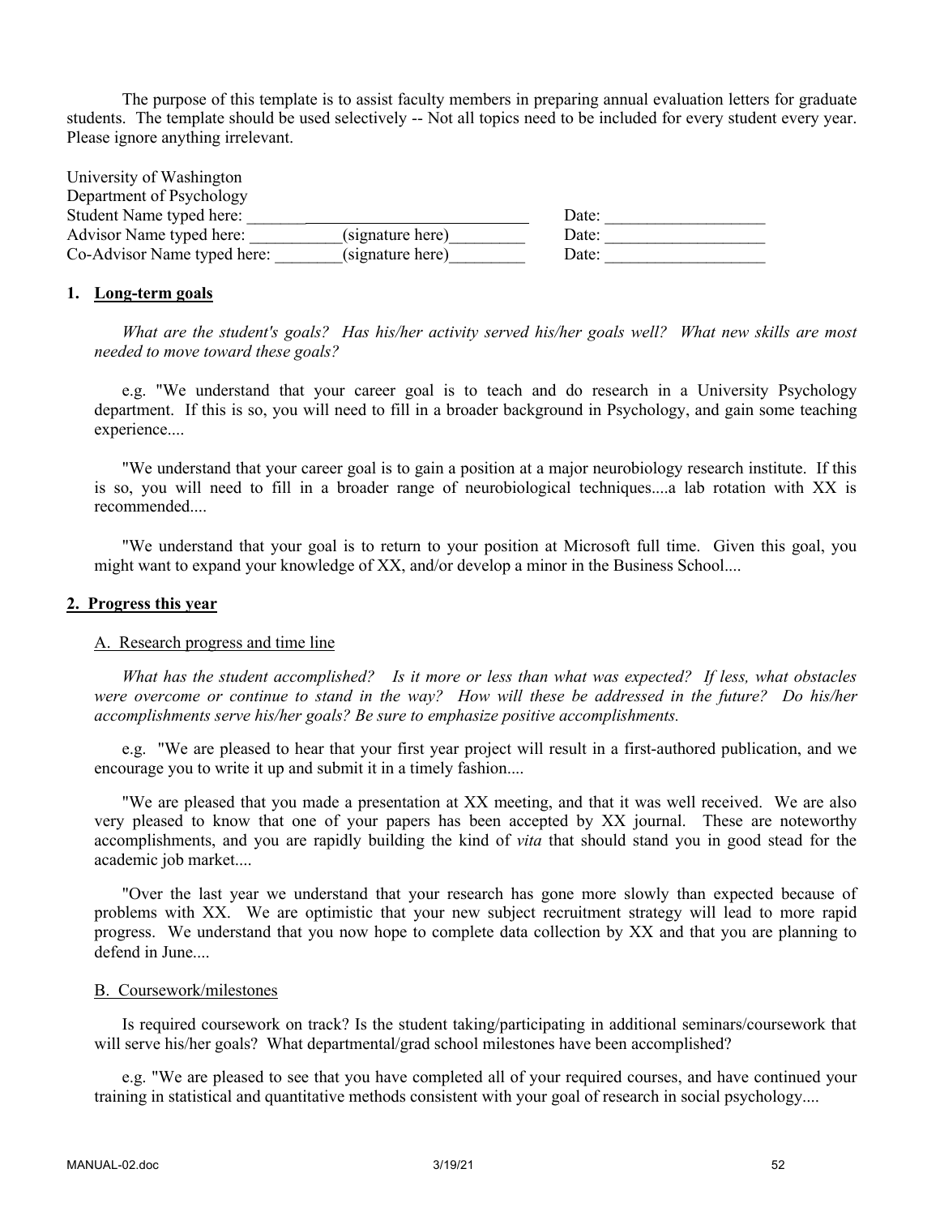The purpose of this template is to assist faculty members in preparing annual evaluation letters for graduate students. The template should be used selectively -- Not all topics need to be included for every student every year. Please ignore anything irrelevant.

University of Washington
Department of Psychology
Student Name typed here: ________________________________ Date: ___________________
Advisor Name typed here: ___________(signature here)_________ Date: ___________________
Co-Advisor Name typed here: ________(signature here)_________ Date: ___________________

## 1. Long-term goals

*What are the student's goals? Has his/her activity served his/her goals well? What new skills are most needed to move toward these goals?*

e.g. "We understand that your career goal is to teach and do research in a University Psychology department. If this is so, you will need to fill in a broader background in Psychology, and gain some teaching experience....

"We understand that your career goal is to gain a position at a major neurobiology research institute. If this is so, you will need to fill in a broader range of neurobiological techniques....a lab rotation with XX is recommended....

"We understand that your goal is to return to your position at Microsoft full time. Given this goal, you might want to expand your knowledge of XX, and/or develop a minor in the Business School....

## 2. Progress this year

### A. Research progress and time line

*What has the student accomplished? Is it more or less than what was expected? If less, what obstacles were overcome or continue to stand in the way? How will these be addressed in the future? Do his/her accomplishments serve his/her goals? Be sure to emphasize positive accomplishments.*

e.g. "We are pleased to hear that your first year project will result in a first-authored publication, and we encourage you to write it up and submit it in a timely fashion....

"We are pleased that you made a presentation at XX meeting, and that it was well received. We are also very pleased to know that one of your papers has been accepted by XX journal. These are noteworthy accomplishments, and you are rapidly building the kind of *vita* that should stand you in good stead for the academic job market....

"Over the last year we understand that your research has gone more slowly than expected because of problems with XX. We are optimistic that your new subject recruitment strategy will lead to more rapid progress. We understand that you now hope to complete data collection by XX and that you are planning to defend in June....

### B. Coursework/milestones

Is required coursework on track? Is the student taking/participating in additional seminars/coursework that will serve his/her goals? What departmental/grad school milestones have been accomplished?

e.g. "We are pleased to see that you have completed all of your required courses, and have continued your training in statistical and quantitative methods consistent with your goal of research in social psychology....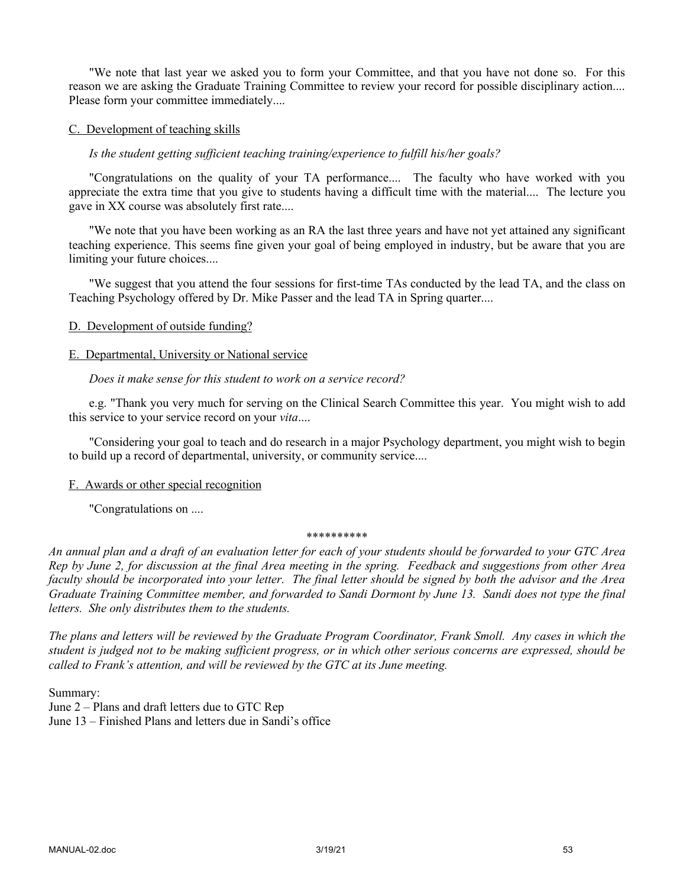"We note that last year we asked you to form your Committee, and that you have not done so. For this reason we are asking the Graduate Training Committee to review your record for possible disciplinary action.... Please form your committee immediately....

C. Development of teaching skills

*Is the student getting sufficient teaching training/experience to fulfill his/her goals?*

"Congratulations on the quality of your TA performance.... The faculty who have worked with you appreciate the extra time that you give to students having a difficult time with the material.... The lecture you gave in XX course was absolutely first rate....

"We note that you have been working as an RA the last three years and have not yet attained any significant teaching experience. This seems fine given your goal of being employed in industry, but be aware that you are limiting your future choices....

"We suggest that you attend the four sessions for first-time TAs conducted by the lead TA, and the class on Teaching Psychology offered by Dr. Mike Passer and the lead TA in Spring quarter....

D. Development of outside funding?

E. Departmental, University or National service

*Does it make sense for this student to work on a service record?*

e.g. "Thank you very much for serving on the Clinical Search Committee this year. You might wish to add this service to your service record on your *vita*....

"Considering your goal to teach and do research in a major Psychology department, you might wish to begin to build up a record of departmental, university, or community service....

F. Awards or other special recognition

"Congratulations on ....

**********

*An annual plan and a draft of an evaluation letter for each of your students should be forwarded to your GTC Area Rep by June 2, for discussion at the final Area meeting in the spring. Feedback and suggestions from other Area faculty should be incorporated into your letter. The final letter should be signed by both the advisor and the Area Graduate Training Committee member, and forwarded to Sandi Dormont by June 13. Sandi does not type the final letters. She only distributes them to the students.*

*The plans and letters will be reviewed by the Graduate Program Coordinator, Frank Smoll. Any cases in which the student is judged not to be making sufficient progress, or in which other serious concerns are expressed, should be called to Frank's attention, and will be reviewed by the GTC at its June meeting.*

Summary:
June 2 – Plans and draft letters due to GTC Rep
June 13 – Finished Plans and letters due in Sandi's office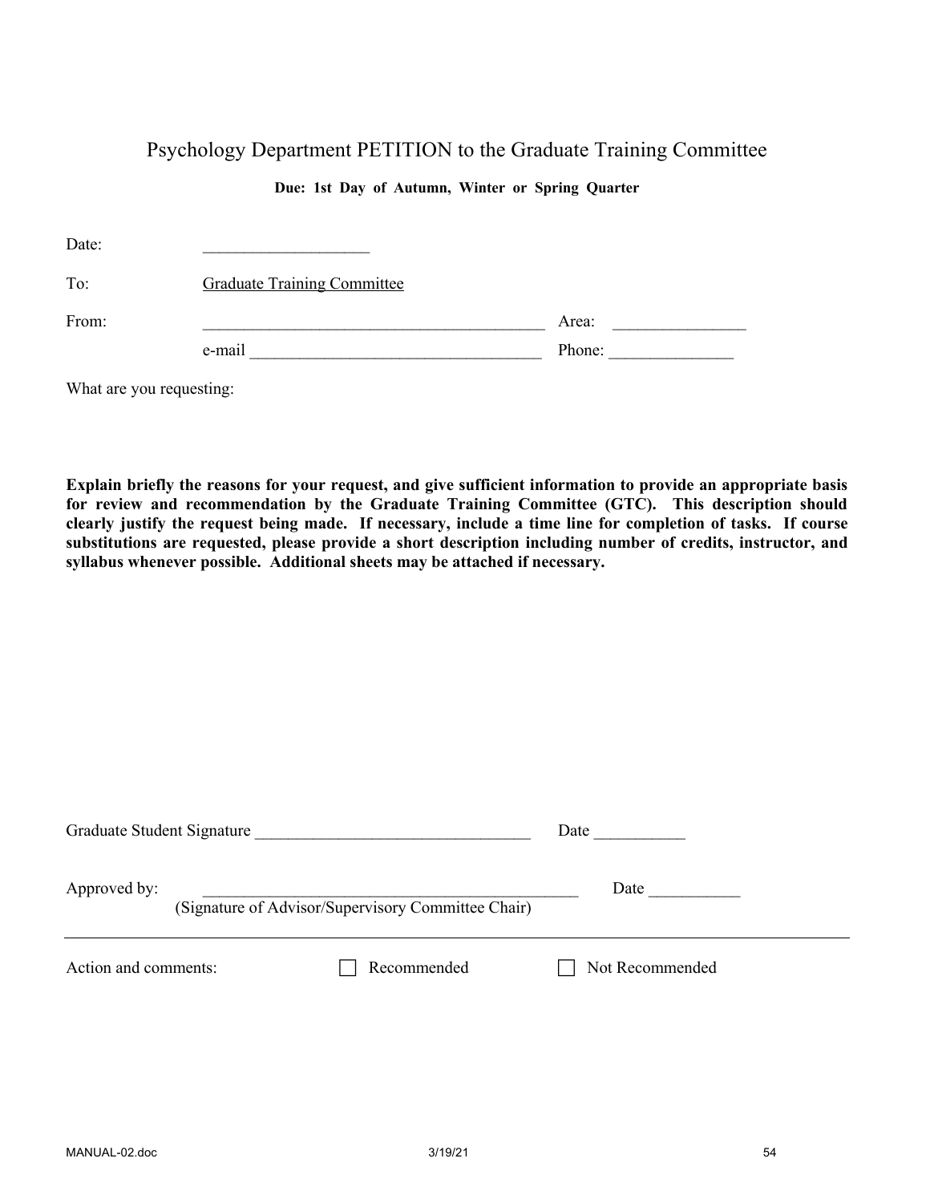# Psychology Department PETITION to the Graduate Training Committee

**Due: 1st Day of Autumn, Winter or Spring Quarter**

Date: ____________________

To: Graduate Training Committee

From: ___________________________________________ Area: ________________

e-mail ____________________________________ Phone: _______________

What are you requesting:

**Explain briefly the reasons for your request, and give sufficient information to provide an appropriate basis for review and recommendation by the Graduate Training Committee (GTC). This description should clearly justify the request being made. If necessary, include a time line for completion of tasks. If course substitutions are requested, please provide a short description including number of credits, instructor, and syllabus whenever possible. Additional sheets may be attached if necessary.**

Graduate Student Signature _________________________________ Date ___________

Approved by: _______________________________________________ Date ___________
(Signature of Advisor/Supervisory Committee Chair)

---

Action and comments: ☐ Recommended ☐ Not Recommended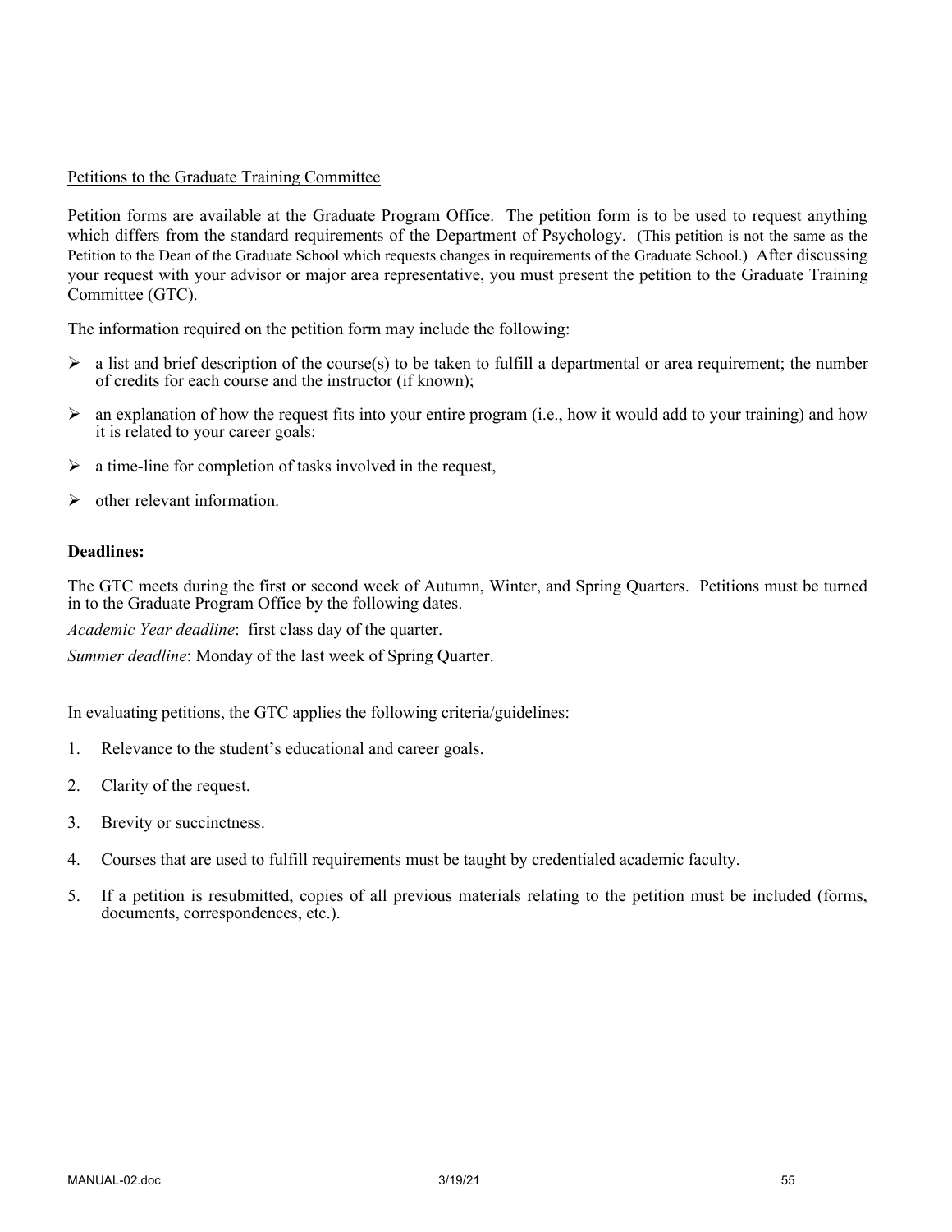Petitions to the Graduate Training Committee

Petition forms are available at the Graduate Program Office. The petition form is to be used to request anything which differs from the standard requirements of the Department of Psychology. (This petition is not the same as the Petition to the Dean of the Graduate School which requests changes in requirements of the Graduate School.) After discussing your request with your advisor or major area representative, you must present the petition to the Graduate Training Committee (GTC).

The information required on the petition form may include the following:

- a list and brief description of the course(s) to be taken to fulfill a departmental or area requirement; the number of credits for each course and the instructor (if known);
- an explanation of how the request fits into your entire program (i.e., how it would add to your training) and how it is related to your career goals:
- a time-line for completion of tasks involved in the request,
- other relevant information.

**Deadlines:**

The GTC meets during the first or second week of Autumn, Winter, and Spring Quarters. Petitions must be turned in to the Graduate Program Office by the following dates.

*Academic Year deadline*: first class day of the quarter.

*Summer deadline*: Monday of the last week of Spring Quarter.

In evaluating petitions, the GTC applies the following criteria/guidelines:

1. Relevance to the student's educational and career goals.
2. Clarity of the request.
3. Brevity or succinctness.
4. Courses that are used to fulfill requirements must be taught by credentialed academic faculty.
5. If a petition is resubmitted, copies of all previous materials relating to the petition must be included (forms, documents, correspondences, etc.).